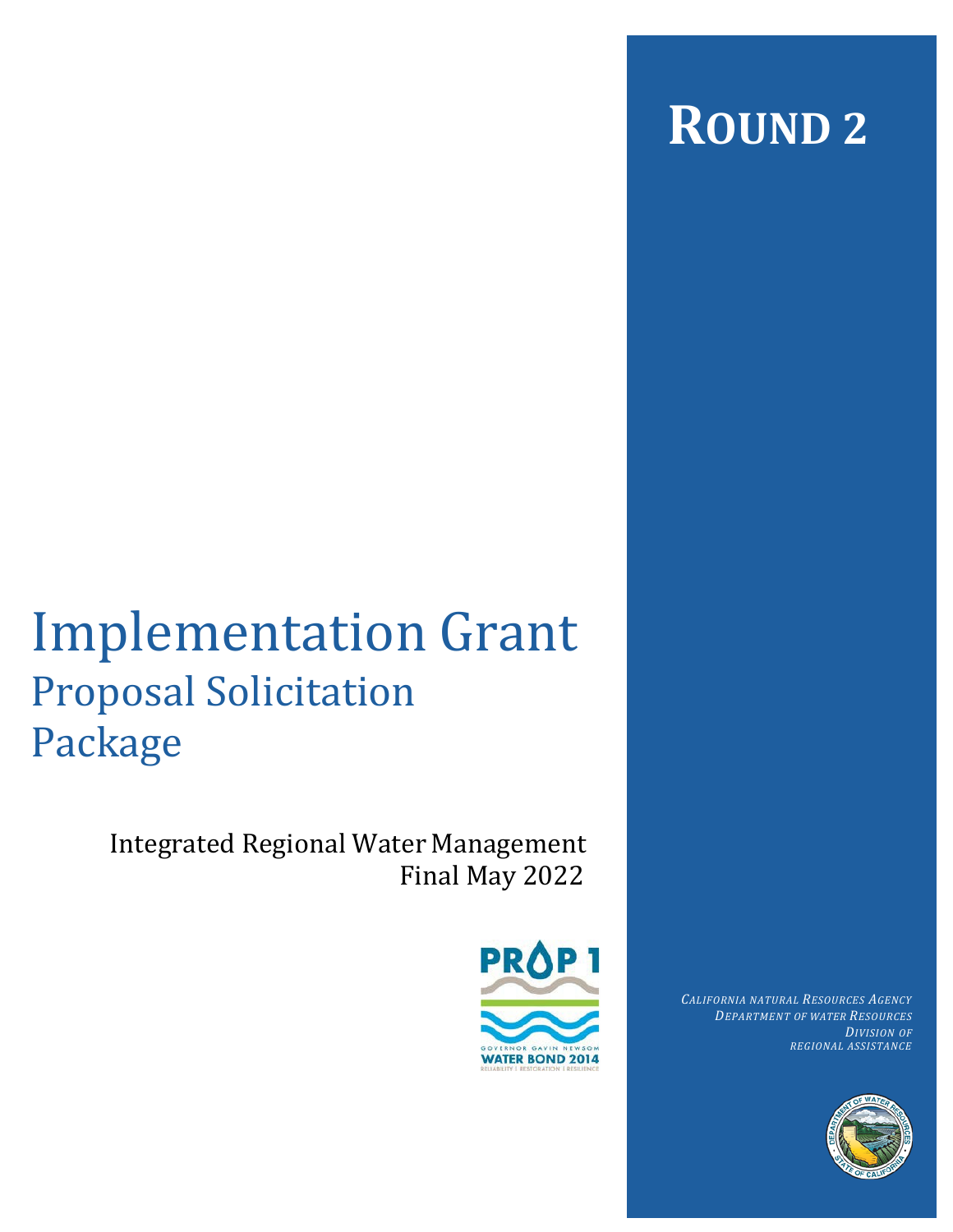# ROUND 2

# Implementation Grant

## Proposal Solicitation Package

Integrated Regional Water Management
Final May 2022

PROP 1
GOVERNOR GAVIN NEWSOM
WATER BOND 2014
RELIABILITY | RESTORATION | RESILIENCE

*CALIFORNIA NATURAL RESOURCES AGENCY*
*DEPARTMENT OF WATER RESOURCES*
*DIVISION OF*
*REGIONAL ASSISTANCE*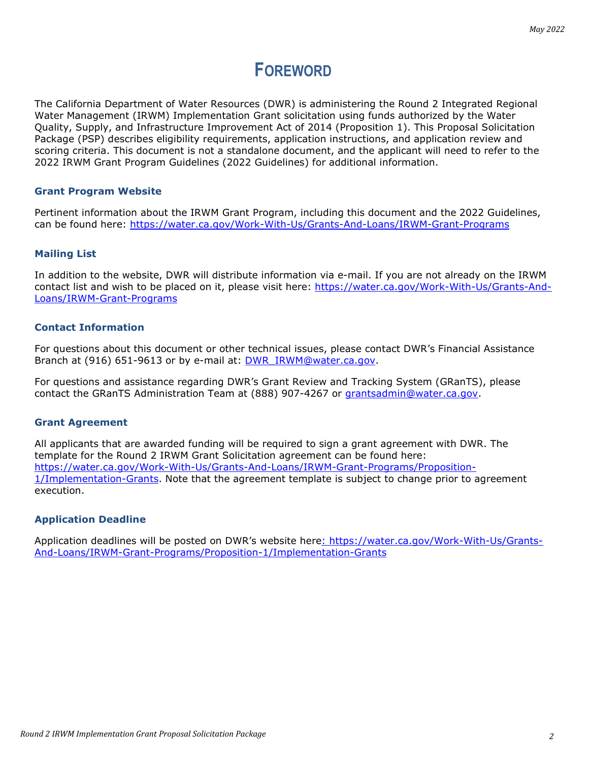# FOREWORD

The California Department of Water Resources (DWR) is administering the Round 2 Integrated Regional Water Management (IRWM) Implementation Grant solicitation using funds authorized by the Water Quality, Supply, and Infrastructure Improvement Act of 2014 (Proposition 1). This Proposal Solicitation Package (PSP) describes eligibility requirements, application instructions, and application review and scoring criteria. This document is not a standalone document, and the applicant will need to refer to the 2022 IRWM Grant Program Guidelines (2022 Guidelines) for additional information.

### Grant Program Website

Pertinent information about the IRWM Grant Program, including this document and the 2022 Guidelines, can be found here: https://water.ca.gov/Work-With-Us/Grants-And-Loans/IRWM-Grant-Programs

### Mailing List

In addition to the website, DWR will distribute information via e-mail. If you are not already on the IRWM contact list and wish to be placed on it, please visit here: https://water.ca.gov/Work-With-Us/Grants-And-Loans/IRWM-Grant-Programs

### Contact Information

For questions about this document or other technical issues, please contact DWR's Financial Assistance Branch at (916) 651-9613 or by e-mail at: DWR_IRWM@water.ca.gov.

For questions and assistance regarding DWR's Grant Review and Tracking System (GRanTS), please contact the GRanTS Administration Team at (888) 907-4267 or grantsadmin@water.ca.gov.

### Grant Agreement

All applicants that are awarded funding will be required to sign a grant agreement with DWR. The template for the Round 2 IRWM Grant Solicitation agreement can be found here: https://water.ca.gov/Work-With-Us/Grants-And-Loans/IRWM-Grant-Programs/Proposition-1/Implementation-Grants. Note that the agreement template is subject to change prior to agreement execution.

### Application Deadline

Application deadlines will be posted on DWR's website here: https://water.ca.gov/Work-With-Us/Grants-And-Loans/IRWM-Grant-Programs/Proposition-1/Implementation-Grants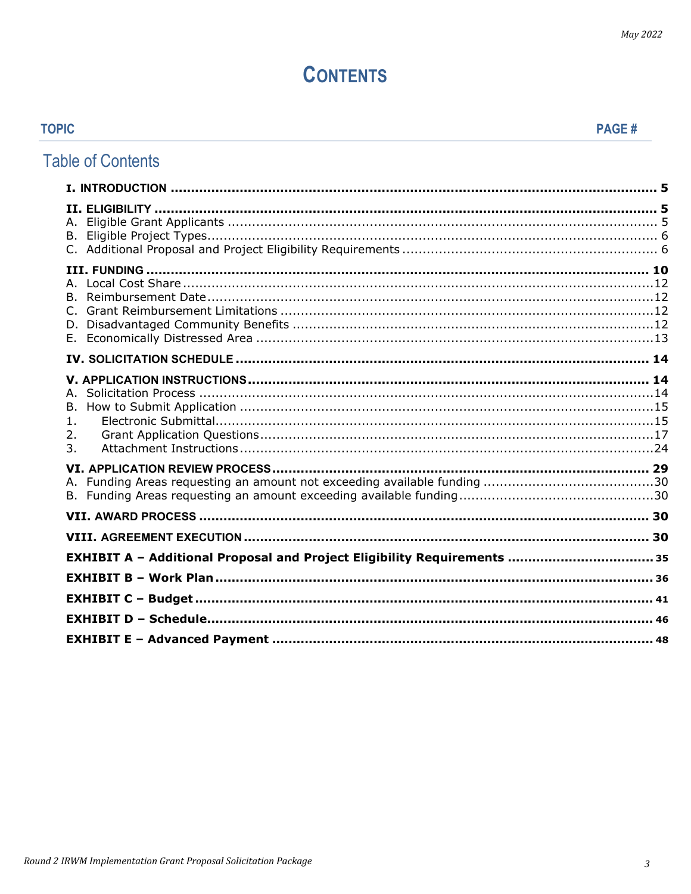# CONTENTS

| TOPIC | PAGE # |
|---|---|

## Table of Contents

| | |
|---|---|
| **I. INTRODUCTION** | **5** |
| **II. ELIGIBILITY** | **5** |
| A. Eligible Grant Applicants | 5 |
| B. Eligible Project Types | 6 |
| C. Additional Proposal and Project Eligibility Requirements | 6 |
| **III. FUNDING** | **10** |
| A. Local Cost Share | 12 |
| B. Reimbursement Date | 12 |
| C. Grant Reimbursement Limitations | 12 |
| D. Disadvantaged Community Benefits | 12 |
| E. Economically Distressed Area | 13 |
| **IV. SOLICITATION SCHEDULE** | **14** |
| **V. APPLICATION INSTRUCTIONS** | **14** |
| A. Solicitation Process | 14 |
| B. How to Submit Application | 15 |
| 1. Electronic Submittal | 15 |
| 2. Grant Application Questions | 17 |
| 3. Attachment Instructions | 24 |
| **VI. APPLICATION REVIEW PROCESS** | **29** |
| A. Funding Areas requesting an amount not exceeding available funding | 30 |
| B. Funding Areas requesting an amount exceeding available funding | 30 |
| **VII. AWARD PROCESS** | **30** |
| **VIII. AGREEMENT EXECUTION** | **30** |
| **EXHIBIT A – Additional Proposal and Project Eligibility Requirements** | **35** |
| **EXHIBIT B – Work Plan** | **36** |
| **EXHIBIT C – Budget** | **41** |
| **EXHIBIT D – Schedule** | **46** |
| **EXHIBIT E – Advanced Payment** | **48** |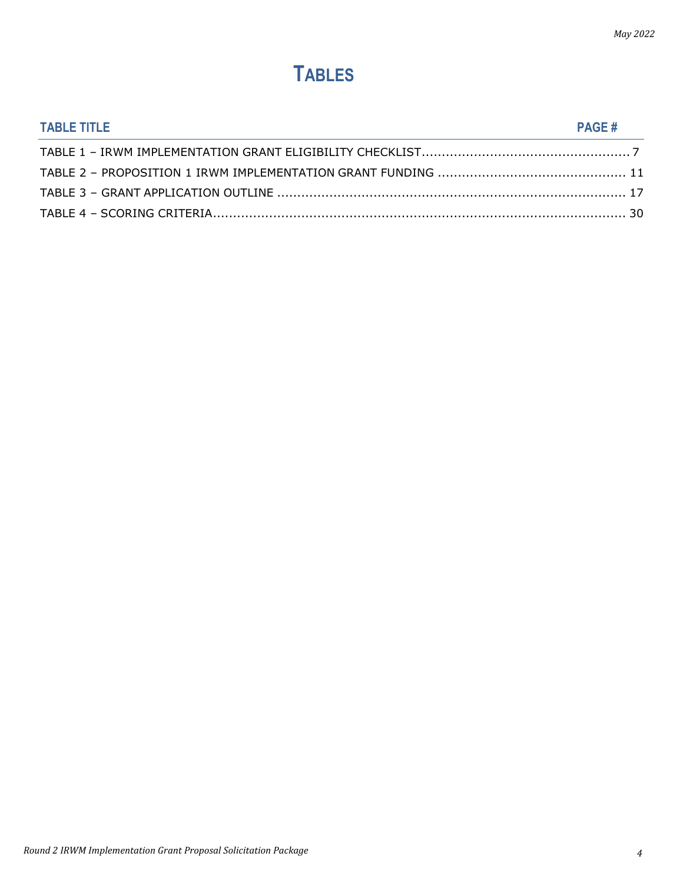# TABLES

| TABLE TITLE | PAGE # |
|---|---|
| TABLE 1 – IRWM IMPLEMENTATION GRANT ELIGIBILITY CHECKLIST | 7 |
| TABLE 2 – PROPOSITION 1 IRWM IMPLEMENTATION GRANT FUNDING | 11 |
| TABLE 3 – GRANT APPLICATION OUTLINE | 17 |
| TABLE 4 – SCORING CRITERIA | 30 |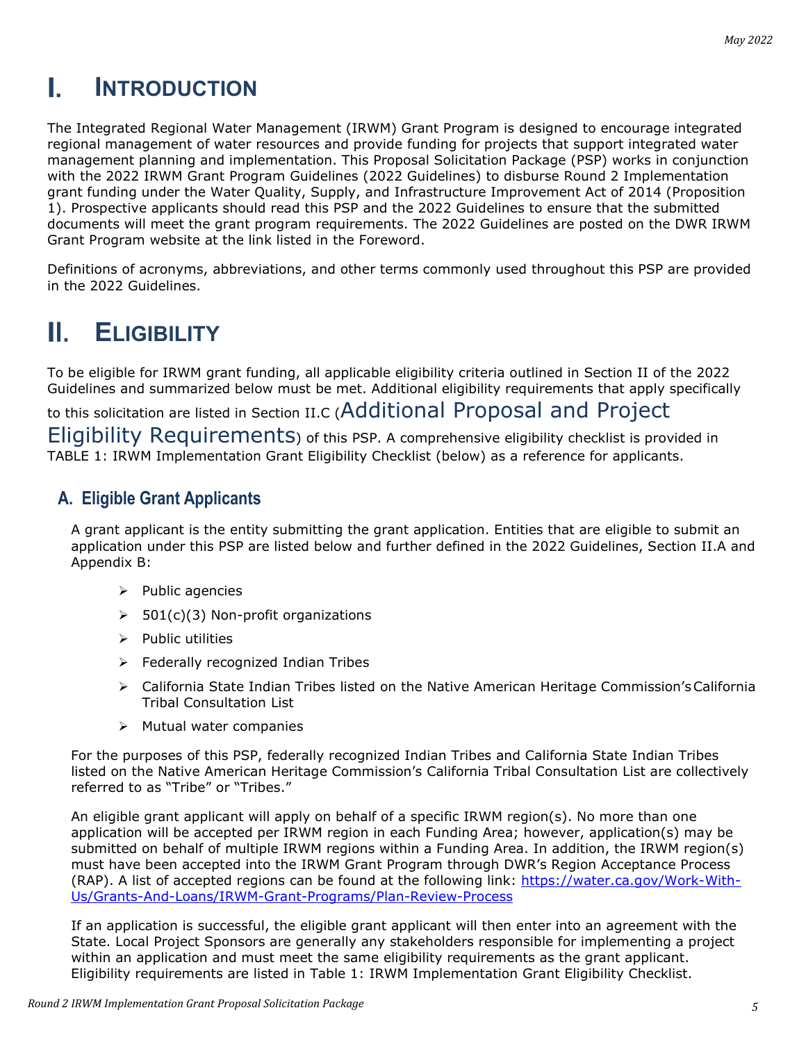# I. INTRODUCTION

The Integrated Regional Water Management (IRWM) Grant Program is designed to encourage integrated regional management of water resources and provide funding for projects that support integrated water management planning and implementation. This Proposal Solicitation Package (PSP) works in conjunction with the 2022 IRWM Grant Program Guidelines (2022 Guidelines) to disburse Round 2 Implementation grant funding under the Water Quality, Supply, and Infrastructure Improvement Act of 2014 (Proposition 1). Prospective applicants should read this PSP and the 2022 Guidelines to ensure that the submitted documents will meet the grant program requirements. The 2022 Guidelines are posted on the DWR IRWM Grant Program website at the link listed in the Foreword.

Definitions of acronyms, abbreviations, and other terms commonly used throughout this PSP are provided in the 2022 Guidelines.

# II. ELIGIBILITY

To be eligible for IRWM grant funding, all applicable eligibility criteria outlined in Section II of the 2022 Guidelines and summarized below must be met. Additional eligibility requirements that apply specifically to this solicitation are listed in Section II.C (Additional Proposal and Project Eligibility Requirements) of this PSP. A comprehensive eligibility checklist is provided in TABLE 1: IRWM Implementation Grant Eligibility Checklist (below) as a reference for applicants.

## A. Eligible Grant Applicants

A grant applicant is the entity submitting the grant application. Entities that are eligible to submit an application under this PSP are listed below and further defined in the 2022 Guidelines, Section II.A and Appendix B:

- Public agencies
- 501(c)(3) Non-profit organizations
- Public utilities
- Federally recognized Indian Tribes
- California State Indian Tribes listed on the Native American Heritage Commission's California Tribal Consultation List
- Mutual water companies

For the purposes of this PSP, federally recognized Indian Tribes and California State Indian Tribes listed on the Native American Heritage Commission's California Tribal Consultation List are collectively referred to as "Tribe" or "Tribes."

An eligible grant applicant will apply on behalf of a specific IRWM region(s). No more than one application will be accepted per IRWM region in each Funding Area; however, application(s) may be submitted on behalf of multiple IRWM regions within a Funding Area. In addition, the IRWM region(s) must have been accepted into the IRWM Grant Program through DWR's Region Acceptance Process (RAP). A list of accepted regions can be found at the following link: https://water.ca.gov/Work-With-Us/Grants-And-Loans/IRWM-Grant-Programs/Plan-Review-Process

If an application is successful, the eligible grant applicant will then enter into an agreement with the State. Local Project Sponsors are generally any stakeholders responsible for implementing a project within an application and must meet the same eligibility requirements as the grant applicant. Eligibility requirements are listed in Table 1: IRWM Implementation Grant Eligibility Checklist.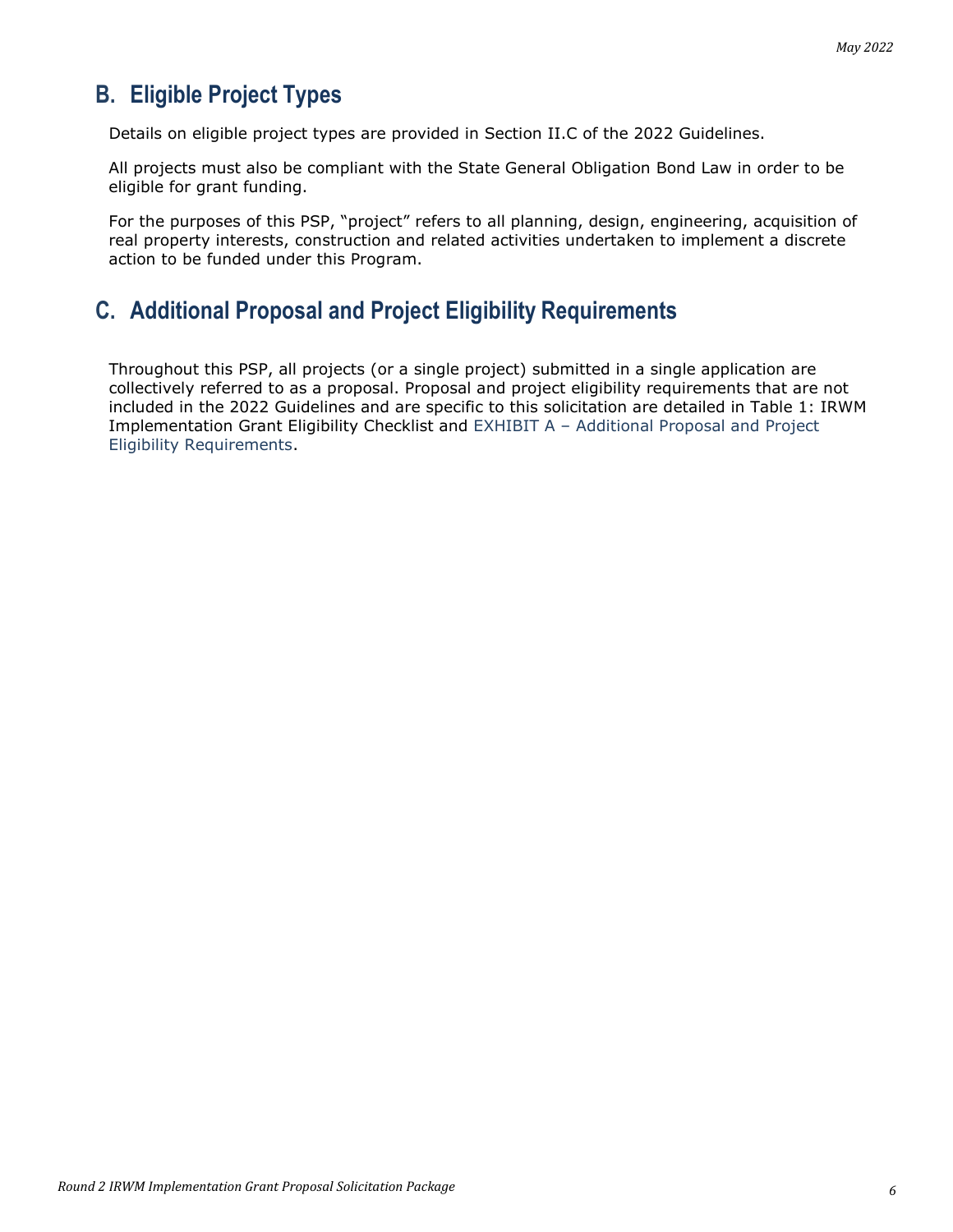## B. Eligible Project Types

Details on eligible project types are provided in Section II.C of the 2022 Guidelines.

All projects must also be compliant with the State General Obligation Bond Law in order to be eligible for grant funding.

For the purposes of this PSP, "project" refers to all planning, design, engineering, acquisition of real property interests, construction and related activities undertaken to implement a discrete action to be funded under this Program.

## C. Additional Proposal and Project Eligibility Requirements

Throughout this PSP, all projects (or a single project) submitted in a single application are collectively referred to as a proposal. Proposal and project eligibility requirements that are not included in the 2022 Guidelines and are specific to this solicitation are detailed in Table 1: IRWM Implementation Grant Eligibility Checklist and EXHIBIT A – Additional Proposal and Project Eligibility Requirements.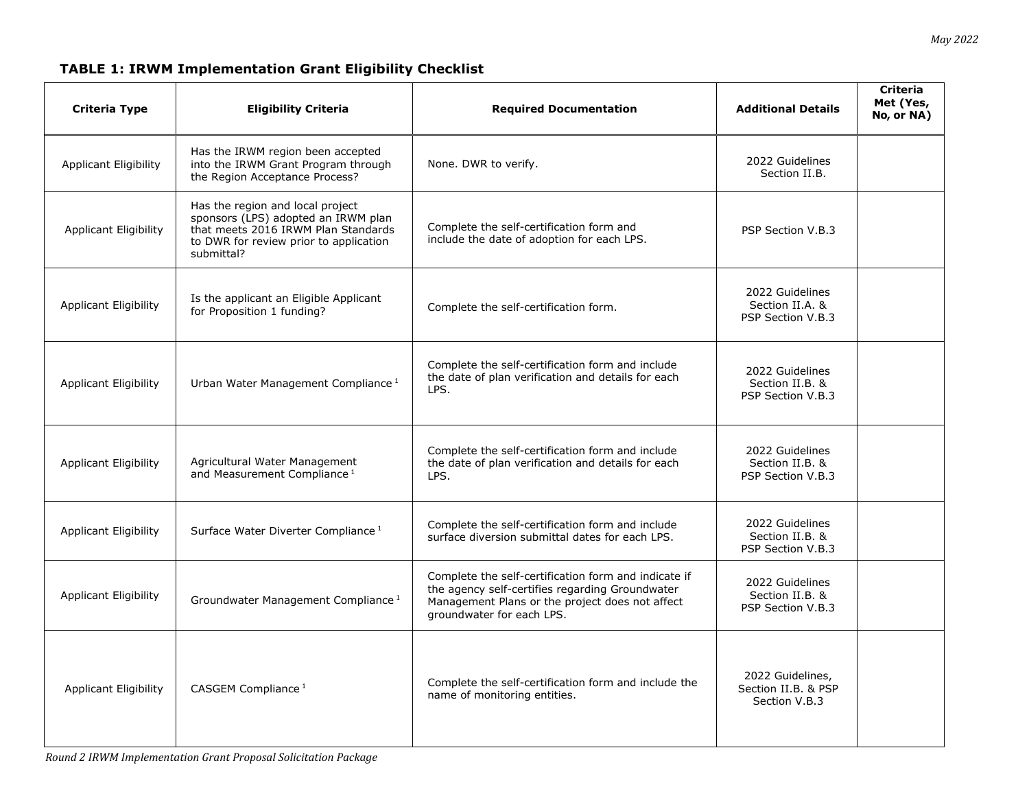**TABLE 1: IRWM Implementation Grant Eligibility Checklist**

| Criteria Type | Eligibility Criteria | Required Documentation | Additional Details | Criteria Met (Yes, No, or NA) |
|---|---|---|---|---|
| Applicant Eligibility | Has the IRWM region been accepted into the IRWM Grant Program through the Region Acceptance Process? | None. DWR to verify. | 2022 Guidelines Section II.B. | |
| Applicant Eligibility | Has the region and local project sponsors (LPS) adopted an IRWM plan that meets 2016 IRWM Plan Standards to DWR for review prior to application submittal? | Complete the self-certification form and include the date of adoption for each LPS. | PSP Section V.B.3 | |
| Applicant Eligibility | Is the applicant an Eligible Applicant for Proposition 1 funding? | Complete the self-certification form. | 2022 Guidelines Section II.A. & PSP Section V.B.3 | |
| Applicant Eligibility | Urban Water Management Compliance [1] | Complete the self-certification form and include the date of plan verification and details for each LPS. | 2022 Guidelines Section II.B. & PSP Section V.B.3 | |
| Applicant Eligibility | Agricultural Water Management and Measurement Compliance [1] | Complete the self-certification form and include the date of plan verification and details for each LPS. | 2022 Guidelines Section II.B. & PSP Section V.B.3 | |
| Applicant Eligibility | Surface Water Diverter Compliance [1] | Complete the self-certification form and include surface diversion submittal dates for each LPS. | 2022 Guidelines Section II.B. & PSP Section V.B.3 | |
| Applicant Eligibility | Groundwater Management Compliance [1] | Complete the self-certification form and indicate if the agency self-certifies regarding Groundwater Management Plans or the project does not affect groundwater for each LPS. | 2022 Guidelines Section II.B. & PSP Section V.B.3 | |
| Applicant Eligibility | CASGEM Compliance [1] | Complete the self-certification form and include the name of monitoring entities. | 2022 Guidelines, Section II.B. & PSP Section V.B.3 | |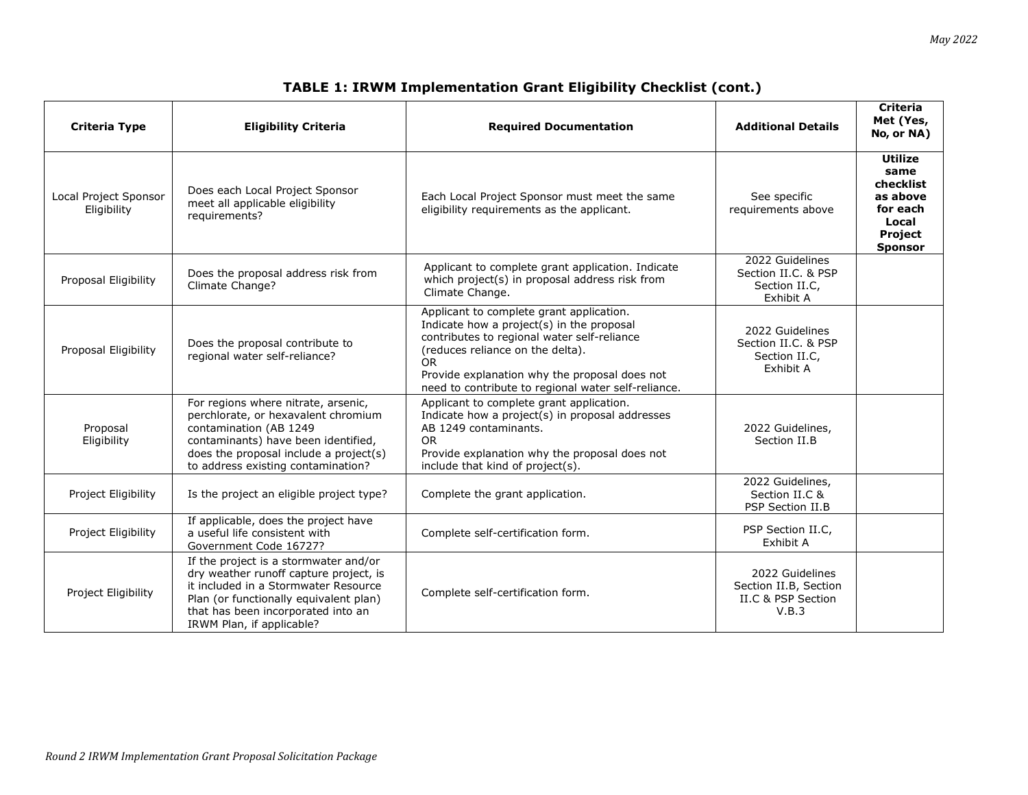## TABLE 1: IRWM Implementation Grant Eligibility Checklist (cont.)

| Criteria Type | Eligibility Criteria | Required Documentation | Additional Details | Criteria Met (Yes, No, or NA) |
|---|---|---|---|---|
| Local Project Sponsor Eligibility | Does each Local Project Sponsor meet all applicable eligibility requirements? | Each Local Project Sponsor must meet the same eligibility requirements as the applicant. | See specific requirements above | **Utilize same checklist as above for each Local Project Sponsor** |
| Proposal Eligibility | Does the proposal address risk from Climate Change? | Applicant to complete grant application. Indicate which project(s) in proposal address risk from Climate Change. | 2022 Guidelines Section II.C. & PSP Section II.C, Exhibit A | |
| Proposal Eligibility | Does the proposal contribute to regional water self-reliance? | Applicant to complete grant application. Indicate how a project(s) in the proposal contributes to regional water self-reliance (reduces reliance on the delta).<br>OR<br>Provide explanation why the proposal does not need to contribute to regional water self-reliance. | 2022 Guidelines Section II.C. & PSP Section II.C, Exhibit A | |
| Proposal Eligibility | For regions where nitrate, arsenic, perchlorate, or hexavalent chromium contamination (AB 1249 contaminants) have been identified, does the proposal include a project(s) to address existing contamination? | Applicant to complete grant application. Indicate how a project(s) in proposal addresses AB 1249 contaminants.<br>OR<br>Provide explanation why the proposal does not include that kind of project(s). | 2022 Guidelines, Section II.B | |
| Project Eligibility | Is the project an eligible project type? | Complete the grant application. | 2022 Guidelines, Section II.C & PSP Section II.B | |
| Project Eligibility | If applicable, does the project have a useful life consistent with Government Code 16727? | Complete self-certification form. | PSP Section II.C, Exhibit A | |
| Project Eligibility | If the project is a stormwater and/or dry weather runoff capture project, is it included in a Stormwater Resource Plan (or functionally equivalent plan) that has been incorporated into an IRWM Plan, if applicable? | Complete self-certification form. | 2022 Guidelines Section II.B, Section II.C & PSP Section V.B.3 | |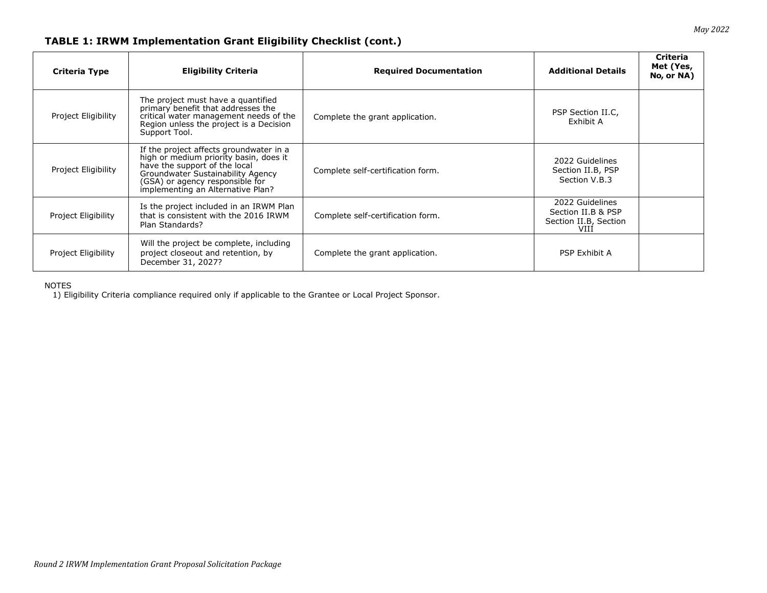### TABLE 1: IRWM Implementation Grant Eligibility Checklist (cont.)

| Criteria Type | Eligibility Criteria | Required Documentation | Additional Details | Criteria Met (Yes, No, or NA) |
|---|---|---|---|---|
| Project Eligibility | The project must have a quantified primary benefit that addresses the critical water management needs of the Region unless the project is a Decision Support Tool. | Complete the grant application. | PSP Section II.C, Exhibit A | |
| Project Eligibility | If the project affects groundwater in a high or medium priority basin, does it have the support of the local Groundwater Sustainability Agency (GSA) or agency responsible for implementing an Alternative Plan? | Complete self-certification form. | 2022 Guidelines Section II.B, PSP Section V.B.3 | |
| Project Eligibility | Is the project included in an IRWM Plan that is consistent with the 2016 IRWM Plan Standards? | Complete self-certification form. | 2022 Guidelines Section II.B & PSP Section II.B, Section VIII | |
| Project Eligibility | Will the project be complete, including project closeout and retention, by December 31, 2027? | Complete the grant application. | PSP Exhibit A | |

NOTES

1) Eligibility Criteria compliance required only if applicable to the Grantee or Local Project Sponsor.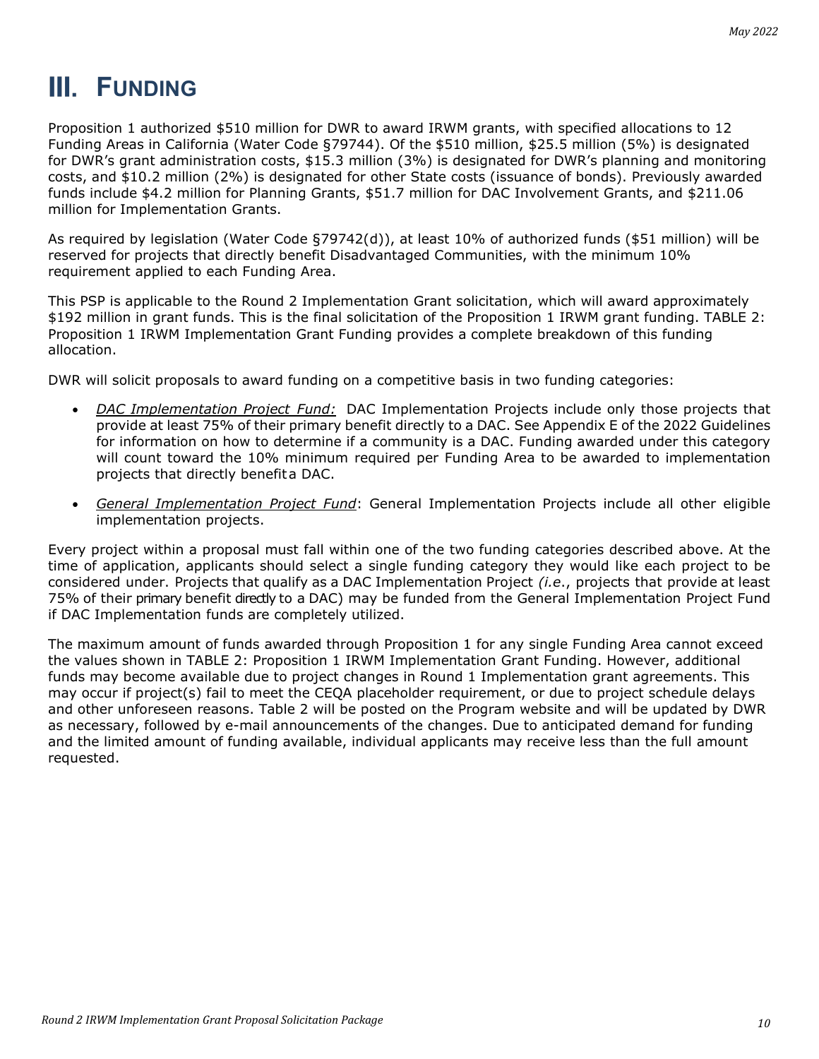# III. FUNDING

Proposition 1 authorized $510 million for DWR to award IRWM grants, with specified allocations to 12 Funding Areas in California (Water Code §79744). Of the $510 million, $25.5 million (5%) is designated for DWR's grant administration costs, $15.3 million (3%) is designated for DWR's planning and monitoring costs, and $10.2 million (2%) is designated for other State costs (issuance of bonds). Previously awarded funds include $4.2 million for Planning Grants, $51.7 million for DAC Involvement Grants, and $211.06 million for Implementation Grants.

As required by legislation (Water Code §79742(d)), at least 10% of authorized funds ($51 million) will be reserved for projects that directly benefit Disadvantaged Communities, with the minimum 10% requirement applied to each Funding Area.

This PSP is applicable to the Round 2 Implementation Grant solicitation, which will award approximately $192 million in grant funds. This is the final solicitation of the Proposition 1 IRWM grant funding. TABLE 2: Proposition 1 IRWM Implementation Grant Funding provides a complete breakdown of this funding allocation.

DWR will solicit proposals to award funding on a competitive basis in two funding categories:

- *DAC Implementation Project Fund:* DAC Implementation Projects include only those projects that provide at least 75% of their primary benefit directly to a DAC. See Appendix E of the 2022 Guidelines for information on how to determine if a community is a DAC. Funding awarded under this category will count toward the 10% minimum required per Funding Area to be awarded to implementation projects that directly benefit a DAC.
- *General Implementation Project Fund*: General Implementation Projects include all other eligible implementation projects.

Every project within a proposal must fall within one of the two funding categories described above. At the time of application, applicants should select a single funding category they would like each project to be considered under. Projects that qualify as a DAC Implementation Project *(i.e.*, projects that provide at least 75% of their primary benefit directly to a DAC) may be funded from the General Implementation Project Fund if DAC Implementation funds are completely utilized.

The maximum amount of funds awarded through Proposition 1 for any single Funding Area cannot exceed the values shown in TABLE 2: Proposition 1 IRWM Implementation Grant Funding. However, additional funds may become available due to project changes in Round 1 Implementation grant agreements. This may occur if project(s) fail to meet the CEQA placeholder requirement, or due to project schedule delays and other unforeseen reasons. Table 2 will be posted on the Program website and will be updated by DWR as necessary, followed by e-mail announcements of the changes. Due to anticipated demand for funding and the limited amount of funding available, individual applicants may receive less than the full amount requested.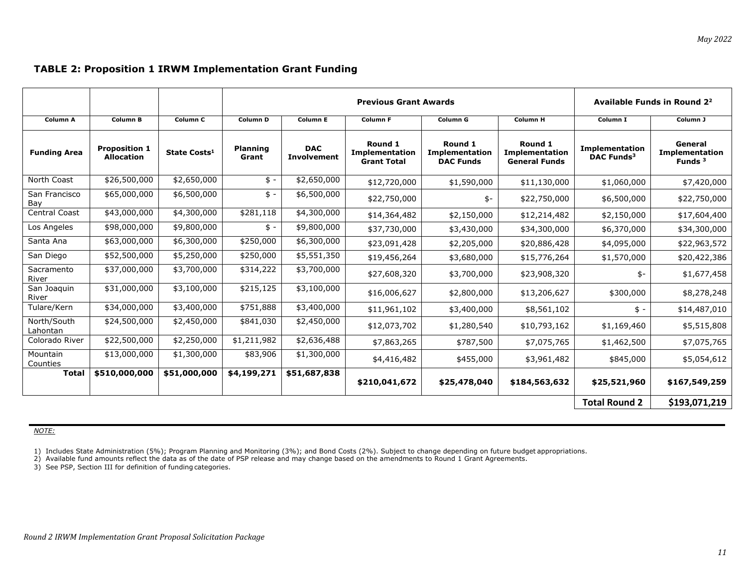### TABLE 2: Proposition 1 IRWM Implementation Grant Funding

| | | | Previous Grant Awards | | | | | Available Funds in Round 2[2] | |
|---|---|---|---|---|---|---|---|---|---|
| Column A | Column B | Column C | Column D | Column E | Column F | Column G | Column H | Column I | Column J |
| Funding Area | Proposition 1 Allocation | State Costs[1] | Planning Grant | DAC Involvement | Round 1 Implementation Grant Total | Round 1 Implementation DAC Funds | Round 1 Implementation General Funds | Implementation DAC Funds[3] | General Implementation Funds [3] |
| North Coast | $26,500,000 | $2,650,000 | $ - | $2,650,000 | $12,720,000 | $1,590,000 | $11,130,000 | $1,060,000 | $7,420,000 |
| San Francisco Bay | $65,000,000 | $6,500,000 | $ - | $6,500,000 | $22,750,000 | $- | $22,750,000 | $6,500,000 | $22,750,000 |
| Central Coast | $43,000,000 | $4,300,000 | $281,118 | $4,300,000 | $14,364,482 | $2,150,000 | $12,214,482 | $2,150,000 | $17,604,400 |
| Los Angeles | $98,000,000 | $9,800,000 | $ - | $9,800,000 | $37,730,000 | $3,430,000 | $34,300,000 | $6,370,000 | $34,300,000 |
| Santa Ana | $63,000,000 | $6,300,000 | $250,000 | $6,300,000 | $23,091,428 | $2,205,000 | $20,886,428 | $4,095,000 | $22,963,572 |
| San Diego | $52,500,000 | $5,250,000 | $250,000 | $5,551,350 | $19,456,264 | $3,680,000 | $15,776,264 | $1,570,000 | $20,422,386 |
| Sacramento River | $37,000,000 | $3,700,000 | $314,222 | $3,700,000 | $27,608,320 | $3,700,000 | $23,908,320 | $- | $1,677,458 |
| San Joaquin River | $31,000,000 | $3,100,000 | $215,125 | $3,100,000 | $16,006,627 | $2,800,000 | $13,206,627 | $300,000 | $8,278,248 |
| Tulare/Kern | $34,000,000 | $3,400,000 | $751,888 | $3,400,000 | $11,961,102 | $3,400,000 | $8,561,102 | $ - | $14,487,010 |
| North/South Lahontan | $24,500,000 | $2,450,000 | $841,030 | $2,450,000 | $12,073,702 | $1,280,540 | $10,793,162 | $1,169,460 | $5,515,808 |
| Colorado River | $22,500,000 | $2,250,000 | $1,211,982 | $2,636,488 | $7,863,265 | $787,500 | $7,075,765 | $1,462,500 | $7,075,765 |
| Mountain Counties | $13,000,000 | $1,300,000 | $83,906 | $1,300,000 | $4,416,482 | $455,000 | $3,961,482 | $845,000 | $5,054,612 |
| **Total** | **$510,000,000** | **$51,000,000** | **$4,199,271** | **$51,687,838** | **$210,041,672** | **$25,478,040** | **$184,563,632** | **$25,521,960** | **$167,549,259** |
| | | | | | | | | **Total Round 2** | **$193,071,219** |

*NOTE:*

1) Includes State Administration (5%); Program Planning and Monitoring (3%); and Bond Costs (2%). Subject to change depending on future budget appropriations.
2) Available fund amounts reflect the data as of the date of PSP release and may change based on the amendments to Round 1 Grant Agreements.
3) See PSP, Section III for definition of funding categories.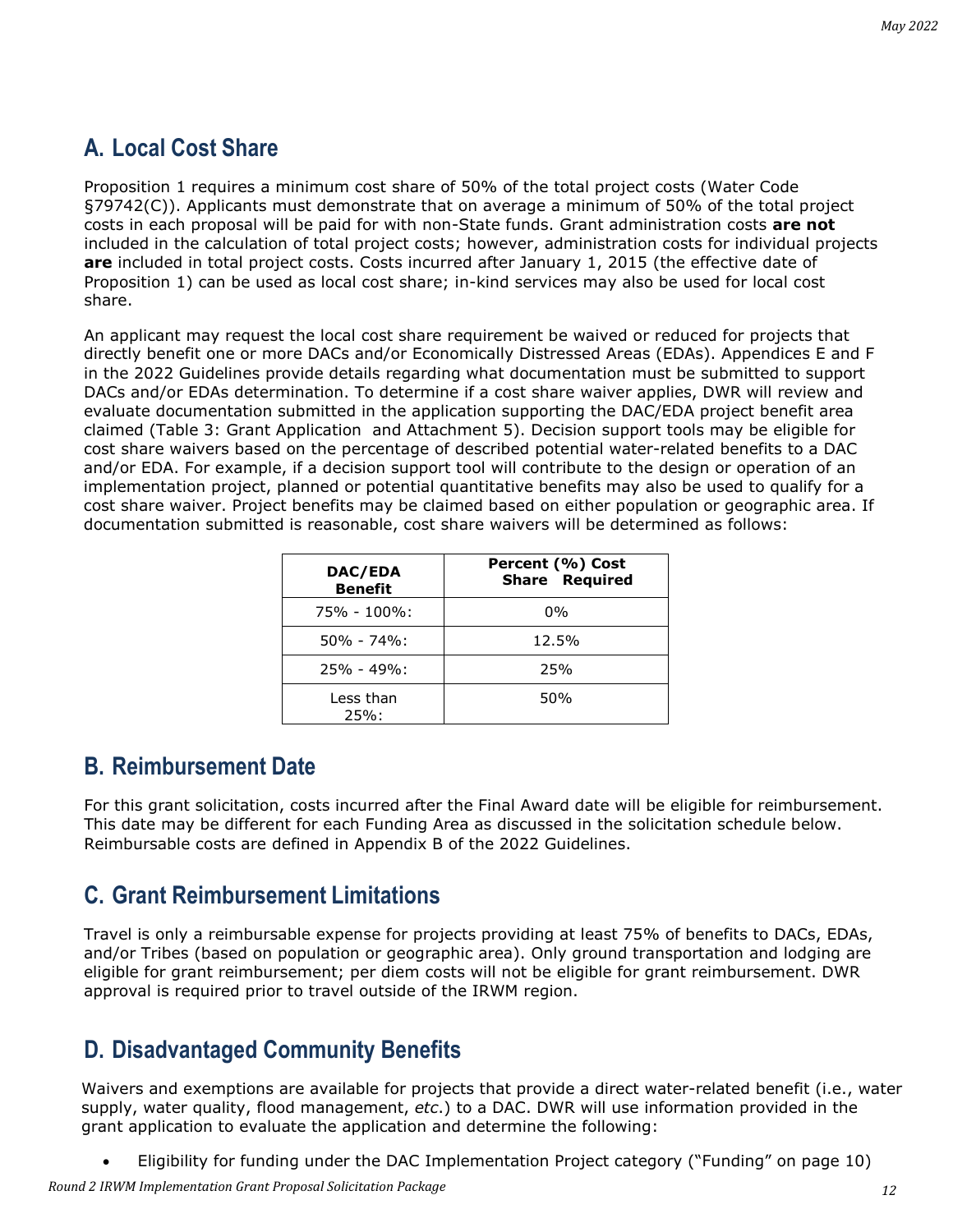## A. Local Cost Share

Proposition 1 requires a minimum cost share of 50% of the total project costs (Water Code §79742(C)). Applicants must demonstrate that on average a minimum of 50% of the total project costs in each proposal will be paid for with non-State funds. Grant administration costs **are not** included in the calculation of total project costs; however, administration costs for individual projects **are** included in total project costs. Costs incurred after January 1, 2015 (the effective date of Proposition 1) can be used as local cost share; in-kind services may also be used for local cost share.

An applicant may request the local cost share requirement be waived or reduced for projects that directly benefit one or more DACs and/or Economically Distressed Areas (EDAs). Appendices E and F in the 2022 Guidelines provide details regarding what documentation must be submitted to support DACs and/or EDAs determination. To determine if a cost share waiver applies, DWR will review and evaluate documentation submitted in the application supporting the DAC/EDA project benefit area claimed (Table 3: Grant Application and Attachment 5). Decision support tools may be eligible for cost share waivers based on the percentage of described potential water-related benefits to a DAC and/or EDA. For example, if a decision support tool will contribute to the design or operation of an implementation project, planned or potential quantitative benefits may also be used to qualify for a cost share waiver. Project benefits may be claimed based on either population or geographic area. If documentation submitted is reasonable, cost share waivers will be determined as follows:

| DAC/EDA Benefit | Percent (%) Cost Share Required |
|---|---|
| 75% - 100%: | 0% |
| 50% - 74%: | 12.5% |
| 25% - 49%: | 25% |
| Less than 25%: | 50% |

## B. Reimbursement Date

For this grant solicitation, costs incurred after the Final Award date will be eligible for reimbursement. This date may be different for each Funding Area as discussed in the solicitation schedule below. Reimbursable costs are defined in Appendix B of the 2022 Guidelines.

## C. Grant Reimbursement Limitations

Travel is only a reimbursable expense for projects providing at least 75% of benefits to DACs, EDAs, and/or Tribes (based on population or geographic area). Only ground transportation and lodging are eligible for grant reimbursement; per diem costs will not be eligible for grant reimbursement. DWR approval is required prior to travel outside of the IRWM region.

## D. Disadvantaged Community Benefits

Waivers and exemptions are available for projects that provide a direct water-related benefit (i.e., water supply, water quality, flood management, *etc.*) to a DAC. DWR will use information provided in the grant application to evaluate the application and determine the following:

- Eligibility for funding under the DAC Implementation Project category ("Funding" on page 10)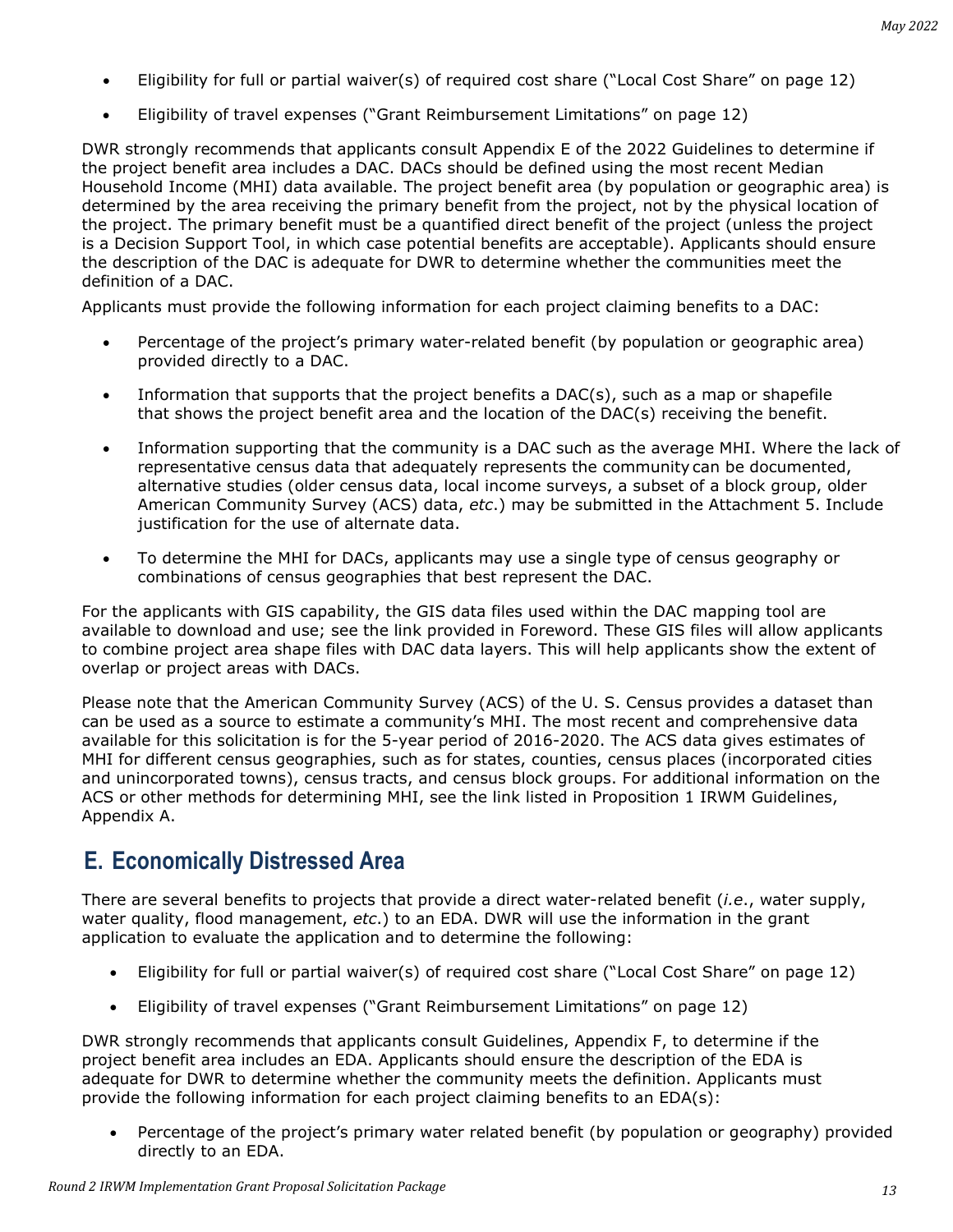- Eligibility for full or partial waiver(s) of required cost share ("Local Cost Share" on page 12)
- Eligibility of travel expenses ("Grant Reimbursement Limitations" on page 12)

DWR strongly recommends that applicants consult Appendix E of the 2022 Guidelines to determine if the project benefit area includes a DAC. DACs should be defined using the most recent Median Household Income (MHI) data available. The project benefit area (by population or geographic area) is determined by the area receiving the primary benefit from the project, not by the physical location of the project. The primary benefit must be a quantified direct benefit of the project (unless the project is a Decision Support Tool, in which case potential benefits are acceptable). Applicants should ensure the description of the DAC is adequate for DWR to determine whether the communities meet the definition of a DAC.

Applicants must provide the following information for each project claiming benefits to a DAC:

- Percentage of the project's primary water-related benefit (by population or geographic area) provided directly to a DAC.
- Information that supports that the project benefits a DAC(s), such as a map or shapefile that shows the project benefit area and the location of the DAC(s) receiving the benefit.
- Information supporting that the community is a DAC such as the average MHI. Where the lack of representative census data that adequately represents the community can be documented, alternative studies (older census data, local income surveys, a subset of a block group, older American Community Survey (ACS) data, *etc*.) may be submitted in the Attachment 5. Include justification for the use of alternate data.
- To determine the MHI for DACs, applicants may use a single type of census geography or combinations of census geographies that best represent the DAC.

For the applicants with GIS capability, the GIS data files used within the DAC mapping tool are available to download and use; see the link provided in Foreword. These GIS files will allow applicants to combine project area shape files with DAC data layers. This will help applicants show the extent of overlap or project areas with DACs.

Please note that the American Community Survey (ACS) of the U. S. Census provides a dataset than can be used as a source to estimate a community's MHI. The most recent and comprehensive data available for this solicitation is for the 5-year period of 2016-2020. The ACS data gives estimates of MHI for different census geographies, such as for states, counties, census places (incorporated cities and unincorporated towns), census tracts, and census block groups. For additional information on the ACS or other methods for determining MHI, see the link listed in Proposition 1 IRWM Guidelines, Appendix A.

## E. Economically Distressed Area

There are several benefits to projects that provide a direct water-related benefit (*i.e.*, water supply, water quality, flood management, *etc*.) to an EDA. DWR will use the information in the grant application to evaluate the application and to determine the following:

- Eligibility for full or partial waiver(s) of required cost share ("Local Cost Share" on page 12)
- Eligibility of travel expenses ("Grant Reimbursement Limitations" on page 12)

DWR strongly recommends that applicants consult Guidelines, Appendix F, to determine if the project benefit area includes an EDA. Applicants should ensure the description of the EDA is adequate for DWR to determine whether the community meets the definition. Applicants must provide the following information for each project claiming benefits to an EDA(s):

- Percentage of the project's primary water related benefit (by population or geography) provided directly to an EDA.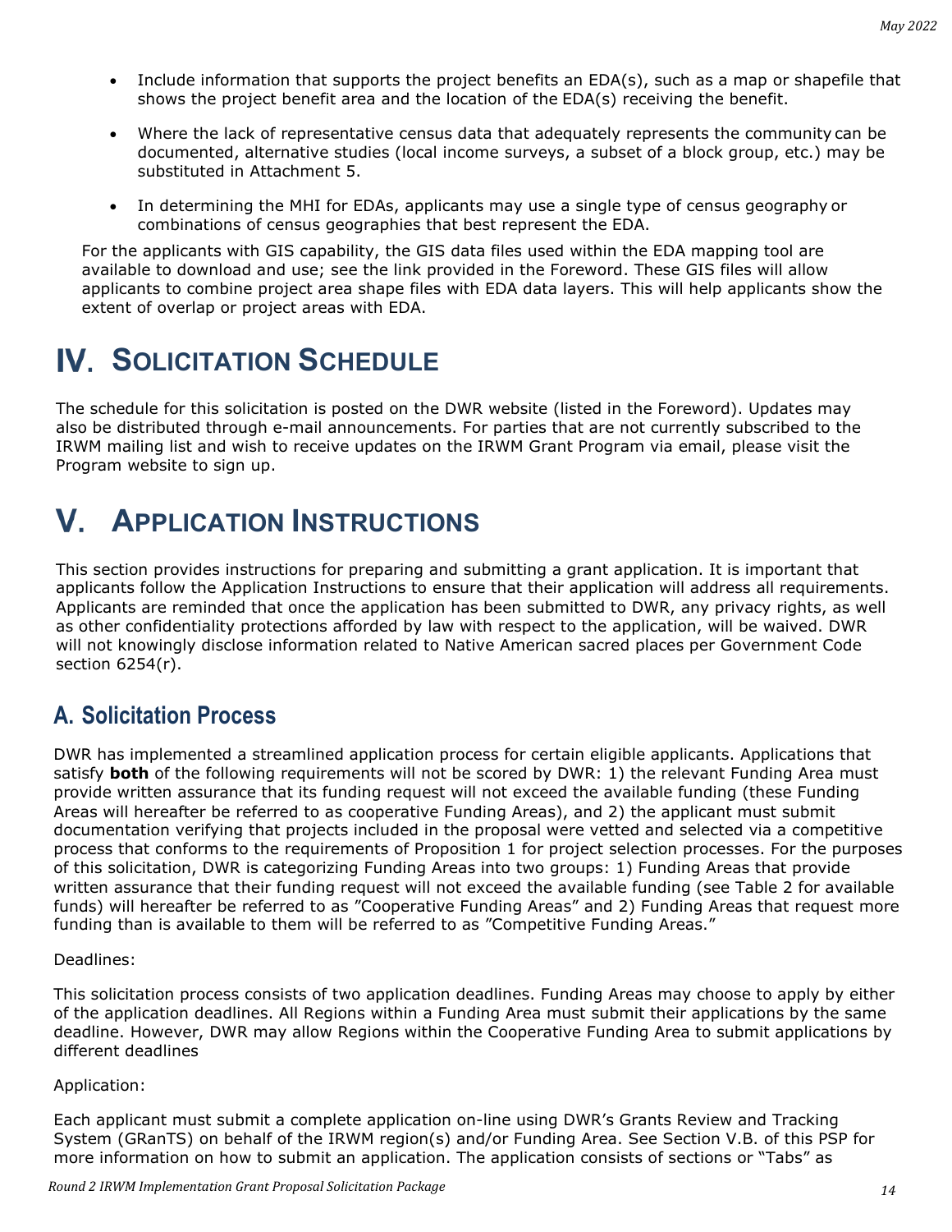- Include information that supports the project benefits an EDA(s), such as a map or shapefile that shows the project benefit area and the location of the EDA(s) receiving the benefit.
- Where the lack of representative census data that adequately represents the community can be documented, alternative studies (local income surveys, a subset of a block group, etc.) may be substituted in Attachment 5.
- In determining the MHI for EDAs, applicants may use a single type of census geography or combinations of census geographies that best represent the EDA.

For the applicants with GIS capability, the GIS data files used within the EDA mapping tool are available to download and use; see the link provided in the Foreword. These GIS files will allow applicants to combine project area shape files with EDA data layers. This will help applicants show the extent of overlap or project areas with EDA.

# IV. Solicitation Schedule

The schedule for this solicitation is posted on the DWR website (listed in the Foreword). Updates may also be distributed through e-mail announcements. For parties that are not currently subscribed to the IRWM mailing list and wish to receive updates on the IRWM Grant Program via email, please visit the Program website to sign up.

# V. Application Instructions

This section provides instructions for preparing and submitting a grant application. It is important that applicants follow the Application Instructions to ensure that their application will address all requirements. Applicants are reminded that once the application has been submitted to DWR, any privacy rights, as well as other confidentiality protections afforded by law with respect to the application, will be waived. DWR will not knowingly disclose information related to Native American sacred places per Government Code section 6254(r).

## A. Solicitation Process

DWR has implemented a streamlined application process for certain eligible applicants. Applications that satisfy **both** of the following requirements will not be scored by DWR: 1) the relevant Funding Area must provide written assurance that its funding request will not exceed the available funding (these Funding Areas will hereafter be referred to as cooperative Funding Areas), and 2) the applicant must submit documentation verifying that projects included in the proposal were vetted and selected via a competitive process that conforms to the requirements of Proposition 1 for project selection processes. For the purposes of this solicitation, DWR is categorizing Funding Areas into two groups: 1) Funding Areas that provide written assurance that their funding request will not exceed the available funding (see Table 2 for available funds) will hereafter be referred to as "Cooperative Funding Areas" and 2) Funding Areas that request more funding than is available to them will be referred to as "Competitive Funding Areas."

Deadlines:

This solicitation process consists of two application deadlines. Funding Areas may choose to apply by either of the application deadlines. All Regions within a Funding Area must submit their applications by the same deadline. However, DWR may allow Regions within the Cooperative Funding Area to submit applications by different deadlines

Application:

Each applicant must submit a complete application on-line using DWR's Grants Review and Tracking System (GRanTS) on behalf of the IRWM region(s) and/or Funding Area. See Section V.B. of this PSP for more information on how to submit an application. The application consists of sections or "Tabs" as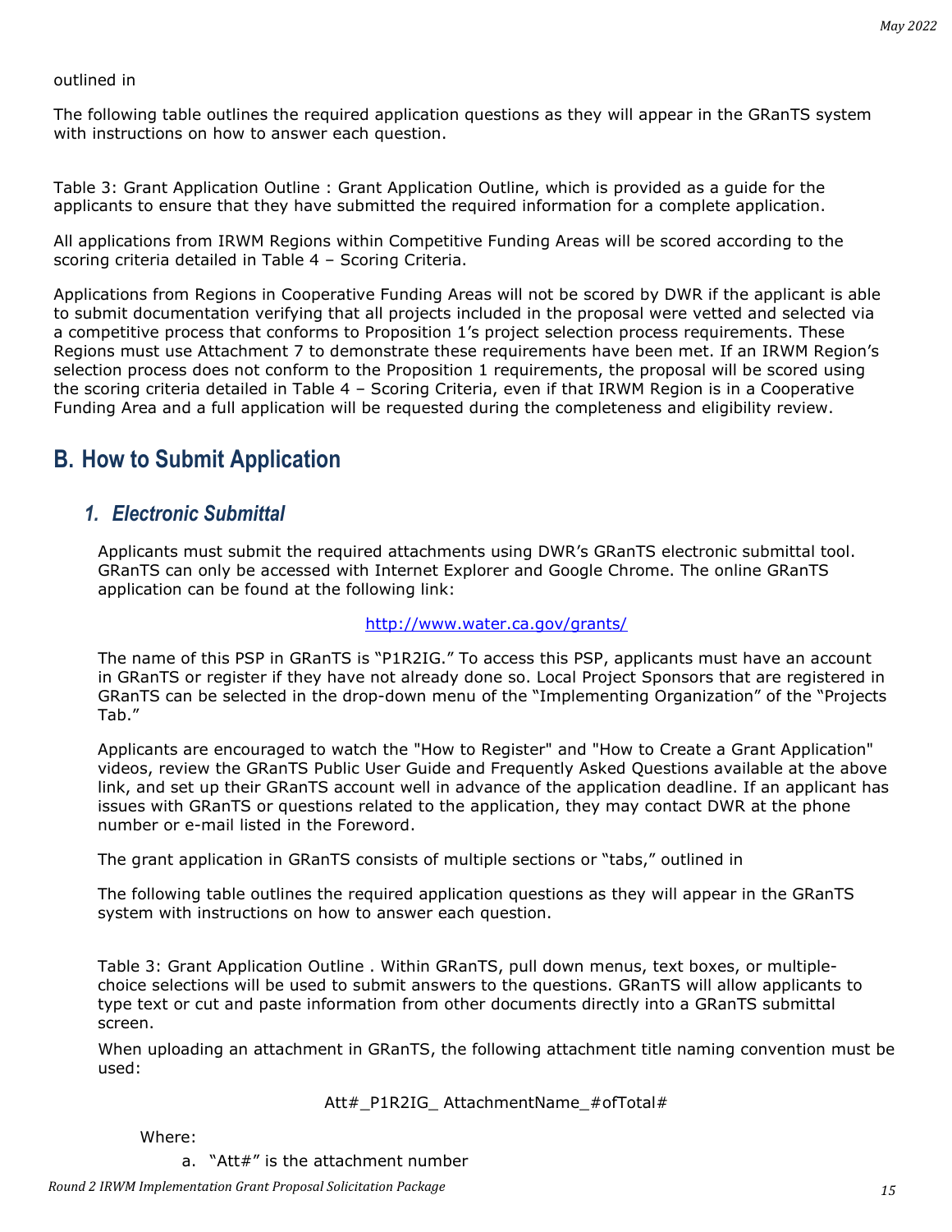outlined in

The following table outlines the required application questions as they will appear in the GRanTS system with instructions on how to answer each question.

Table 3: Grant Application Outline : Grant Application Outline, which is provided as a guide for the applicants to ensure that they have submitted the required information for a complete application.

All applications from IRWM Regions within Competitive Funding Areas will be scored according to the scoring criteria detailed in Table 4 – Scoring Criteria.

Applications from Regions in Cooperative Funding Areas will not be scored by DWR if the applicant is able to submit documentation verifying that all projects included in the proposal were vetted and selected via a competitive process that conforms to Proposition 1's project selection process requirements. These Regions must use Attachment 7 to demonstrate these requirements have been met. If an IRWM Region's selection process does not conform to the Proposition 1 requirements, the proposal will be scored using the scoring criteria detailed in Table 4 – Scoring Criteria, even if that IRWM Region is in a Cooperative Funding Area and a full application will be requested during the completeness and eligibility review.

## B. How to Submit Application

### *1. Electronic Submittal*

Applicants must submit the required attachments using DWR's GRanTS electronic submittal tool. GRanTS can only be accessed with Internet Explorer and Google Chrome. The online GRanTS application can be found at the following link:

http://www.water.ca.gov/grants/

The name of this PSP in GRanTS is "P1R2IG." To access this PSP, applicants must have an account in GRanTS or register if they have not already done so. Local Project Sponsors that are registered in GRanTS can be selected in the drop-down menu of the "Implementing Organization" of the "Projects Tab."

Applicants are encouraged to watch the "How to Register" and "How to Create a Grant Application" videos, review the GRanTS Public User Guide and Frequently Asked Questions available at the above link, and set up their GRanTS account well in advance of the application deadline. If an applicant has issues with GRanTS or questions related to the application, they may contact DWR at the phone number or e-mail listed in the Foreword.

The grant application in GRanTS consists of multiple sections or "tabs," outlined in

The following table outlines the required application questions as they will appear in the GRanTS system with instructions on how to answer each question.

Table 3: Grant Application Outline . Within GRanTS, pull down menus, text boxes, or multiple-choice selections will be used to submit answers to the questions. GRanTS will allow applicants to type text or cut and paste information from other documents directly into a GRanTS submittal screen.

When uploading an attachment in GRanTS, the following attachment title naming convention must be used:

Att#_P1R2IG_ AttachmentName_#ofTotal#

Where:

a. "Att#" is the attachment number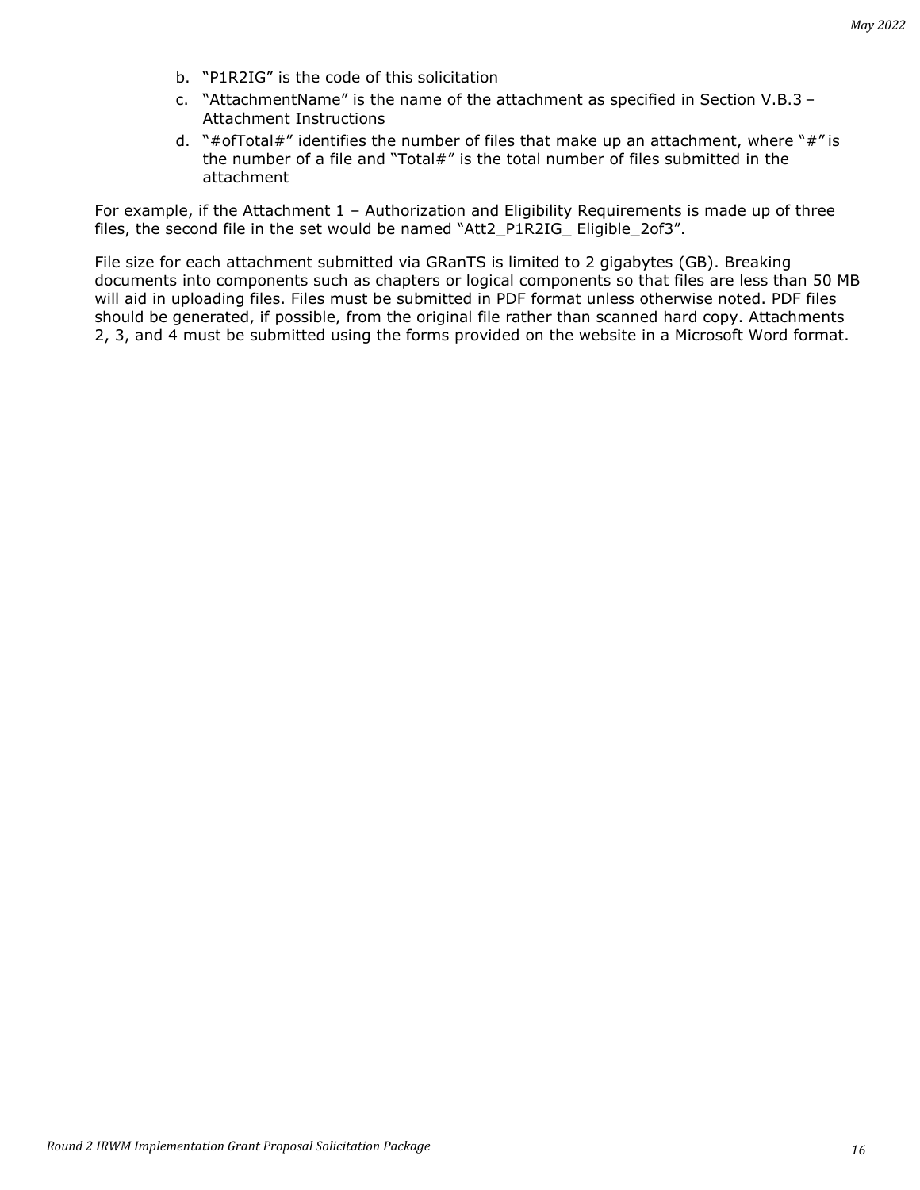b. "P1R2IG" is the code of this solicitation
c. "AttachmentName" is the name of the attachment as specified in Section V.B.3 – Attachment Instructions
d. "#ofTotal#" identifies the number of files that make up an attachment, where "#" is the number of a file and "Total#" is the total number of files submitted in the attachment

For example, if the Attachment 1 – Authorization and Eligibility Requirements is made up of three files, the second file in the set would be named "Att2_P1R2IG_ Eligible_2of3".

File size for each attachment submitted via GRanTS is limited to 2 gigabytes (GB). Breaking documents into components such as chapters or logical components so that files are less than 50 MB will aid in uploading files. Files must be submitted in PDF format unless otherwise noted. PDF files should be generated, if possible, from the original file rather than scanned hard copy. Attachments 2, 3, and 4 must be submitted using the forms provided on the website in a Microsoft Word format.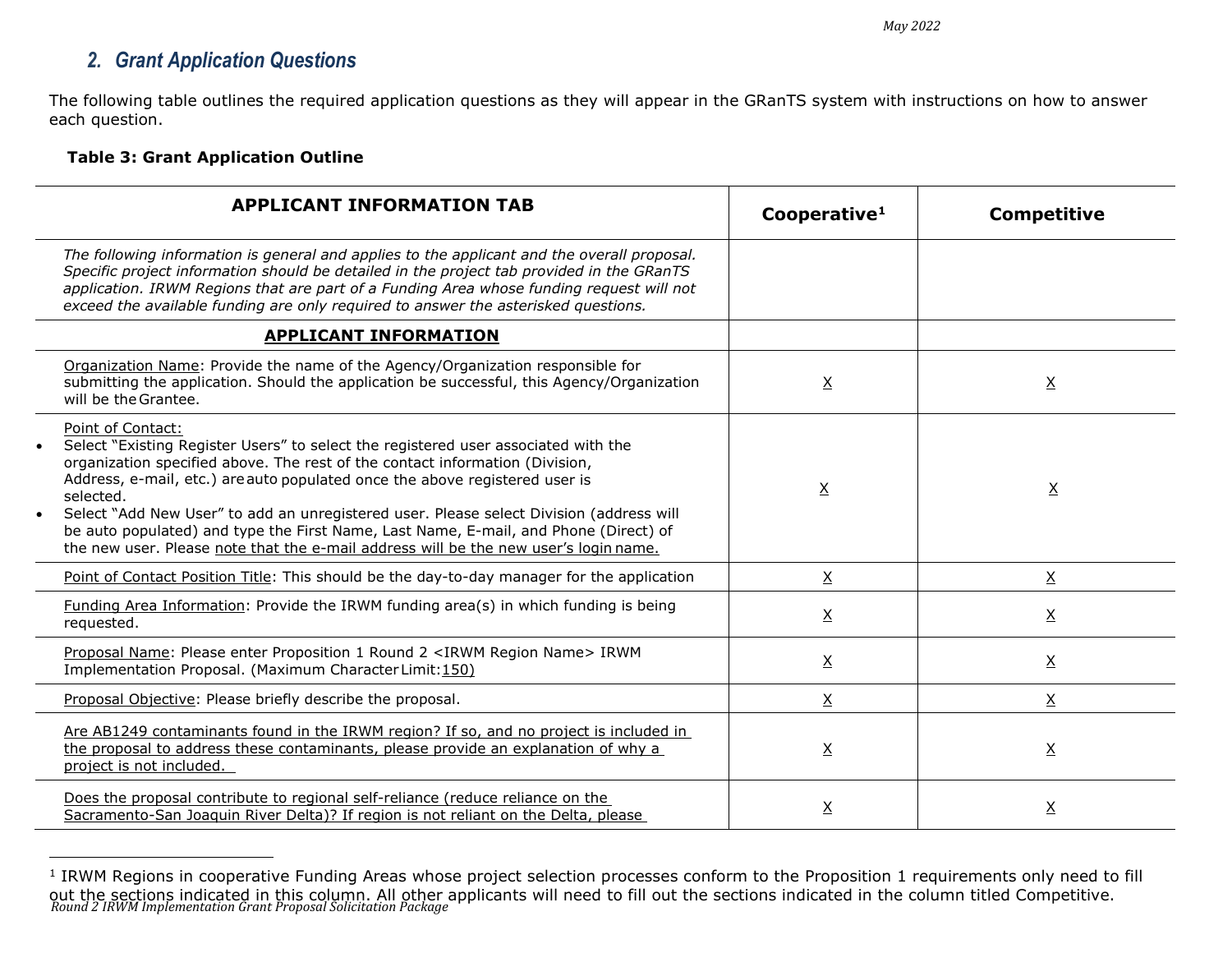## 2. Grant Application Questions

The following table outlines the required application questions as they will appear in the GRanTS system with instructions on how to answer each question.

**Table 3: Grant Application Outline**

| APPLICANT INFORMATION TAB | Cooperative[1] | Competitive |
|---|---|---|
| *The following information is general and applies to the applicant and the overall proposal. Specific project information should be detailed in the project tab provided in the GRanTS application. IRWM Regions that are part of a Funding Area whose funding request will not exceed the available funding are only required to answer the asterisked questions.* | | |
| **APPLICANT INFORMATION** | | |
| Organization Name: Provide the name of the Agency/Organization responsible for submitting the application. Should the application be successful, this Agency/Organization will be the Grantee. | X | X |
| Point of Contact: <br>• Select "Existing Register Users" to select the registered user associated with the organization specified above. The rest of the contact information (Division, Address, e-mail, etc.) are auto populated once the above registered user is selected. <br>• Select "Add New User" to add an unregistered user. Please select Division (address will be auto populated) and type the First Name, Last Name, E-mail, and Phone (Direct) of the new user. Please note that the e-mail address will be the new user's login name. | X | X |
| Point of Contact Position Title: This should be the day-to-day manager for the application | X | X |
| Funding Area Information: Provide the IRWM funding area(s) in which funding is being requested. | X | X |
| Proposal Name: Please enter Proposition 1 Round 2 <IRWM Region Name> IRWM Implementation Proposal. (Maximum Character Limit: 150) | X | X |
| Proposal Objective: Please briefly describe the proposal. | X | X |
| Are AB1249 contaminants found in the IRWM region? If so, and no project is included in the proposal to address these contaminants, please provide an explanation of why a project is not included. | X | X |
| Does the proposal contribute to regional self-reliance (reduce reliance on the Sacramento-San Joaquin River Delta)? If region is not reliant on the Delta, please | X | X |

[1] IRWM Regions in cooperative Funding Areas whose project selection processes conform to the Proposition 1 requirements only need to fill out the sections indicated in this column. All other applicants will need to fill out the sections indicated in the column titled Competitive.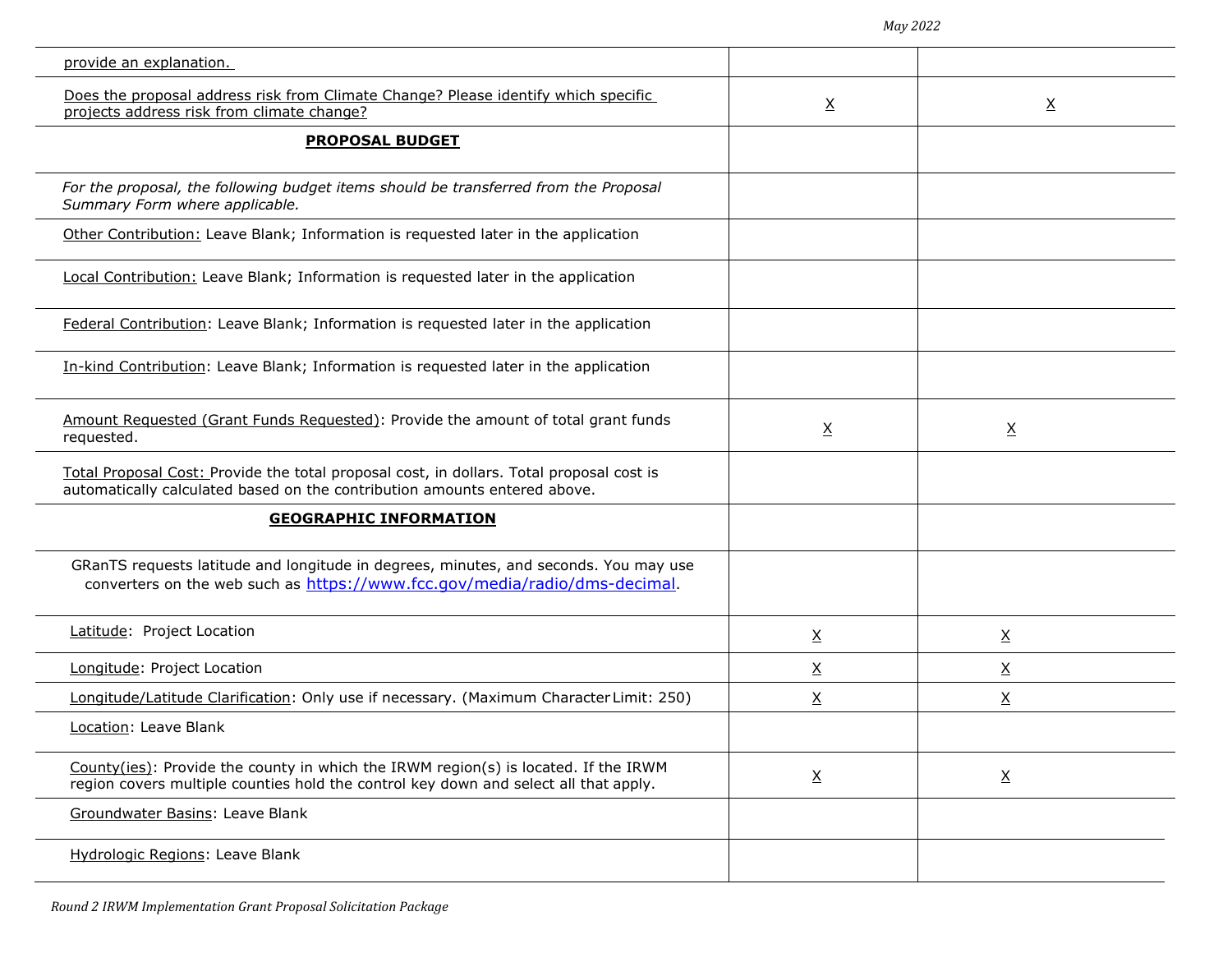| | | |
|---|---|---|
| provide an explanation. | | |
| Does the proposal address risk from Climate Change? Please identify which specific projects address risk from climate change? | X | X |
| **PROPOSAL BUDGET** | | |
| *For the proposal, the following budget items should be transferred from the Proposal Summary Form where applicable.* | | |
| Other Contribution: Leave Blank; Information is requested later in the application | | |
| Local Contribution: Leave Blank; Information is requested later in the application | | |
| Federal Contribution: Leave Blank; Information is requested later in the application | | |
| In-kind Contribution: Leave Blank; Information is requested later in the application | | |
| Amount Requested (Grant Funds Requested): Provide the amount of total grant funds requested. | X | X |
| Total Proposal Cost: Provide the total proposal cost, in dollars. Total proposal cost is automatically calculated based on the contribution amounts entered above. | | |
| **GEOGRAPHIC INFORMATION** | | |
| GRanTS requests latitude and longitude in degrees, minutes, and seconds. You may use converters on the web such as https://www.fcc.gov/media/radio/dms-decimal. | | |
| Latitude: Project Location | X | X |
| Longitude: Project Location | X | X |
| Longitude/Latitude Clarification: Only use if necessary. (Maximum Character Limit: 250) | X | X |
| Location: Leave Blank | | |
| County(ies): Provide the county in which the IRWM region(s) is located. If the IRWM region covers multiple counties hold the control key down and select all that apply. | X | X |
| Groundwater Basins: Leave Blank | | |
| Hydrologic Regions: Leave Blank | | |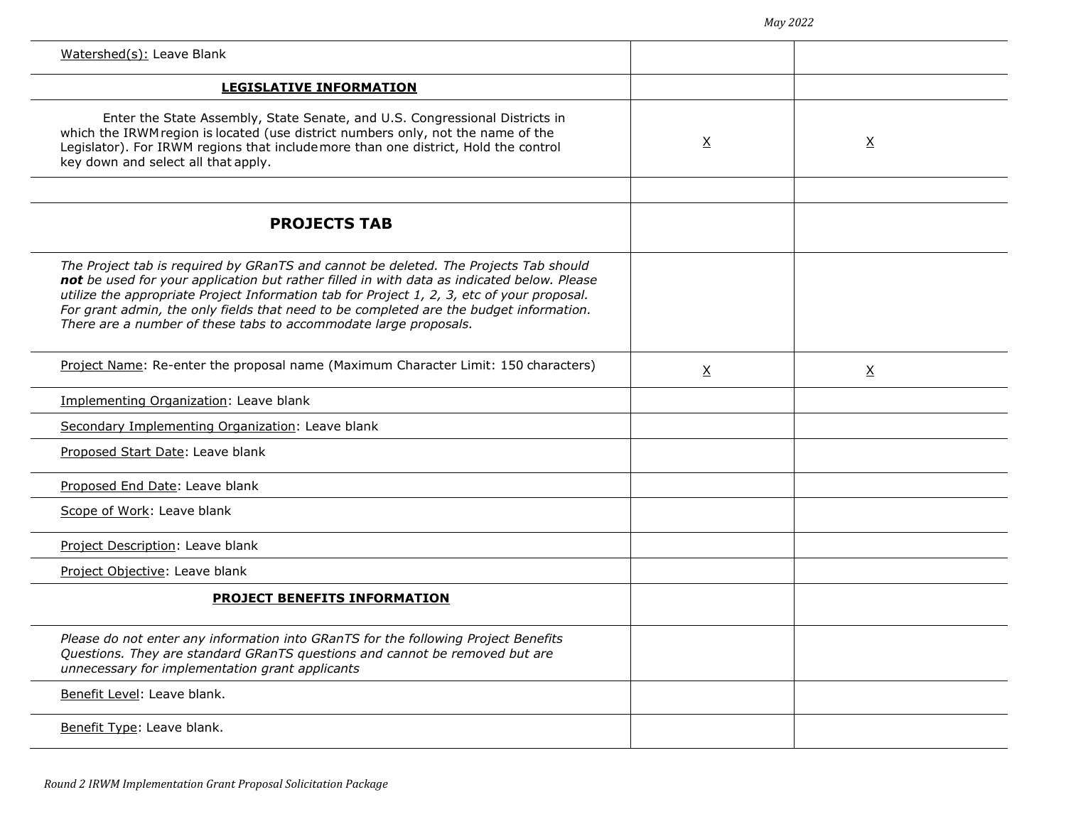| | | |
|---|---|---|
| Watershed(s): Leave Blank | | |
| **LEGISLATIVE INFORMATION** | | |
| Enter the State Assembly, State Senate, and U.S. Congressional Districts in which the IRWM region is located (use district numbers only, not the name of the Legislator). For IRWM regions that include more than one district, Hold the control key down and select all that apply. | X | X |
| | | |
| **PROJECTS TAB** | | |
| *The Project tab is required by GRanTS and cannot be deleted. The Projects Tab should **not** be used for your application but rather filled in with data as indicated below. Please utilize the appropriate Project Information tab for Project 1, 2, 3, etc of your proposal. For grant admin, the only fields that need to be completed are the budget information. There are a number of these tabs to accommodate large proposals.* | | |
| Project Name: Re-enter the proposal name (Maximum Character Limit: 150 characters) | X | X |
| Implementing Organization: Leave blank | | |
| Secondary Implementing Organization: Leave blank | | |
| Proposed Start Date: Leave blank | | |
| Proposed End Date: Leave blank | | |
| Scope of Work: Leave blank | | |
| Project Description: Leave blank | | |
| Project Objective: Leave blank | | |
| **PROJECT BENEFITS INFORMATION** | | |
| *Please do not enter any information into GRanTS for the following Project Benefits Questions. They are standard GRanTS questions and cannot be removed but are unnecessary for implementation grant applicants* | | |
| Benefit Level: Leave blank. | | |
| Benefit Type: Leave blank. | | |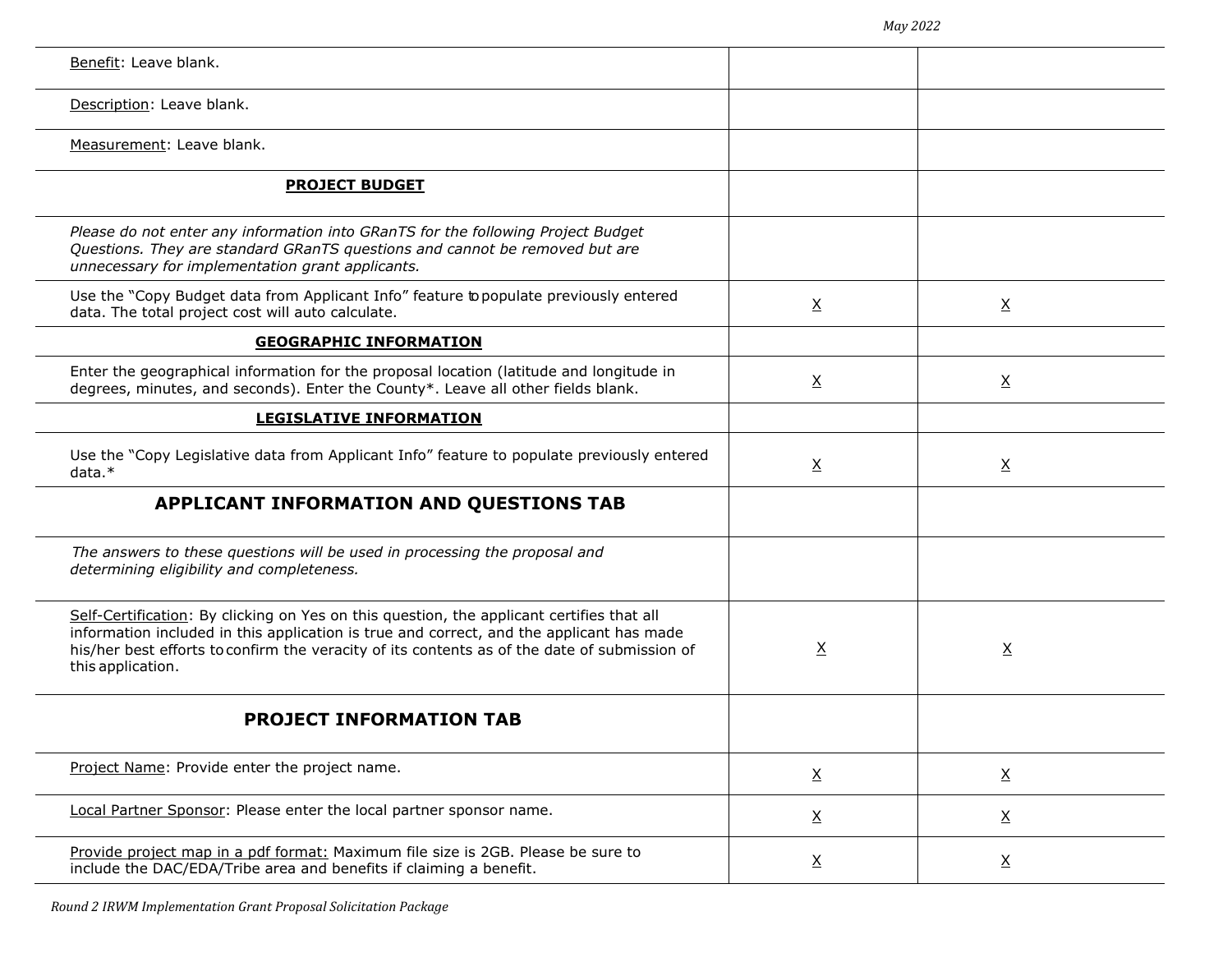| | | |
|---|---|---|
| Benefit: Leave blank. | | |
| Description: Leave blank. | | |
| Measurement: Leave blank. | | |
| **PROJECT BUDGET** | | |
| *Please do not enter any information into GRanTS for the following Project Budget Questions. They are standard GRanTS questions and cannot be removed but are unnecessary for implementation grant applicants.* | | |
| Use the "Copy Budget data from Applicant Info" feature to populate previously entered data. The total project cost will auto calculate. | X | X |
| **GEOGRAPHIC INFORMATION** | | |
| Enter the geographical information for the proposal location (latitude and longitude in degrees, minutes, and seconds). Enter the County*. Leave all other fields blank. | X | X |
| **LEGISLATIVE INFORMATION** | | |
| Use the "Copy Legislative data from Applicant Info" feature to populate previously entered data.* | X | X |
| **APPLICANT INFORMATION AND QUESTIONS TAB** | | |
| *The answers to these questions will be used in processing the proposal and determining eligibility and completeness.* | | |
| Self-Certification: By clicking on Yes on this question, the applicant certifies that all information included in this application is true and correct, and the applicant has made his/her best efforts to confirm the veracity of its contents as of the date of submission of this application. | X | X |
| **PROJECT INFORMATION TAB** | | |
| Project Name: Provide enter the project name. | X | X |
| Local Partner Sponsor: Please enter the local partner sponsor name. | X | X |
| Provide project map in a pdf format: Maximum file size is 2GB. Please be sure to include the DAC/EDA/Tribe area and benefits if claiming a benefit. | X | X |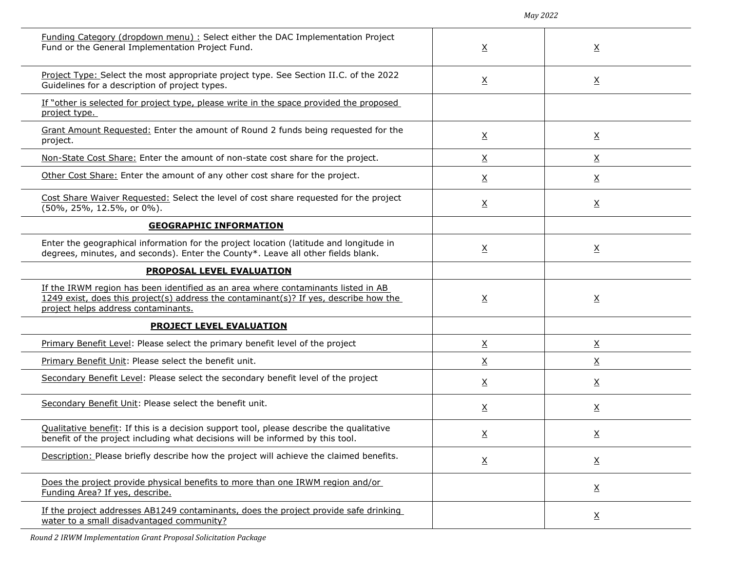| | | |
|---|---|---|
| Funding Category (dropdown menu) : Select either the DAC Implementation Project Fund or the General Implementation Project Fund. | X | X |
| Project Type: Select the most appropriate project type. See Section II.C. of the 2022 Guidelines for a description of project types. | X | X |
| If "other is selected for project type, please write in the space provided the proposed project type. | | |
| Grant Amount Requested: Enter the amount of Round 2 funds being requested for the project. | X | X |
| Non-State Cost Share: Enter the amount of non-state cost share for the project. | X | X |
| Other Cost Share: Enter the amount of any other cost share for the project. | X | X |
| Cost Share Waiver Requested: Select the level of cost share requested for the project (50%, 25%, 12.5%, or 0%). | X | X |
| **GEOGRAPHIC INFORMATION** | | |
| Enter the geographical information for the project location (latitude and longitude in degrees, minutes, and seconds). Enter the County*. Leave all other fields blank. | X | X |
| **PROPOSAL LEVEL EVALUATION** | | |
| If the IRWM region has been identified as an area where contaminants listed in AB 1249 exist, does this project(s) address the contaminant(s)? If yes, describe how the project helps address contaminants. | X | X |
| **PROJECT LEVEL EVALUATION** | | |
| Primary Benefit Level: Please select the primary benefit level of the project | X | X |
| Primary Benefit Unit: Please select the benefit unit. | X | X |
| Secondary Benefit Level: Please select the secondary benefit level of the project | X | X |
| Secondary Benefit Unit: Please select the benefit unit. | X | X |
| Qualitative benefit: If this is a decision support tool, please describe the qualitative benefit of the project including what decisions will be informed by this tool. | X | X |
| Description: Please briefly describe how the project will achieve the claimed benefits. | X | X |
| Does the project provide physical benefits to more than one IRWM region and/or Funding Area? If yes, describe. | | X |
| If the project addresses AB1249 contaminants, does the project provide safe drinking water to a small disadvantaged community? | | X |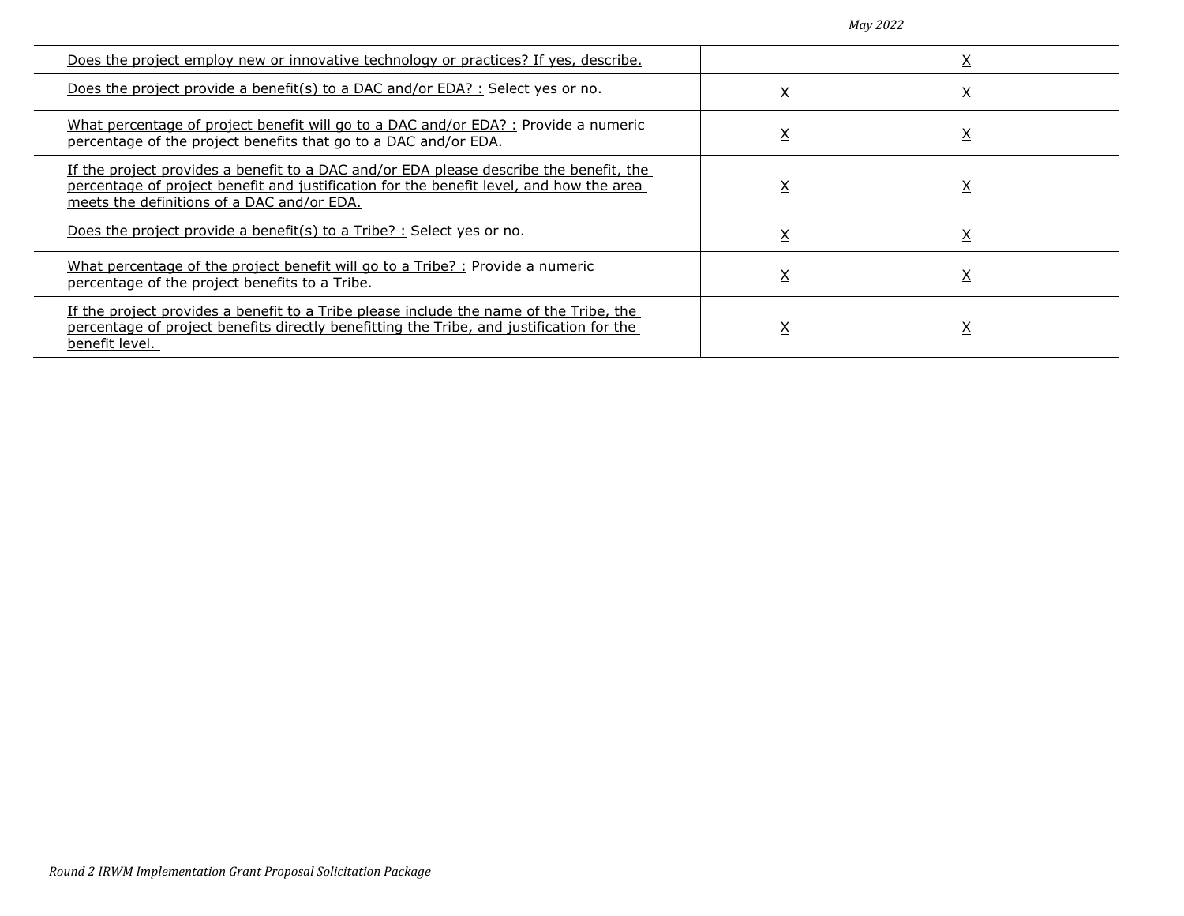| | | |
|---|---|---|
| Does the project employ new or innovative technology or practices? If yes, describe. | | X |
| Does the project provide a benefit(s) to a DAC and/or EDA? : Select yes or no. | X | X |
| What percentage of project benefit will go to a DAC and/or EDA? : Provide a numeric percentage of the project benefits that go to a DAC and/or EDA. | X | X |
| If the project provides a benefit to a DAC and/or EDA please describe the benefit, the percentage of project benefit and justification for the benefit level, and how the area meets the definitions of a DAC and/or EDA. | X | X |
| Does the project provide a benefit(s) to a Tribe? : Select yes or no. | X | X |
| What percentage of the project benefit will go to a Tribe? : Provide a numeric percentage of the project benefits to a Tribe. | X | X |
| If the project provides a benefit to a Tribe please include the name of the Tribe, the percentage of project benefits directly benefitting the Tribe, and justification for the benefit level. | X | X |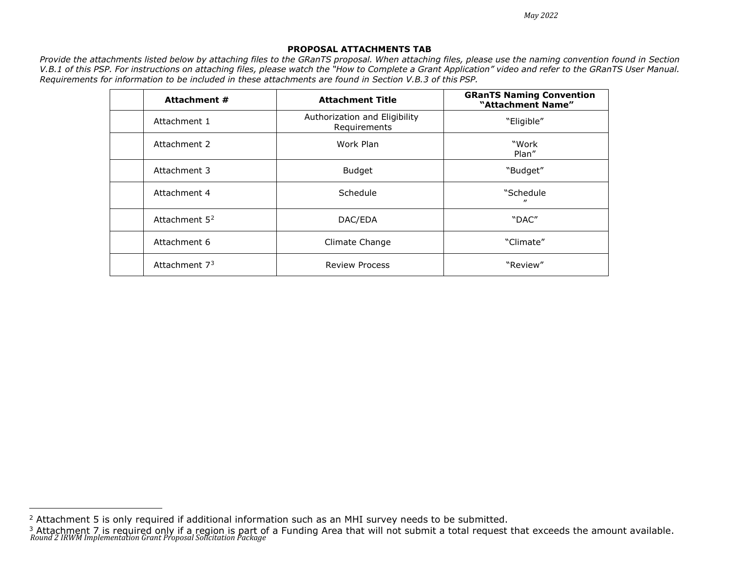### PROPOSAL ATTACHMENTS TAB

*Provide the attachments listed below by attaching files to the GRanTS proposal. When attaching files, please use the naming convention found in Section V.B.1 of this PSP. For instructions on attaching files, please watch the "How to Complete a Grant Application" video and refer to the GRanTS User Manual. Requirements for information to be included in these attachments are found in Section V.B.3 of this PSP.*

| | Attachment # | Attachment Title | GRanTS Naming Convention "Attachment Name" |
|---|---|---|---|
| | Attachment 1 | Authorization and Eligibility Requirements | "Eligible" |
| | Attachment 2 | Work Plan | "Work Plan" |
| | Attachment 3 | Budget | "Budget" |
| | Attachment 4 | Schedule | "Schedule" |
| | Attachment 5[2] | DAC/EDA | "DAC" |
| | Attachment 6 | Climate Change | "Climate" |
| | Attachment 7[3] | Review Process | "Review" |

[2] Attachment 5 is only required if additional information such as an MHI survey needs to be submitted.

[3] Attachment 7 is required only if a region is part of a Funding Area that will not submit a total request that exceeds the amount available.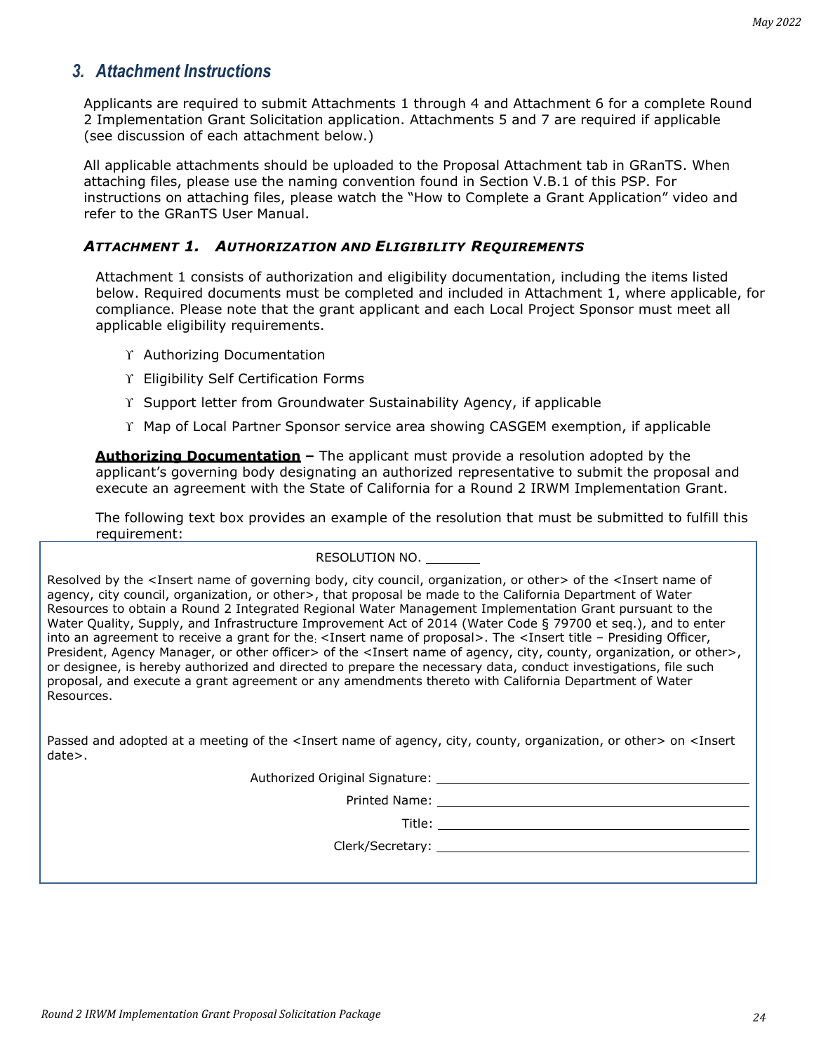## 3. Attachment Instructions

Applicants are required to submit Attachments 1 through 4 and Attachment 6 for a complete Round 2 Implementation Grant Solicitation application. Attachments 5 and 7 are required if applicable (see discussion of each attachment below.)

All applicable attachments should be uploaded to the Proposal Attachment tab in GRanTS. When attaching files, please use the naming convention found in Section V.B.1 of this PSP. For instructions on attaching files, please watch the "How to Complete a Grant Application" video and refer to the GRanTS User Manual.

### *ATTACHMENT 1. AUTHORIZATION AND ELIGIBILITY REQUIREMENTS*

Attachment 1 consists of authorization and eligibility documentation, including the items listed below. Required documents must be completed and included in Attachment 1, where applicable, for compliance. Please note that the grant applicant and each Local Project Sponsor must meet all applicable eligibility requirements.

- Authorizing Documentation
- Eligibility Self Certification Forms
- Support letter from Groundwater Sustainability Agency, if applicable
- Map of Local Partner Sponsor service area showing CASGEM exemption, if applicable

**Authorizing Documentation –** The applicant must provide a resolution adopted by the applicant's governing body designating an authorized representative to submit the proposal and execute an agreement with the State of California for a Round 2 IRWM Implementation Grant.

The following text box provides an example of the resolution that must be submitted to fulfill this requirement:

RESOLUTION NO. ________

Resolved by the <Insert name of governing body, city council, organization, or other> of the <Insert name of agency, city council, organization, or other>, that proposal be made to the California Department of Water Resources to obtain a Round 2 Integrated Regional Water Management Implementation Grant pursuant to the Water Quality, Supply, and Infrastructure Improvement Act of 2014 (Water Code § 79700 et seq.), and to enter into an agreement to receive a grant for the: <Insert name of proposal>. The <Insert title – Presiding Officer, President, Agency Manager, or other officer> of the <Insert name of agency, city, county, organization, or other>, or designee, is hereby authorized and directed to prepare the necessary data, conduct investigations, file such proposal, and execute a grant agreement or any amendments thereto with California Department of Water Resources.

Passed and adopted at a meeting of the <Insert name of agency, city, county, organization, or other> on <Insert date>.

Authorized Original Signature: ______________________

Printed Name: ______________________

Title: ______________________

Clerk/Secretary: ______________________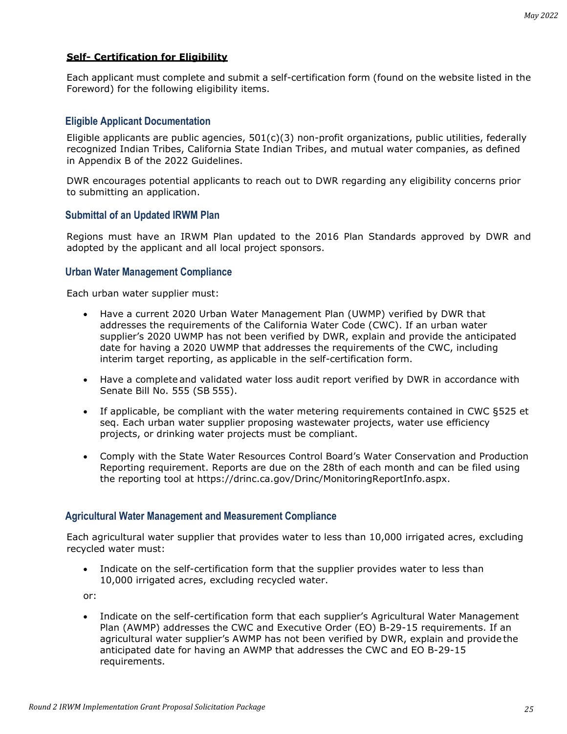**Self- Certification for Eligibility**

Each applicant must complete and submit a self-certification form (found on the website listed in the Foreword) for the following eligibility items.

### Eligible Applicant Documentation

Eligible applicants are public agencies, 501(c)(3) non-profit organizations, public utilities, federally recognized Indian Tribes, California State Indian Tribes, and mutual water companies, as defined in Appendix B of the 2022 Guidelines.

DWR encourages potential applicants to reach out to DWR regarding any eligibility concerns prior to submitting an application.

### Submittal of an Updated IRWM Plan

Regions must have an IRWM Plan updated to the 2016 Plan Standards approved by DWR and adopted by the applicant and all local project sponsors.

### Urban Water Management Compliance

Each urban water supplier must:

- Have a current 2020 Urban Water Management Plan (UWMP) verified by DWR that addresses the requirements of the California Water Code (CWC). If an urban water supplier's 2020 UWMP has not been verified by DWR, explain and provide the anticipated date for having a 2020 UWMP that addresses the requirements of the CWC, including interim target reporting, as applicable in the self-certification form.
- Have a complete and validated water loss audit report verified by DWR in accordance with Senate Bill No. 555 (SB 555).
- If applicable, be compliant with the water metering requirements contained in CWC §525 et seq. Each urban water supplier proposing wastewater projects, water use efficiency projects, or drinking water projects must be compliant.
- Comply with the State Water Resources Control Board's Water Conservation and Production Reporting requirement. Reports are due on the 28th of each month and can be filed using the reporting tool at https://drinc.ca.gov/Drinc/MonitoringReportInfo.aspx.

### Agricultural Water Management and Measurement Compliance

Each agricultural water supplier that provides water to less than 10,000 irrigated acres, excluding recycled water must:

- Indicate on the self-certification form that the supplier provides water to less than 10,000 irrigated acres, excluding recycled water.

or:

- Indicate on the self-certification form that each supplier's Agricultural Water Management Plan (AWMP) addresses the CWC and Executive Order (EO) B-29-15 requirements. If an agricultural water supplier's AWMP has not been verified by DWR, explain and provide the anticipated date for having an AWMP that addresses the CWC and EO B-29-15 requirements.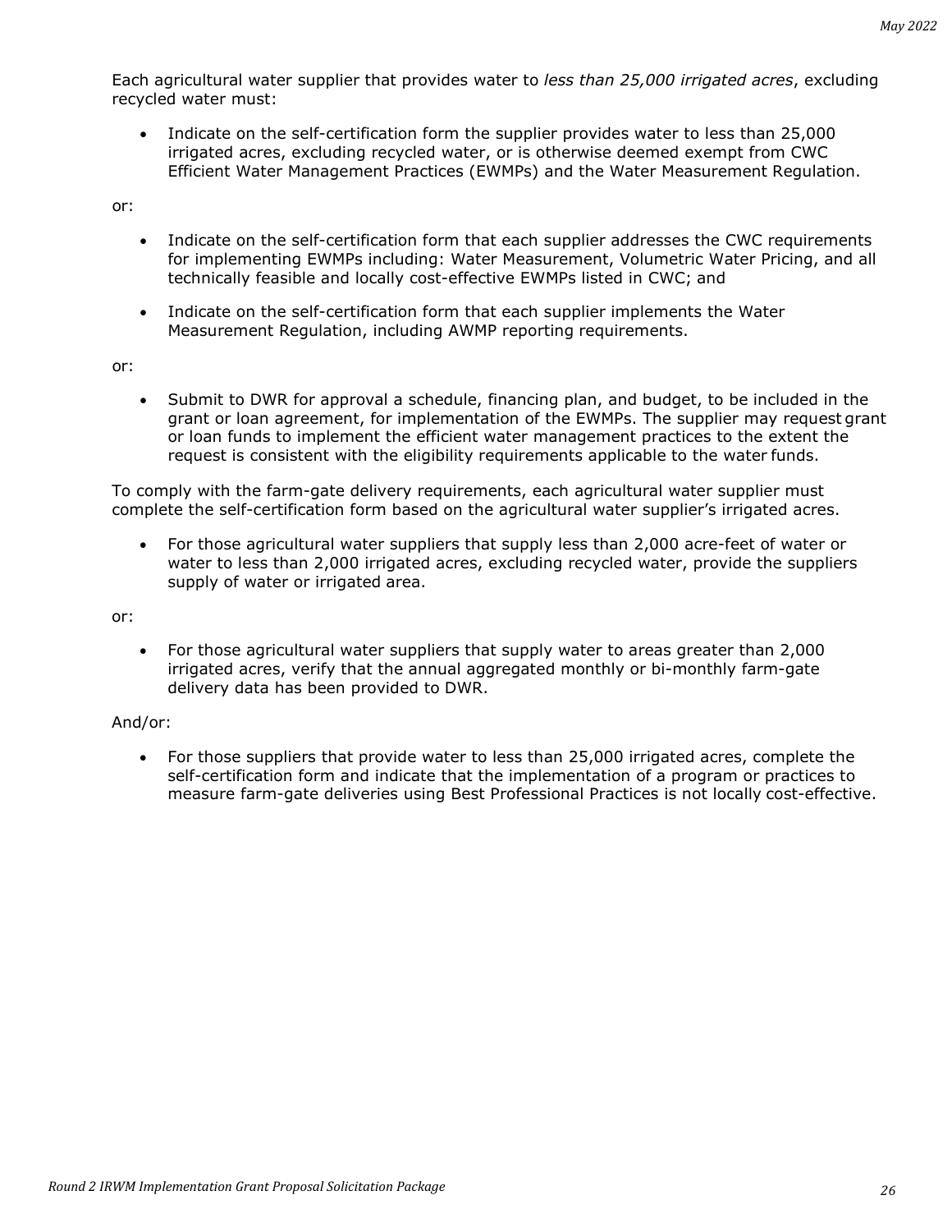Each agricultural water supplier that provides water to *less than 25,000 irrigated acres*, excluding recycled water must:

- Indicate on the self-certification form the supplier provides water to less than 25,000 irrigated acres, excluding recycled water, or is otherwise deemed exempt from CWC Efficient Water Management Practices (EWMPs) and the Water Measurement Regulation.

or:

- Indicate on the self-certification form that each supplier addresses the CWC requirements for implementing EWMPs including: Water Measurement, Volumetric Water Pricing, and all technically feasible and locally cost-effective EWMPs listed in CWC; and
- Indicate on the self-certification form that each supplier implements the Water Measurement Regulation, including AWMP reporting requirements.

or:

- Submit to DWR for approval a schedule, financing plan, and budget, to be included in the grant or loan agreement, for implementation of the EWMPs. The supplier may request grant or loan funds to implement the efficient water management practices to the extent the request is consistent with the eligibility requirements applicable to the water funds.

To comply with the farm-gate delivery requirements, each agricultural water supplier must complete the self-certification form based on the agricultural water supplier's irrigated acres.

- For those agricultural water suppliers that supply less than 2,000 acre-feet of water or water to less than 2,000 irrigated acres, excluding recycled water, provide the suppliers supply of water or irrigated area.

or:

- For those agricultural water suppliers that supply water to areas greater than 2,000 irrigated acres, verify that the annual aggregated monthly or bi-monthly farm-gate delivery data has been provided to DWR.

And/or:

- For those suppliers that provide water to less than 25,000 irrigated acres, complete the self-certification form and indicate that the implementation of a program or practices to measure farm-gate deliveries using Best Professional Practices is not locally cost-effective.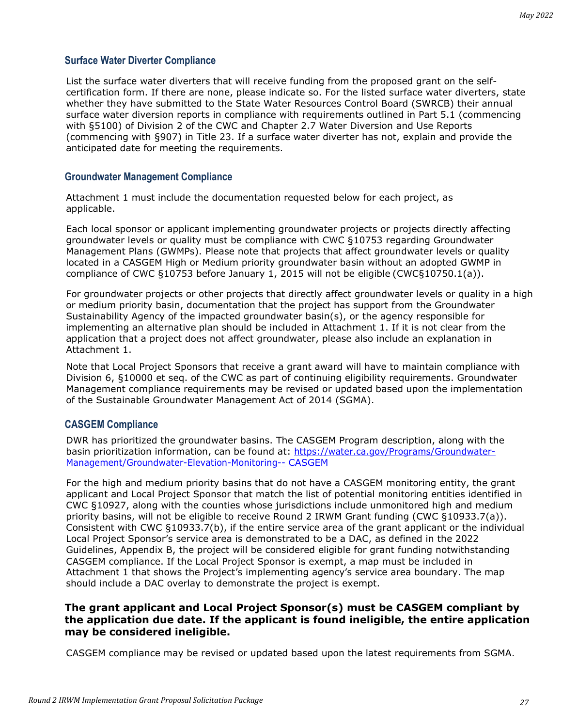### Surface Water Diverter Compliance

List the surface water diverters that will receive funding from the proposed grant on the self-certification form. If there are none, please indicate so. For the listed surface water diverters, state whether they have submitted to the State Water Resources Control Board (SWRCB) their annual surface water diversion reports in compliance with requirements outlined in Part 5.1 (commencing with §5100) of Division 2 of the CWC and Chapter 2.7 Water Diversion and Use Reports (commencing with §907) in Title 23. If a surface water diverter has not, explain and provide the anticipated date for meeting the requirements.

### Groundwater Management Compliance

Attachment 1 must include the documentation requested below for each project, as applicable.

Each local sponsor or applicant implementing groundwater projects or projects directly affecting groundwater levels or quality must be compliance with CWC §10753 regarding Groundwater Management Plans (GWMPs). Please note that projects that affect groundwater levels or quality located in a CASGEM High or Medium priority groundwater basin without an adopted GWMP in compliance of CWC §10753 before January 1, 2015 will not be eligible (CWC§10750.1(a)).

For groundwater projects or other projects that directly affect groundwater levels or quality in a high or medium priority basin, documentation that the project has support from the Groundwater Sustainability Agency of the impacted groundwater basin(s), or the agency responsible for implementing an alternative plan should be included in Attachment 1. If it is not clear from the application that a project does not affect groundwater, please also include an explanation in Attachment 1.

Note that Local Project Sponsors that receive a grant award will have to maintain compliance with Division 6, §10000 et seq. of the CWC as part of continuing eligibility requirements. Groundwater Management compliance requirements may be revised or updated based upon the implementation of the Sustainable Groundwater Management Act of 2014 (SGMA).

### CASGEM Compliance

DWR has prioritized the groundwater basins. The CASGEM Program description, along with the basin prioritization information, can be found at: https://water.ca.gov/Programs/Groundwater-Management/Groundwater-Elevation-Monitoring-- CASGEM

For the high and medium priority basins that do not have a CASGEM monitoring entity, the grant applicant and Local Project Sponsor that match the list of potential monitoring entities identified in CWC §10927, along with the counties whose jurisdictions include unmonitored high and medium priority basins, will not be eligible to receive Round 2 IRWM Grant funding (CWC §10933.7(a)). Consistent with CWC §10933.7(b), if the entire service area of the grant applicant or the individual Local Project Sponsor's service area is demonstrated to be a DAC, as defined in the 2022 Guidelines, Appendix B, the project will be considered eligible for grant funding notwithstanding CASGEM compliance. If the Local Project Sponsor is exempt, a map must be included in Attachment 1 that shows the Project's implementing agency's service area boundary. The map should include a DAC overlay to demonstrate the project is exempt.

**The grant applicant and Local Project Sponsor(s) must be CASGEM compliant by the application due date. If the applicant is found ineligible, the entire application may be considered ineligible.**

CASGEM compliance may be revised or updated based upon the latest requirements from SGMA.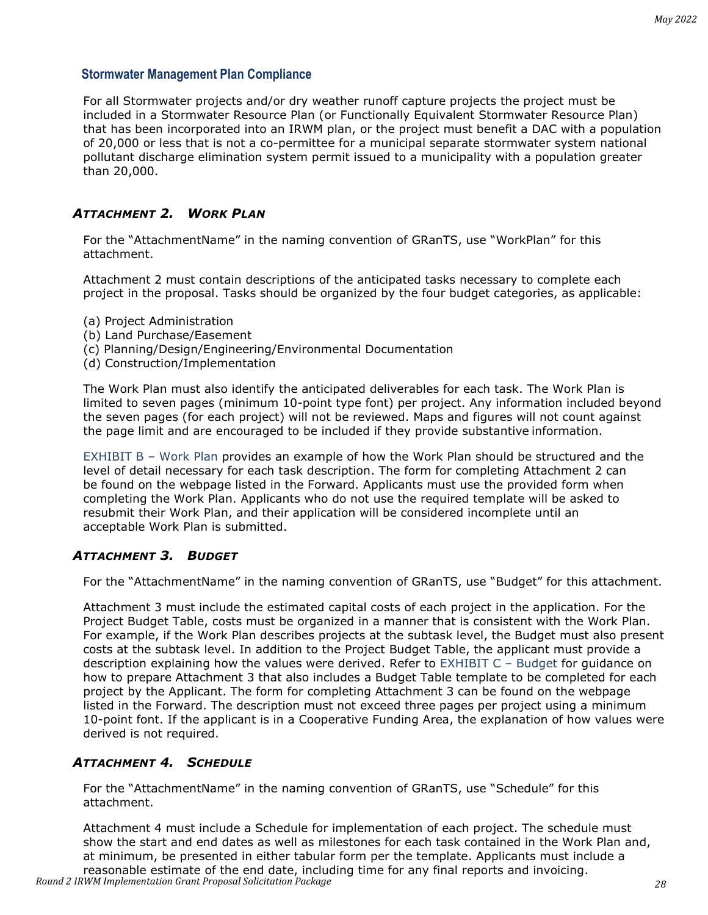### Stormwater Management Plan Compliance

For all Stormwater projects and/or dry weather runoff capture projects the project must be included in a Stormwater Resource Plan (or Functionally Equivalent Stormwater Resource Plan) that has been incorporated into an IRWM plan, or the project must benefit a DAC with a population of 20,000 or less that is not a co-permittee for a municipal separate stormwater system national pollutant discharge elimination system permit issued to a municipality with a population greater than 20,000.

## *ATTACHMENT 2. WORK PLAN*

For the "AttachmentName" in the naming convention of GRanTS, use "WorkPlan" for this attachment.

Attachment 2 must contain descriptions of the anticipated tasks necessary to complete each project in the proposal. Tasks should be organized by the four budget categories, as applicable:

(a) Project Administration
(b) Land Purchase/Easement
(c) Planning/Design/Engineering/Environmental Documentation
(d) Construction/Implementation

The Work Plan must also identify the anticipated deliverables for each task. The Work Plan is limited to seven pages (minimum 10-point type font) per project. Any information included beyond the seven pages (for each project) will not be reviewed. Maps and figures will not count against the page limit and are encouraged to be included if they provide substantive information.

EXHIBIT B – Work Plan provides an example of how the Work Plan should be structured and the level of detail necessary for each task description. The form for completing Attachment 2 can be found on the webpage listed in the Forward. Applicants must use the provided form when completing the Work Plan. Applicants who do not use the required template will be asked to resubmit their Work Plan, and their application will be considered incomplete until an acceptable Work Plan is submitted.

## *ATTACHMENT 3. BUDGET*

For the "AttachmentName" in the naming convention of GRanTS, use "Budget" for this attachment.

Attachment 3 must include the estimated capital costs of each project in the application. For the Project Budget Table, costs must be organized in a manner that is consistent with the Work Plan. For example, if the Work Plan describes projects at the subtask level, the Budget must also present costs at the subtask level. In addition to the Project Budget Table, the applicant must provide a description explaining how the values were derived. Refer to EXHIBIT C – Budget for guidance on how to prepare Attachment 3 that also includes a Budget Table template to be completed for each project by the Applicant. The form for completing Attachment 3 can be found on the webpage listed in the Forward. The description must not exceed three pages per project using a minimum 10-point font. If the applicant is in a Cooperative Funding Area, the explanation of how values were derived is not required.

## *ATTACHMENT 4. SCHEDULE*

For the "AttachmentName" in the naming convention of GRanTS, use "Schedule" for this attachment.

Attachment 4 must include a Schedule for implementation of each project. The schedule must show the start and end dates as well as milestones for each task contained in the Work Plan and, at minimum, be presented in either tabular form per the template. Applicants must include a reasonable estimate of the end date, including time for any final reports and invoicing.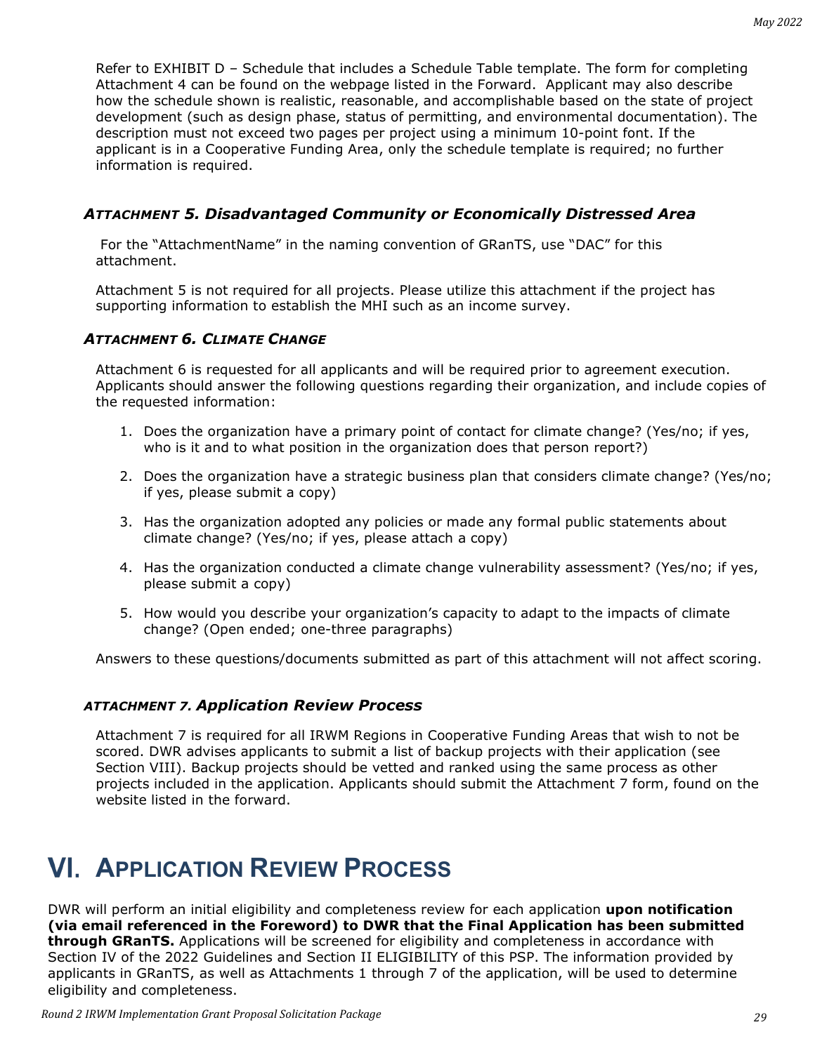Refer to EXHIBIT D – Schedule that includes a Schedule Table template. The form for completing Attachment 4 can be found on the webpage listed in the Forward.  Applicant may also describe how the schedule shown is realistic, reasonable, and accomplishable based on the state of project development (such as design phase, status of permitting, and environmental documentation). The description must not exceed two pages per project using a minimum 10-point font. If the applicant is in a Cooperative Funding Area, only the schedule template is required; no further information is required.

### *ATTACHMENT 5. Disadvantaged Community or Economically Distressed Area*

For the "AttachmentName" in the naming convention of GRanTS, use "DAC" for this attachment.

Attachment 5 is not required for all projects. Please utilize this attachment if the project has supporting information to establish the MHI such as an income survey.

### *ATTACHMENT 6. CLIMATE CHANGE*

Attachment 6 is requested for all applicants and will be required prior to agreement execution. Applicants should answer the following questions regarding their organization, and include copies of the requested information:

1. Does the organization have a primary point of contact for climate change? (Yes/no; if yes, who is it and to what position in the organization does that person report?)
2. Does the organization have a strategic business plan that considers climate change? (Yes/no; if yes, please submit a copy)
3. Has the organization adopted any policies or made any formal public statements about climate change? (Yes/no; if yes, please attach a copy)
4. Has the organization conducted a climate change vulnerability assessment? (Yes/no; if yes, please submit a copy)
5. How would you describe your organization's capacity to adapt to the impacts of climate change? (Open ended; one-three paragraphs)

Answers to these questions/documents submitted as part of this attachment will not affect scoring.

### *ATTACHMENT 7. Application Review Process*

Attachment 7 is required for all IRWM Regions in Cooperative Funding Areas that wish to not be scored. DWR advises applicants to submit a list of backup projects with their application (see Section VIII). Backup projects should be vetted and ranked using the same process as other projects included in the application. Applicants should submit the Attachment 7 form, found on the website listed in the forward.

# VI. APPLICATION REVIEW PROCESS

DWR will perform an initial eligibility and completeness review for each application **upon notification (via email referenced in the Foreword) to DWR that the Final Application has been submitted through GRanTS.** Applications will be screened for eligibility and completeness in accordance with Section IV of the 2022 Guidelines and Section II ELIGIBILITY of this PSP. The information provided by applicants in GRanTS, as well as Attachments 1 through 7 of the application, will be used to determine eligibility and completeness.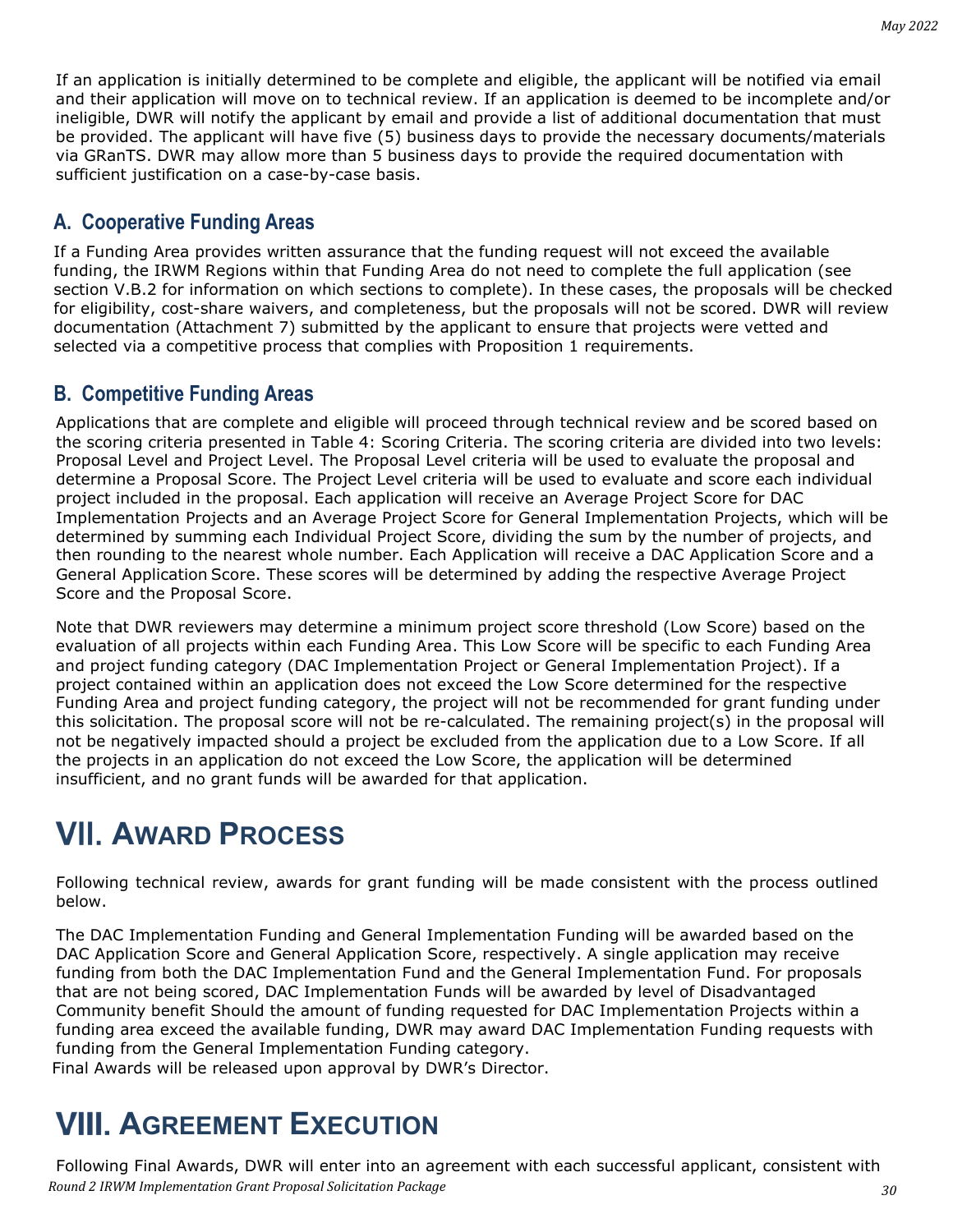If an application is initially determined to be complete and eligible, the applicant will be notified via email and their application will move on to technical review. If an application is deemed to be incomplete and/or ineligible, DWR will notify the applicant by email and provide a list of additional documentation that must be provided. The applicant will have five (5) business days to provide the necessary documents/materials via GRanTS. DWR may allow more than 5 business days to provide the required documentation with sufficient justification on a case-by-case basis.

## A. Cooperative Funding Areas

If a Funding Area provides written assurance that the funding request will not exceed the available funding, the IRWM Regions within that Funding Area do not need to complete the full application (see section V.B.2 for information on which sections to complete). In these cases, the proposals will be checked for eligibility, cost-share waivers, and completeness, but the proposals will not be scored. DWR will review documentation (Attachment 7) submitted by the applicant to ensure that projects were vetted and selected via a competitive process that complies with Proposition 1 requirements.

## B. Competitive Funding Areas

Applications that are complete and eligible will proceed through technical review and be scored based on the scoring criteria presented in Table 4: Scoring Criteria. The scoring criteria are divided into two levels: Proposal Level and Project Level. The Proposal Level criteria will be used to evaluate the proposal and determine a Proposal Score. The Project Level criteria will be used to evaluate and score each individual project included in the proposal. Each application will receive an Average Project Score for DAC Implementation Projects and an Average Project Score for General Implementation Projects, which will be determined by summing each Individual Project Score, dividing the sum by the number of projects, and then rounding to the nearest whole number. Each Application will receive a DAC Application Score and a General Application Score. These scores will be determined by adding the respective Average Project Score and the Proposal Score.

Note that DWR reviewers may determine a minimum project score threshold (Low Score) based on the evaluation of all projects within each Funding Area. This Low Score will be specific to each Funding Area and project funding category (DAC Implementation Project or General Implementation Project). If a project contained within an application does not exceed the Low Score determined for the respective Funding Area and project funding category, the project will not be recommended for grant funding under this solicitation. The proposal score will not be re-calculated. The remaining project(s) in the proposal will not be negatively impacted should a project be excluded from the application due to a Low Score. If all the projects in an application do not exceed the Low Score, the application will be determined insufficient, and no grant funds will be awarded for that application.

# VII. Award Process

Following technical review, awards for grant funding will be made consistent with the process outlined below.

The DAC Implementation Funding and General Implementation Funding will be awarded based on the DAC Application Score and General Application Score, respectively. A single application may receive funding from both the DAC Implementation Fund and the General Implementation Fund. For proposals that are not being scored, DAC Implementation Funds will be awarded by level of Disadvantaged Community benefit Should the amount of funding requested for DAC Implementation Projects within a funding area exceed the available funding, DWR may award DAC Implementation Funding requests with funding from the General Implementation Funding category.

Final Awards will be released upon approval by DWR's Director.

# VIII. Agreement Execution

Following Final Awards, DWR will enter into an agreement with each successful applicant, consistent with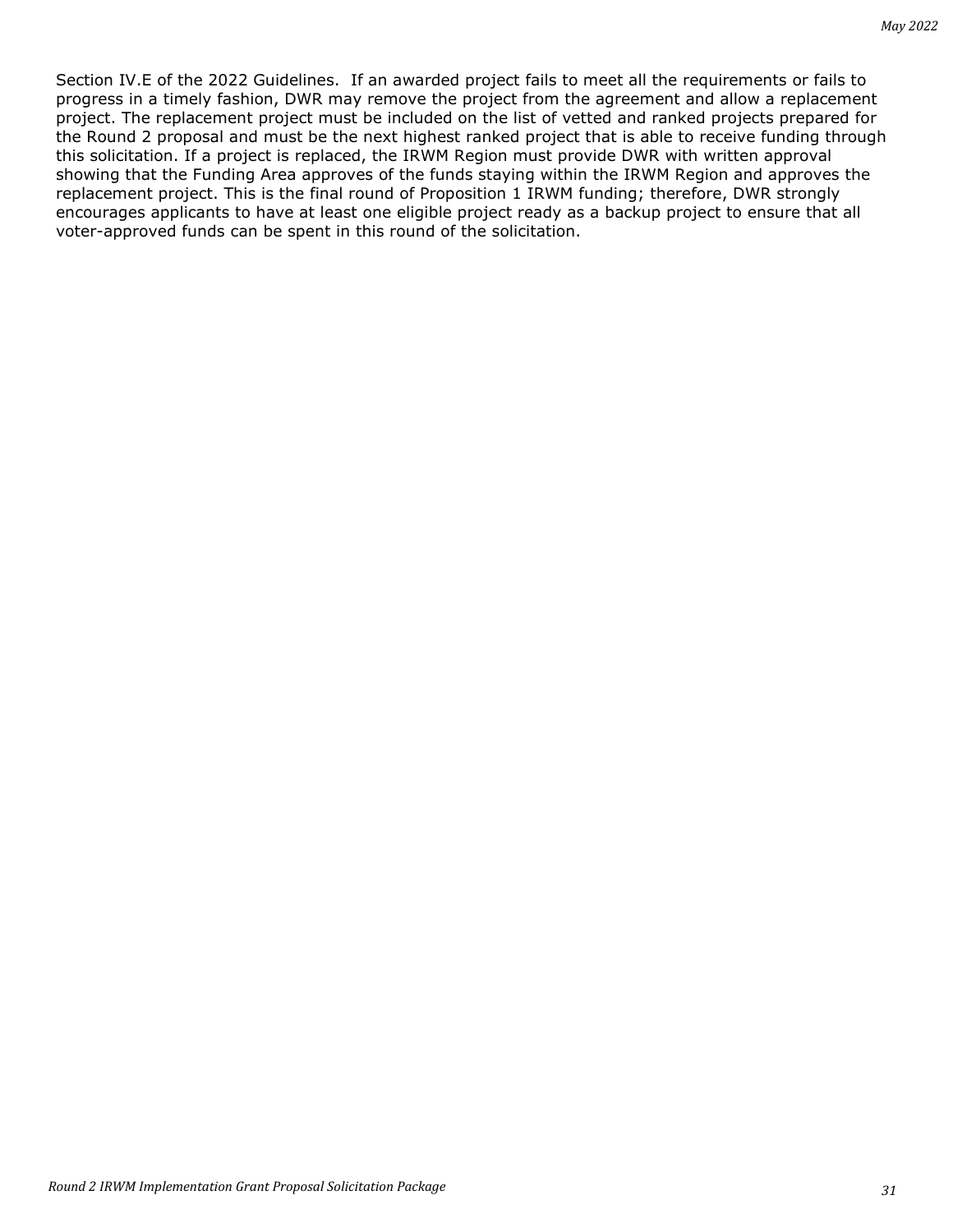Section IV.E of the 2022 Guidelines. If an awarded project fails to meet all the requirements or fails to progress in a timely fashion, DWR may remove the project from the agreement and allow a replacement project. The replacement project must be included on the list of vetted and ranked projects prepared for the Round 2 proposal and must be the next highest ranked project that is able to receive funding through this solicitation. If a project is replaced, the IRWM Region must provide DWR with written approval showing that the Funding Area approves of the funds staying within the IRWM Region and approves the replacement project. This is the final round of Proposition 1 IRWM funding; therefore, DWR strongly encourages applicants to have at least one eligible project ready as a backup project to ensure that all voter-approved funds can be spent in this round of the solicitation.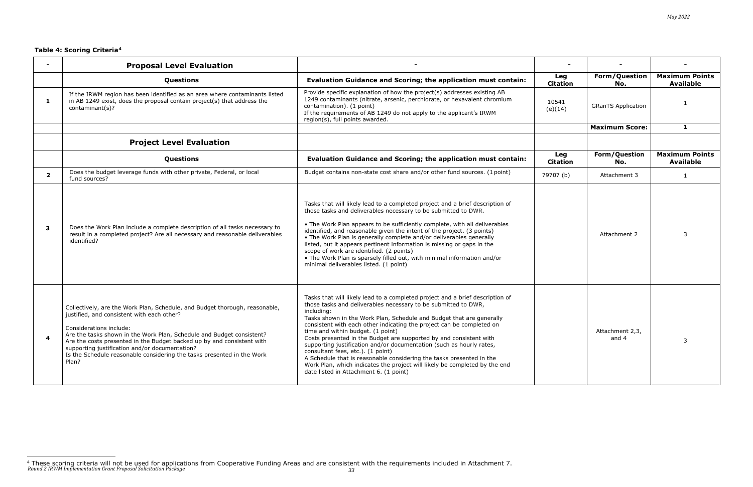**Table 4: Scoring Criteria**[4]

| - | Proposal Level Evaluation | - | - | - | - |
|---|---|---|---|---|---|
| | **Questions** | **Evaluation Guidance and Scoring; the application must contain:** | **Leg Citation** | **Form/Question No.** | **Maximum Points Available** |
| **1** | If the IRWM region has been identified as an area where contaminants listed in AB 1249 exist, does the proposal contain project(s) that address the contaminant(s)? | Provide specific explanation of how the project(s) addresses existing AB 1249 contaminants (nitrate, arsenic, perchlorate, or hexavalent chromium contamination). (1 point)<br>If the requirements of AB 1249 do not apply to the applicant's IRWM region(s), full points awarded. | 10541 (e)(14) | GRanTS Application | 1 |
| | | | | **Maximum Score:** | **1** |
| | **Project Level Evaluation** | | | | |
| | **Questions** | **Evaluation Guidance and Scoring; the application must contain:** | **Leg Citation** | **Form/Question No.** | **Maximum Points Available** |
| **2** | Does the budget leverage funds with other private, Federal, or local fund sources? | Budget contains non-state cost share and/or other fund sources. (1 point) | 79707 (b) | Attachment 3 | 1 |
| **3** | Does the Work Plan include a complete description of all tasks necessary to result in a completed project? Are all necessary and reasonable deliverables identified? | Tasks that will likely lead to a completed project and a brief description of those tasks and deliverables necessary to be submitted to DWR.<br><br>• The Work Plan appears to be sufficiently complete, with all deliverables identified, and reasonable given the intent of the project. (3 points)<br>• The Work Plan is generally complete and/or deliverables generally listed, but it appears pertinent information is missing or gaps in the scope of work are identified. (2 points)<br>• The Work Plan is sparsely filled out, with minimal information and/or minimal deliverables listed. (1 point) | | Attachment 2 | 3 |
| **4** | Collectively, are the Work Plan, Schedule, and Budget thorough, reasonable, justified, and consistent with each other?<br><br>Considerations include:<br>Are the tasks shown in the Work Plan, Schedule and Budget consistent?<br>Are the costs presented in the Budget backed up by and consistent with supporting justification and/or documentation?<br>Is the Schedule reasonable considering the tasks presented in the Work Plan? | Tasks that will likely lead to a completed project and a brief description of those tasks and deliverables necessary to be submitted to DWR, including:<br>Tasks shown in the Work Plan, Schedule and Budget that are generally consistent with each other indicating the project can be completed on time and within budget. (1 point)<br>Costs presented in the Budget are supported by and consistent with supporting justification and/or documentation (such as hourly rates, consultant fees, etc.). (1 point)<br>A Schedule that is reasonable considering the tasks presented in the Work Plan, which indicates the project will likely be completed by the end date listed in Attachment 6. (1 point) | | Attachment 2,3, and 4 | 3 |

[4] These scoring criteria will not be used for applications from Cooperative Funding Areas and are consistent with the requirements included in Attachment 7.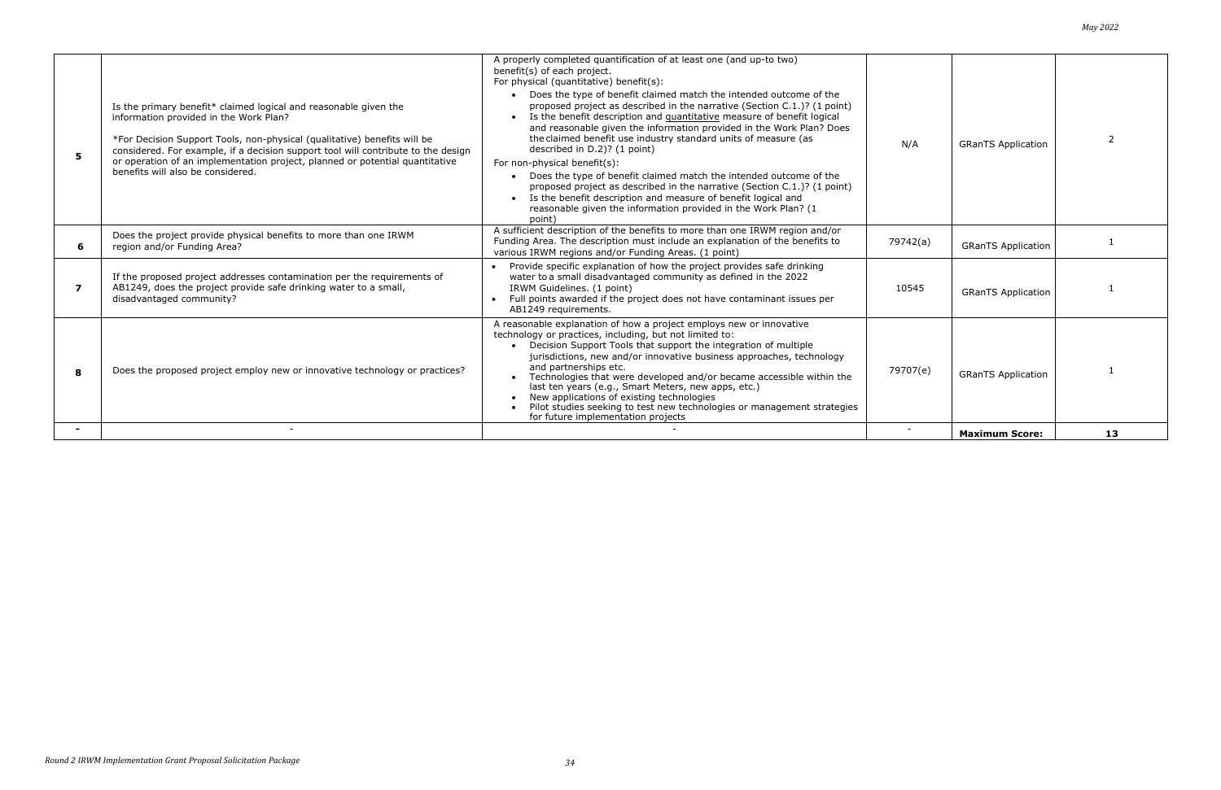| 5 | Is the primary benefit* claimed logical and reasonable given the information provided in the Work Plan?<br><br>*For Decision Support Tools, non-physical (qualitative) benefits will be considered. For example, if a decision support tool will contribute to the design or operation of an implementation project, planned or potential quantitative benefits will also be considered. | A properly completed quantification of at least one (and up-to two) benefit(s) of each project.<br>For physical (quantitative) benefit(s):<br>• Does the type of benefit claimed match the intended outcome of the proposed project as described in the narrative (Section C.1.)? (1 point)<br>• Is the benefit description and <u>quantitative</u> measure of benefit logical and reasonable given the information provided in the Work Plan? Does the claimed benefit use industry standard units of measure (as described in D.2)? (1 point)<br>For non-physical benefit(s):<br>• Does the type of benefit claimed match the intended outcome of the proposed project as described in the narrative (Section C.1.)? (1 point)<br>• Is the benefit description and measure of benefit logical and reasonable given the information provided in the Work Plan? (1 point) | N/A | GRanTS Application | 2 |
|---|---|---|---|---|---|
| 6 | Does the project provide physical benefits to more than one IRWM region and/or Funding Area? | A sufficient description of the benefits to more than one IRWM region and/or Funding Area. The description must include an explanation of the benefits to various IRWM regions and/or Funding Areas. (1 point) | 79742(a) | GRanTS Application | 1 |
| 7 | If the proposed project addresses contamination per the requirements of AB1249, does the project provide safe drinking water to a small, disadvantaged community? | • Provide specific explanation of how the project provides safe drinking water to a small disadvantaged community as defined in the 2022 IRWM Guidelines. (1 point)<br>• Full points awarded if the project does not have contaminant issues per AB1249 requirements. | 10545 | GRanTS Application | 1 |
| 8 | Does the proposed project employ new or innovative technology or practices? | A reasonable explanation of how a project employs new or innovative technology or practices, including, but not limited to:<br>• Decision Support Tools that support the integration of multiple jurisdictions, new and/or innovative business approaches, technology and partnerships etc.<br>• Technologies that were developed and/or became accessible within the last ten years (e.g., Smart Meters, new apps, etc.)<br>• New applications of existing technologies<br>• Pilot studies seeking to test new technologies or management strategies for future implementation projects | 79707(e) | GRanTS Application | 1 |
| - | - | - | - | **Maximum Score:** | **13** |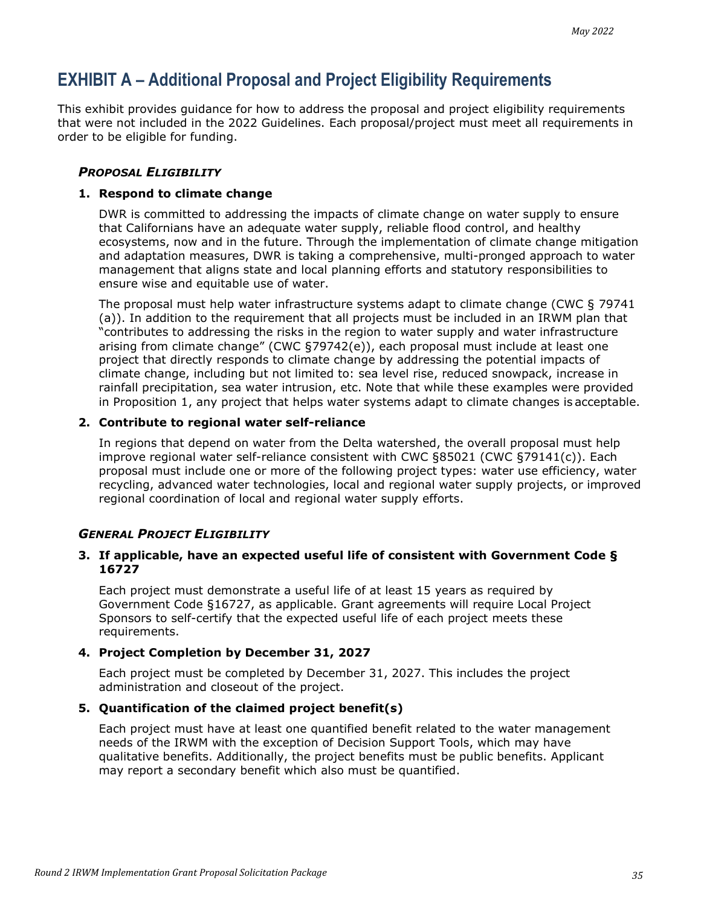# EXHIBIT A – Additional Proposal and Project Eligibility Requirements

This exhibit provides guidance for how to address the proposal and project eligibility requirements that were not included in the 2022 Guidelines. Each proposal/project must meet all requirements in order to be eligible for funding.

### *PROPOSAL ELIGIBILITY*

**1. Respond to climate change**

DWR is committed to addressing the impacts of climate change on water supply to ensure that Californians have an adequate water supply, reliable flood control, and healthy ecosystems, now and in the future. Through the implementation of climate change mitigation and adaptation measures, DWR is taking a comprehensive, multi-pronged approach to water management that aligns state and local planning efforts and statutory responsibilities to ensure wise and equitable use of water.

The proposal must help water infrastructure systems adapt to climate change (CWC § 79741 (a)). In addition to the requirement that all projects must be included in an IRWM plan that "contributes to addressing the risks in the region to water supply and water infrastructure arising from climate change" (CWC §79742(e)), each proposal must include at least one project that directly responds to climate change by addressing the potential impacts of climate change, including but not limited to: sea level rise, reduced snowpack, increase in rainfall precipitation, sea water intrusion, etc. Note that while these examples were provided in Proposition 1, any project that helps water systems adapt to climate changes is acceptable.

**2. Contribute to regional water self-reliance**

In regions that depend on water from the Delta watershed, the overall proposal must help improve regional water self-reliance consistent with CWC §85021 (CWC §79141(c)). Each proposal must include one or more of the following project types: water use efficiency, water recycling, advanced water technologies, local and regional water supply projects, or improved regional coordination of local and regional water supply efforts.

### *GENERAL PROJECT ELIGIBILITY*

**3. If applicable, have an expected useful life of consistent with Government Code § 16727**

Each project must demonstrate a useful life of at least 15 years as required by Government Code §16727, as applicable. Grant agreements will require Local Project Sponsors to self-certify that the expected useful life of each project meets these requirements.

**4. Project Completion by December 31, 2027**

Each project must be completed by December 31, 2027. This includes the project administration and closeout of the project.

**5. Quantification of the claimed project benefit(s)**

Each project must have at least one quantified benefit related to the water management needs of the IRWM with the exception of Decision Support Tools, which may have qualitative benefits. Additionally, the project benefits must be public benefits. Applicant may report a secondary benefit which also must be quantified.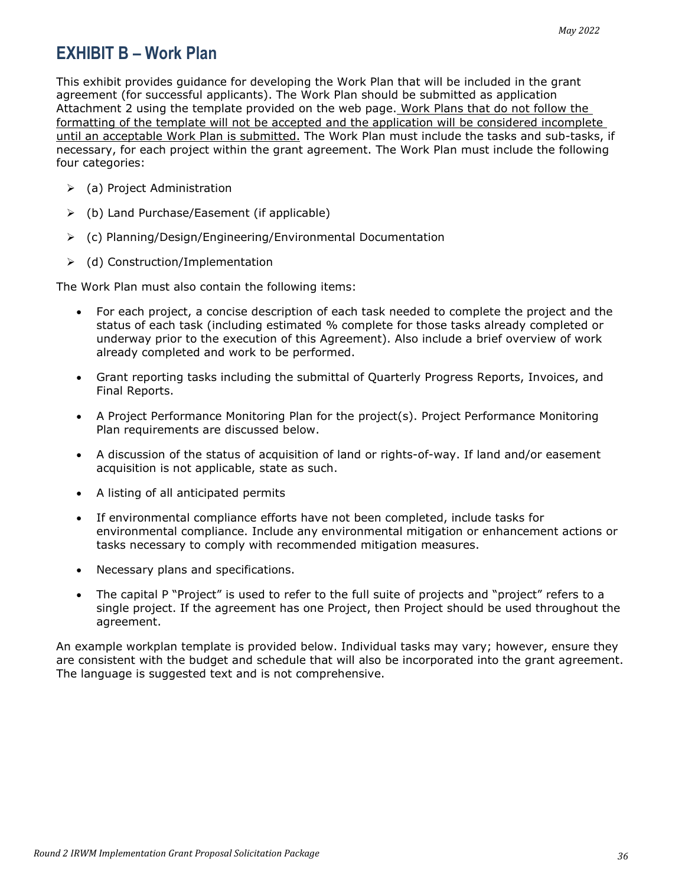# EXHIBIT B – Work Plan

This exhibit provides guidance for developing the Work Plan that will be included in the grant agreement (for successful applicants). The Work Plan should be submitted as application Attachment 2 using the template provided on the web page. <u>Work Plans that do not follow the formatting of the template will not be accepted and the application will be considered incomplete until an acceptable Work Plan is submitted.</u> The Work Plan must include the tasks and sub-tasks, if necessary, for each project within the grant agreement. The Work Plan must include the following four categories:

- (a) Project Administration
- (b) Land Purchase/Easement (if applicable)
- (c) Planning/Design/Engineering/Environmental Documentation
- (d) Construction/Implementation

The Work Plan must also contain the following items:

- For each project, a concise description of each task needed to complete the project and the status of each task (including estimated % complete for those tasks already completed or underway prior to the execution of this Agreement). Also include a brief overview of work already completed and work to be performed.
- Grant reporting tasks including the submittal of Quarterly Progress Reports, Invoices, and Final Reports.
- A Project Performance Monitoring Plan for the project(s). Project Performance Monitoring Plan requirements are discussed below.
- A discussion of the status of acquisition of land or rights-of-way. If land and/or easement acquisition is not applicable, state as such.
- A listing of all anticipated permits
- If environmental compliance efforts have not been completed, include tasks for environmental compliance. Include any environmental mitigation or enhancement actions or tasks necessary to comply with recommended mitigation measures.
- Necessary plans and specifications.
- The capital P "Project" is used to refer to the full suite of projects and "project" refers to a single project. If the agreement has one Project, then Project should be used throughout the agreement.

An example workplan template is provided below. Individual tasks may vary; however, ensure they are consistent with the budget and schedule that will also be incorporated into the grant agreement. The language is suggested text and is not comprehensive.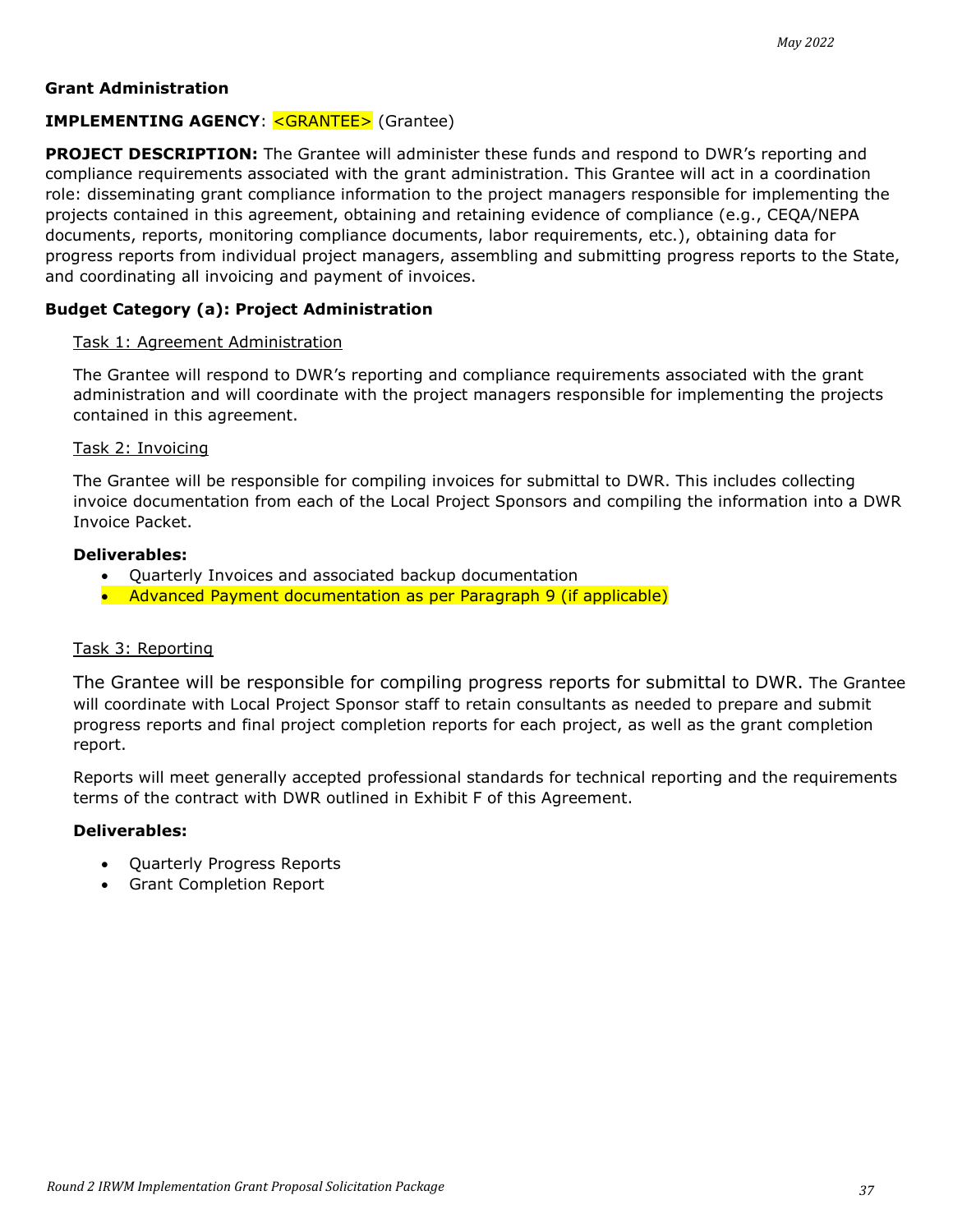**Grant Administration**

**IMPLEMENTING AGENCY**: <GRANTEE> (Grantee)

**PROJECT DESCRIPTION:** The Grantee will administer these funds and respond to DWR's reporting and compliance requirements associated with the grant administration. This Grantee will act in a coordination role: disseminating grant compliance information to the project managers responsible for implementing the projects contained in this agreement, obtaining and retaining evidence of compliance (e.g., CEQA/NEPA documents, reports, monitoring compliance documents, labor requirements, etc.), obtaining data for progress reports from individual project managers, assembling and submitting progress reports to the State, and coordinating all invoicing and payment of invoices.

**Budget Category (a): Project Administration**

Task 1: Agreement Administration

The Grantee will respond to DWR's reporting and compliance requirements associated with the grant administration and will coordinate with the project managers responsible for implementing the projects contained in this agreement.

Task 2: Invoicing

The Grantee will be responsible for compiling invoices for submittal to DWR. This includes collecting invoice documentation from each of the Local Project Sponsors and compiling the information into a DWR Invoice Packet.

**Deliverables:**

- Quarterly Invoices and associated backup documentation
- Advanced Payment documentation as per Paragraph 9 (if applicable)

Task 3: Reporting

The Grantee will be responsible for compiling progress reports for submittal to DWR. The Grantee will coordinate with Local Project Sponsor staff to retain consultants as needed to prepare and submit progress reports and final project completion reports for each project, as well as the grant completion report.

Reports will meet generally accepted professional standards for technical reporting and the requirements terms of the contract with DWR outlined in Exhibit F of this Agreement.

**Deliverables:**

- Quarterly Progress Reports
- Grant Completion Report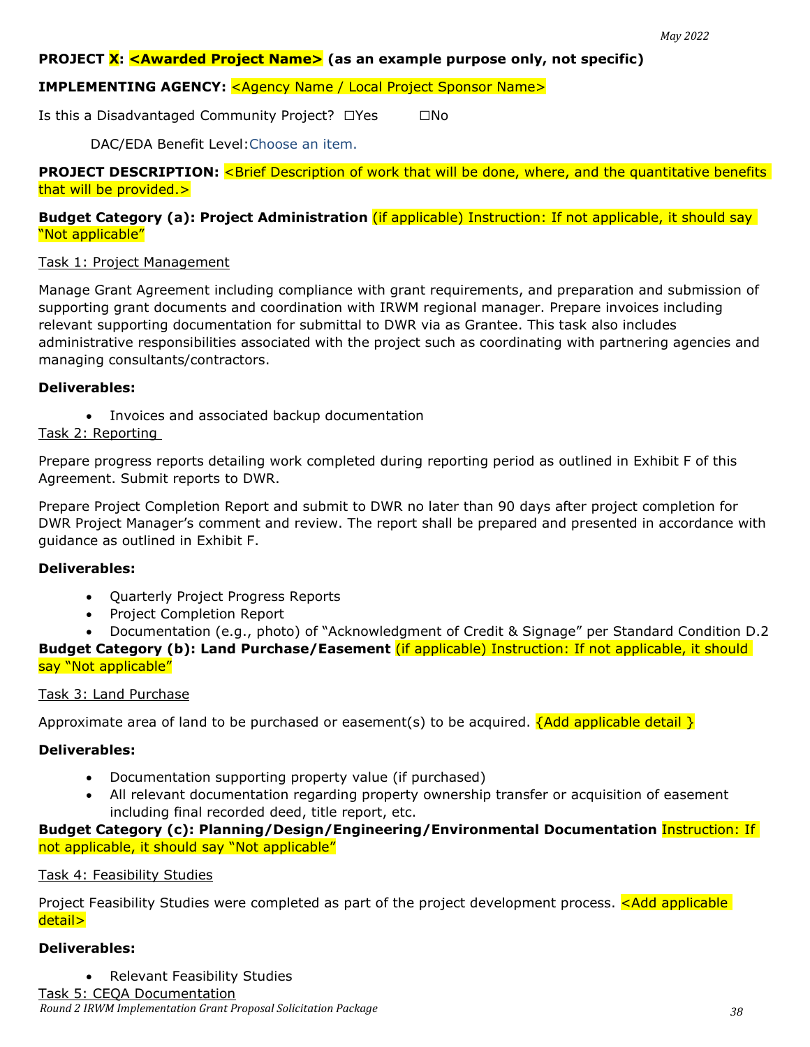**PROJECT X: <Awarded Project Name> (as an example purpose only, not specific)**

**IMPLEMENTING AGENCY:** <Agency Name / Local Project Sponsor Name>

Is this a Disadvantaged Community Project? ☐Yes ☐No

DAC/EDA Benefit Level:Choose an item.

**PROJECT DESCRIPTION:** <Brief Description of work that will be done, where, and the quantitative benefits that will be provided.>

**Budget Category (a): Project Administration** (if applicable) Instruction: If not applicable, it should say "Not applicable"

Task 1: Project Management

Manage Grant Agreement including compliance with grant requirements, and preparation and submission of supporting grant documents and coordination with IRWM regional manager. Prepare invoices including relevant supporting documentation for submittal to DWR via as Grantee. This task also includes administrative responsibilities associated with the project such as coordinating with partnering agencies and managing consultants/contractors.

**Deliverables:**

- Invoices and associated backup documentation

Task 2: Reporting

Prepare progress reports detailing work completed during reporting period as outlined in Exhibit F of this Agreement. Submit reports to DWR.

Prepare Project Completion Report and submit to DWR no later than 90 days after project completion for DWR Project Manager's comment and review. The report shall be prepared and presented in accordance with guidance as outlined in Exhibit F.

**Deliverables:**

- Quarterly Project Progress Reports
- Project Completion Report
- Documentation (e.g., photo) of "Acknowledgment of Credit & Signage" per Standard Condition D.2

**Budget Category (b): Land Purchase/Easement** (if applicable) Instruction: If not applicable, it should say "Not applicable"

Task 3: Land Purchase

Approximate area of land to be purchased or easement(s) to be acquired. {Add applicable detail }

**Deliverables:**

- Documentation supporting property value (if purchased)
- All relevant documentation regarding property ownership transfer or acquisition of easement including final recorded deed, title report, etc.

**Budget Category (c): Planning/Design/Engineering/Environmental Documentation** Instruction: If not applicable, it should say "Not applicable"

Task 4: Feasibility Studies

Project Feasibility Studies were completed as part of the project development process. <Add applicable detail>

**Deliverables:**

- Relevant Feasibility Studies

Task 5: CEQA Documentation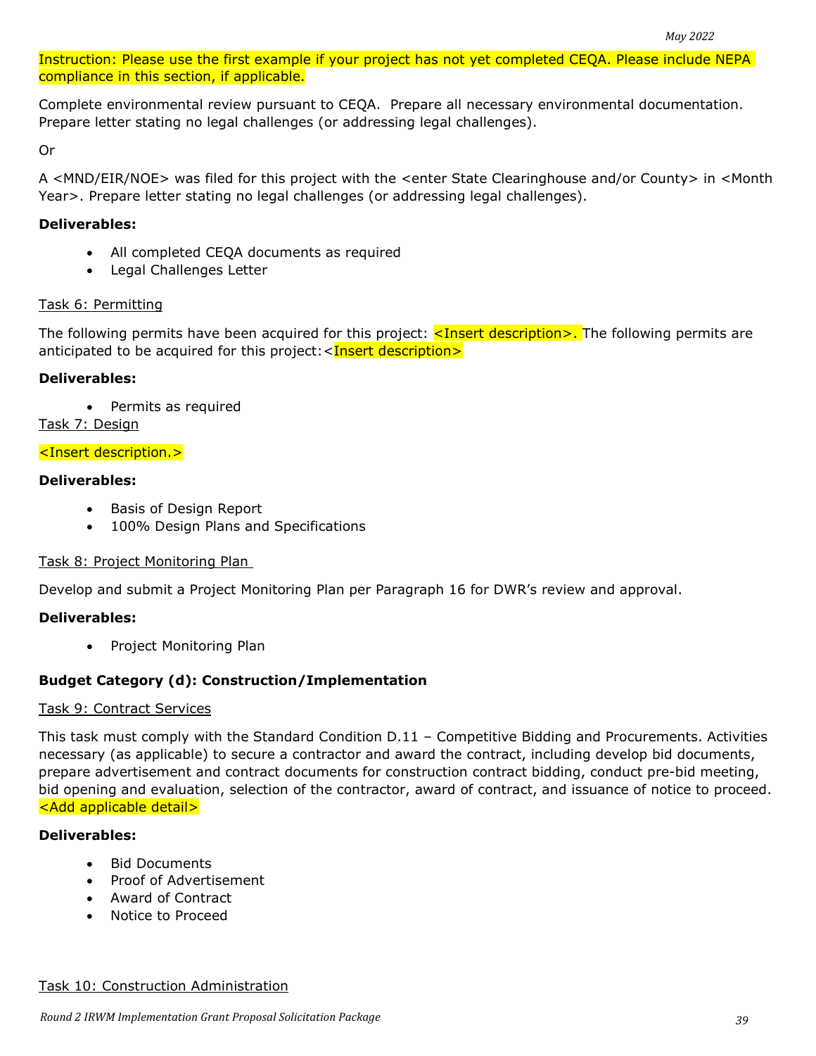Instruction: Please use the first example if your project has not yet completed CEQA. Please include NEPA compliance in this section, if applicable.

Complete environmental review pursuant to CEQA. Prepare all necessary environmental documentation. Prepare letter stating no legal challenges (or addressing legal challenges).

Or

A <MND/EIR/NOE> was filed for this project with the <enter State Clearinghouse and/or County> in <Month Year>. Prepare letter stating no legal challenges (or addressing legal challenges).

**Deliverables:**

- All completed CEQA documents as required
- Legal Challenges Letter

Task 6: Permitting

The following permits have been acquired for this project: <Insert description>. The following permits are anticipated to be acquired for this project: <Insert description>

**Deliverables:**

- Permits as required

Task 7: Design

<Insert description.>

**Deliverables:**

- Basis of Design Report
- 100% Design Plans and Specifications

Task 8: Project Monitoring Plan

Develop and submit a Project Monitoring Plan per Paragraph 16 for DWR's review and approval.

**Deliverables:**

- Project Monitoring Plan

**Budget Category (d): Construction/Implementation**

Task 9: Contract Services

This task must comply with the Standard Condition D.11 – Competitive Bidding and Procurements. Activities necessary (as applicable) to secure a contractor and award the contract, including develop bid documents, prepare advertisement and contract documents for construction contract bidding, conduct pre-bid meeting, bid opening and evaluation, selection of the contractor, award of contract, and issuance of notice to proceed. <Add applicable detail>

**Deliverables:**

- Bid Documents
- Proof of Advertisement
- Award of Contract
- Notice to Proceed

Task 10: Construction Administration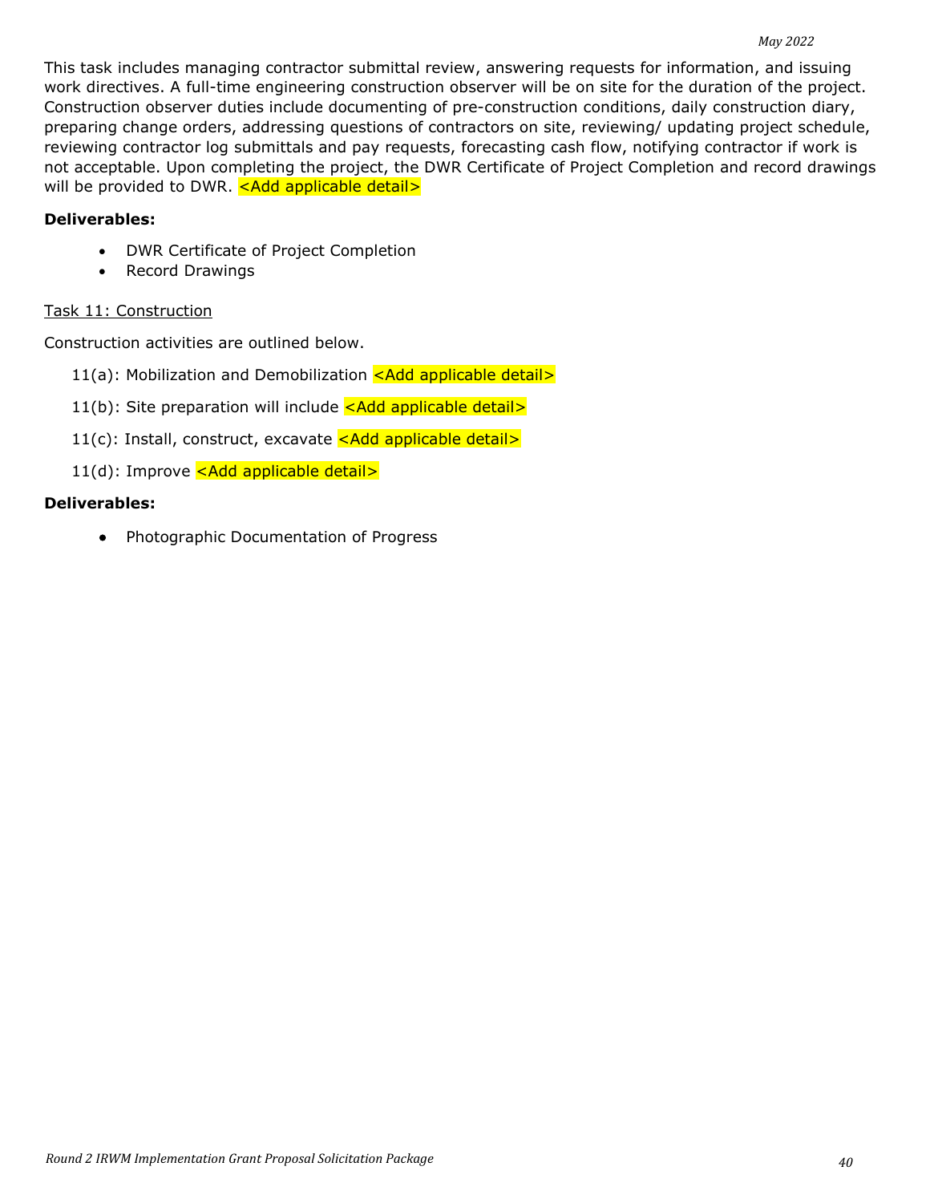This task includes managing contractor submittal review, answering requests for information, and issuing work directives. A full-time engineering construction observer will be on site for the duration of the project. Construction observer duties include documenting of pre-construction conditions, daily construction diary, preparing change orders, addressing questions of contractors on site, reviewing/ updating project schedule, reviewing contractor log submittals and pay requests, forecasting cash flow, notifying contractor if work is not acceptable. Upon completing the project, the DWR Certificate of Project Completion and record drawings will be provided to DWR. <Add applicable detail>

**Deliverables:**

- DWR Certificate of Project Completion
- Record Drawings

Task 11: Construction

Construction activities are outlined below.

11(a): Mobilization and Demobilization <Add applicable detail>

11(b): Site preparation will include <Add applicable detail>

11(c): Install, construct, excavate <Add applicable detail>

11(d): Improve <Add applicable detail>

**Deliverables:**

- Photographic Documentation of Progress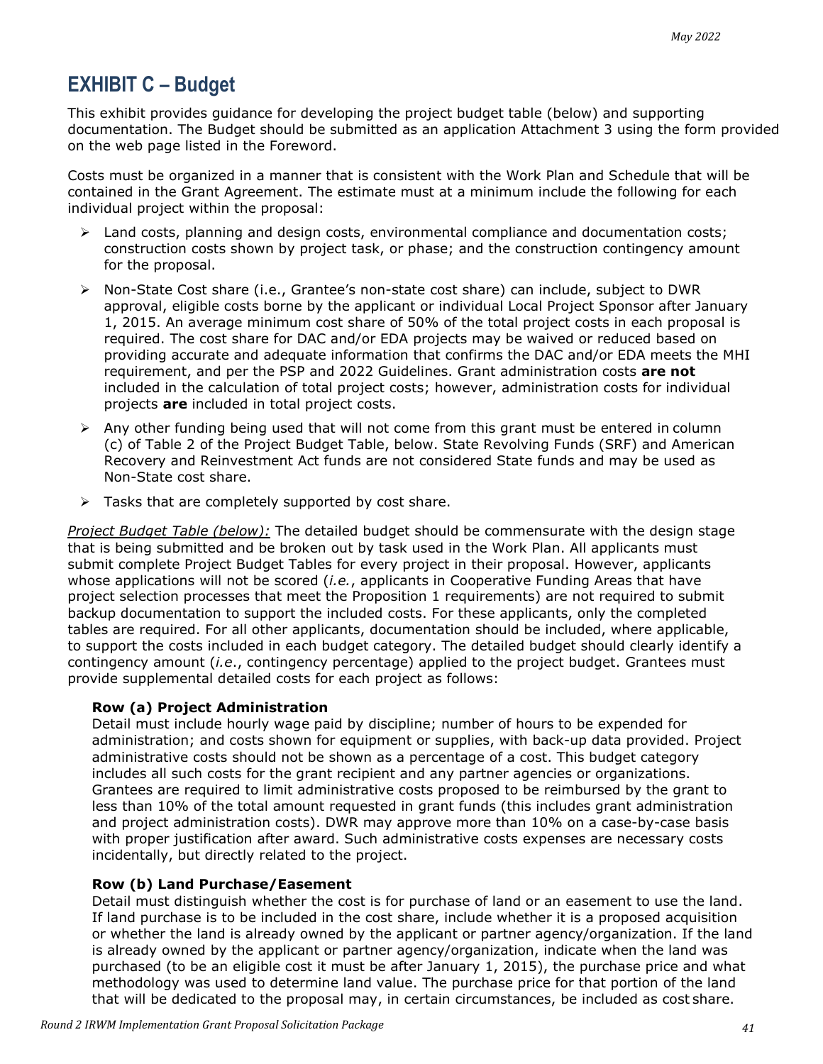## EXHIBIT C – Budget

This exhibit provides guidance for developing the project budget table (below) and supporting documentation. The Budget should be submitted as an application Attachment 3 using the form provided on the web page listed in the Foreword.

Costs must be organized in a manner that is consistent with the Work Plan and Schedule that will be contained in the Grant Agreement. The estimate must at a minimum include the following for each individual project within the proposal:

- Land costs, planning and design costs, environmental compliance and documentation costs; construction costs shown by project task, or phase; and the construction contingency amount for the proposal.
- Non-State Cost share (i.e., Grantee's non-state cost share) can include, subject to DWR approval, eligible costs borne by the applicant or individual Local Project Sponsor after January 1, 2015. An average minimum cost share of 50% of the total project costs in each proposal is required. The cost share for DAC and/or EDA projects may be waived or reduced based on providing accurate and adequate information that confirms the DAC and/or EDA meets the MHI requirement, and per the PSP and 2022 Guidelines. Grant administration costs **are not** included in the calculation of total project costs; however, administration costs for individual projects **are** included in total project costs.
- Any other funding being used that will not come from this grant must be entered in column (c) of Table 2 of the Project Budget Table, below. State Revolving Funds (SRF) and American Recovery and Reinvestment Act funds are not considered State funds and may be used as Non-State cost share.
- Tasks that are completely supported by cost share.

*Project Budget Table (below):* The detailed budget should be commensurate with the design stage that is being submitted and be broken out by task used in the Work Plan. All applicants must submit complete Project Budget Tables for every project in their proposal. However, applicants whose applications will not be scored (*i.e.*, applicants in Cooperative Funding Areas that have project selection processes that meet the Proposition 1 requirements) are not required to submit backup documentation to support the included costs. For these applicants, only the completed tables are required. For all other applicants, documentation should be included, where applicable, to support the costs included in each budget category. The detailed budget should clearly identify a contingency amount (*i.e.*, contingency percentage) applied to the project budget. Grantees must provide supplemental detailed costs for each project as follows:

**Row (a) Project Administration**
Detail must include hourly wage paid by discipline; number of hours to be expended for administration; and costs shown for equipment or supplies, with back-up data provided. Project administrative costs should not be shown as a percentage of a cost. This budget category includes all such costs for the grant recipient and any partner agencies or organizations. Grantees are required to limit administrative costs proposed to be reimbursed by the grant to less than 10% of the total amount requested in grant funds (this includes grant administration and project administration costs). DWR may approve more than 10% on a case-by-case basis with proper justification after award. Such administrative costs expenses are necessary costs incidentally, but directly related to the project.

**Row (b) Land Purchase/Easement**
Detail must distinguish whether the cost is for purchase of land or an easement to use the land. If land purchase is to be included in the cost share, include whether it is a proposed acquisition or whether the land is already owned by the applicant or partner agency/organization. If the land is already owned by the applicant or partner agency/organization, indicate when the land was purchased (to be an eligible cost it must be after January 1, 2015), the purchase price and what methodology was used to determine land value. The purchase price for that portion of the land that will be dedicated to the proposal may, in certain circumstances, be included as cost share.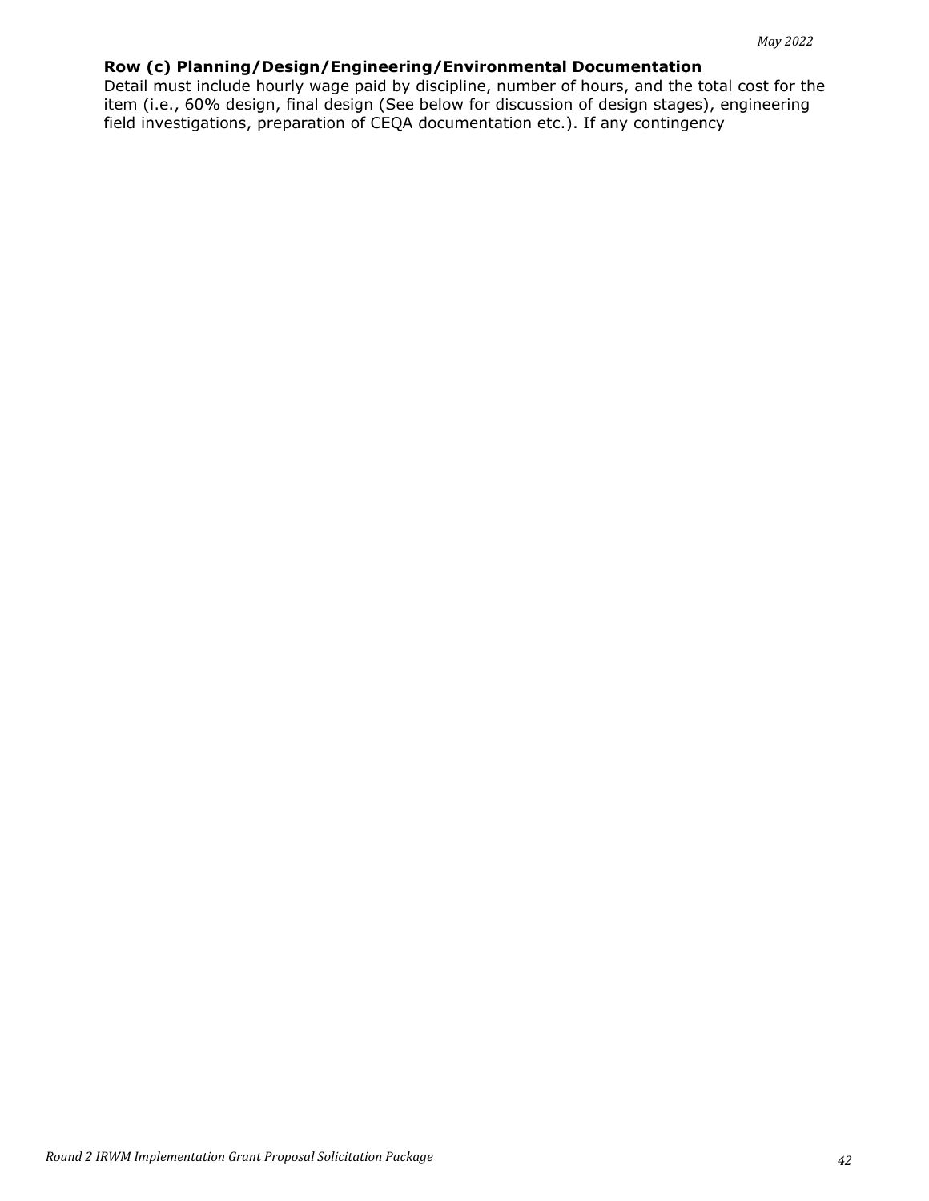**Row (c) Planning/Design/Engineering/Environmental Documentation**

Detail must include hourly wage paid by discipline, number of hours, and the total cost for the item (i.e., 60% design, final design (See below for discussion of design stages), engineering field investigations, preparation of CEQA documentation etc.). If any contingency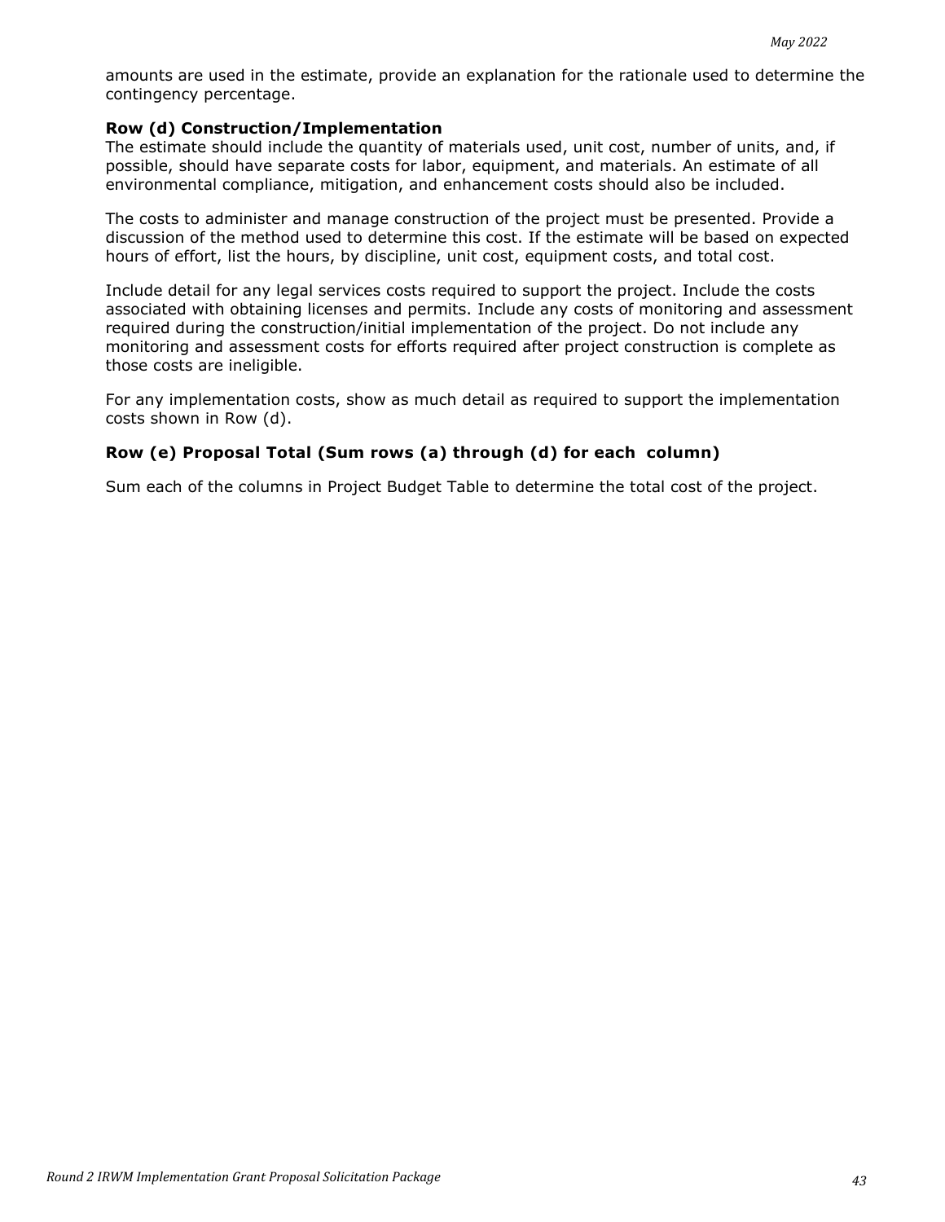amounts are used in the estimate, provide an explanation for the rationale used to determine the contingency percentage.

**Row (d) Construction/Implementation**

The estimate should include the quantity of materials used, unit cost, number of units, and, if possible, should have separate costs for labor, equipment, and materials. An estimate of all environmental compliance, mitigation, and enhancement costs should also be included.

The costs to administer and manage construction of the project must be presented. Provide a discussion of the method used to determine this cost. If the estimate will be based on expected hours of effort, list the hours, by discipline, unit cost, equipment costs, and total cost.

Include detail for any legal services costs required to support the project. Include the costs associated with obtaining licenses and permits. Include any costs of monitoring and assessment required during the construction/initial implementation of the project. Do not include any monitoring and assessment costs for efforts required after project construction is complete as those costs are ineligible.

For any implementation costs, show as much detail as required to support the implementation costs shown in Row (d).

**Row (e) Proposal Total (Sum rows (a) through (d) for each column)**

Sum each of the columns in Project Budget Table to determine the total cost of the project.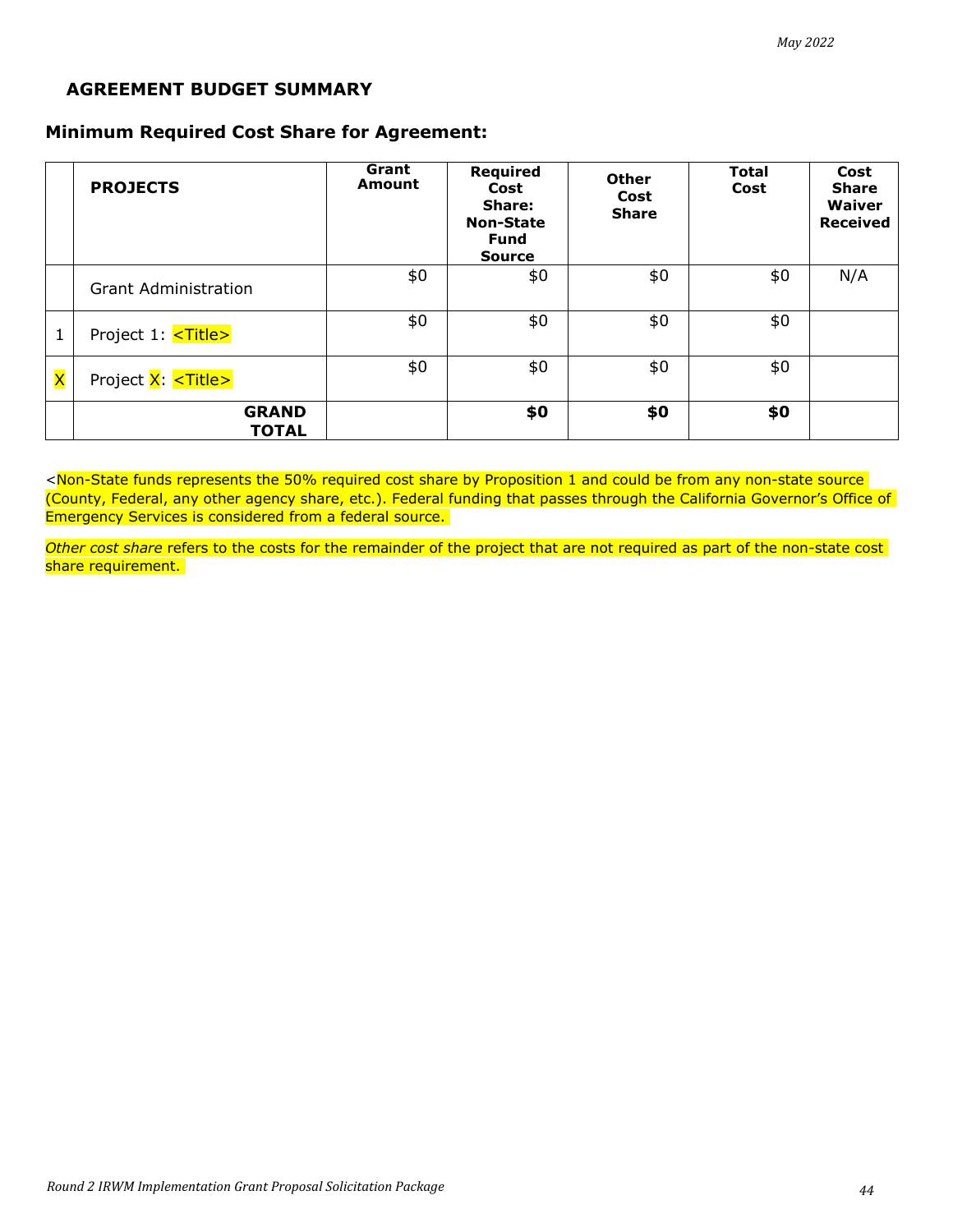## AGREEMENT BUDGET SUMMARY

### Minimum Required Cost Share for Agreement:

| | PROJECTS | Grant Amount | Required Cost Share: Non-State Fund Source | Other Cost Share | Total Cost | Cost Share Waiver Received |
|---|---|---|---|---|---|---|
| | Grant Administration | $0 | $0 | $0 | $0 | N/A |
| 1 | Project 1: <Title> | $0 | $0 | $0 | $0 | |
| X | Project X: <Title> | $0 | $0 | $0 | $0 | |
| | **GRAND TOTAL** | | **$0** | **$0** | **$0** | |

<Non-State funds represents the 50% required cost share by Proposition 1 and could be from any non-state source (County, Federal, any other agency share, etc.). Federal funding that passes through the California Governor's Office of Emergency Services is considered from a federal source.

*Other cost share* refers to the costs for the remainder of the project that are not required as part of the non-state cost share requirement.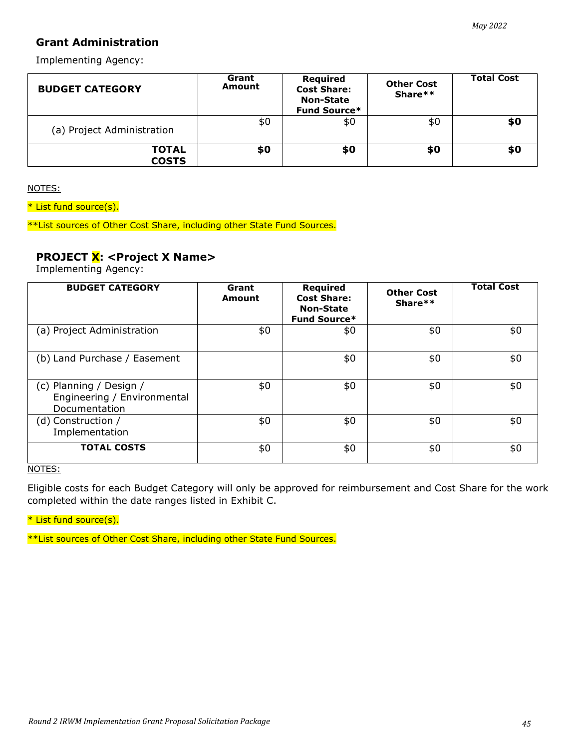## Grant Administration

Implementing Agency:

| BUDGET CATEGORY | Grant Amount | Required Cost Share: Non-State Fund Source* | Other Cost Share** | Total Cost |
|---|---|---|---|---|
| (a) Project Administration | $0 | $0 | $0 | **$0** |
| **TOTAL COSTS** | **$0** | **$0** | **$0** | **$0** |

NOTES:

* List fund source(s).

**List sources of Other Cost Share, including other State Fund Sources.

## PROJECT X: <Project X Name>

Implementing Agency:

| BUDGET CATEGORY | Grant Amount | Required Cost Share: Non-State Fund Source* | Other Cost Share** | Total Cost |
|---|---|---|---|---|
| (a) Project Administration | $0 | $0 | $0 | $0 |
| (b) Land Purchase / Easement | | $0 | $0 | $0 |
| (c) Planning / Design / Engineering / Environmental Documentation | $0 | $0 | $0 | $0 |
| (d) Construction / Implementation | $0 | $0 | $0 | $0 |
| **TOTAL COSTS** | $0 | $0 | $0 | $0 |

NOTES:

Eligible costs for each Budget Category will only be approved for reimbursement and Cost Share for the work completed within the date ranges listed in Exhibit C.

* List fund source(s).

**List sources of Other Cost Share, including other State Fund Sources.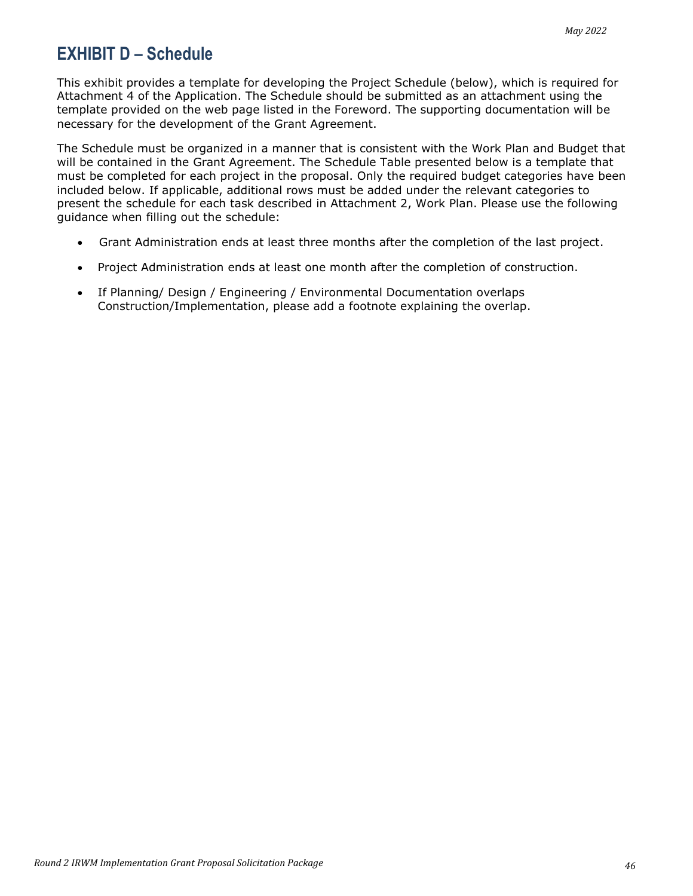# EXHIBIT D – Schedule

This exhibit provides a template for developing the Project Schedule (below), which is required for Attachment 4 of the Application. The Schedule should be submitted as an attachment using the template provided on the web page listed in the Foreword. The supporting documentation will be necessary for the development of the Grant Agreement.

The Schedule must be organized in a manner that is consistent with the Work Plan and Budget that will be contained in the Grant Agreement. The Schedule Table presented below is a template that must be completed for each project in the proposal. Only the required budget categories have been included below. If applicable, additional rows must be added under the relevant categories to present the schedule for each task described in Attachment 2, Work Plan. Please use the following guidance when filling out the schedule:

- Grant Administration ends at least three months after the completion of the last project.
- Project Administration ends at least one month after the completion of construction.
- If Planning/ Design / Engineering / Environmental Documentation overlaps Construction/Implementation, please add a footnote explaining the overlap.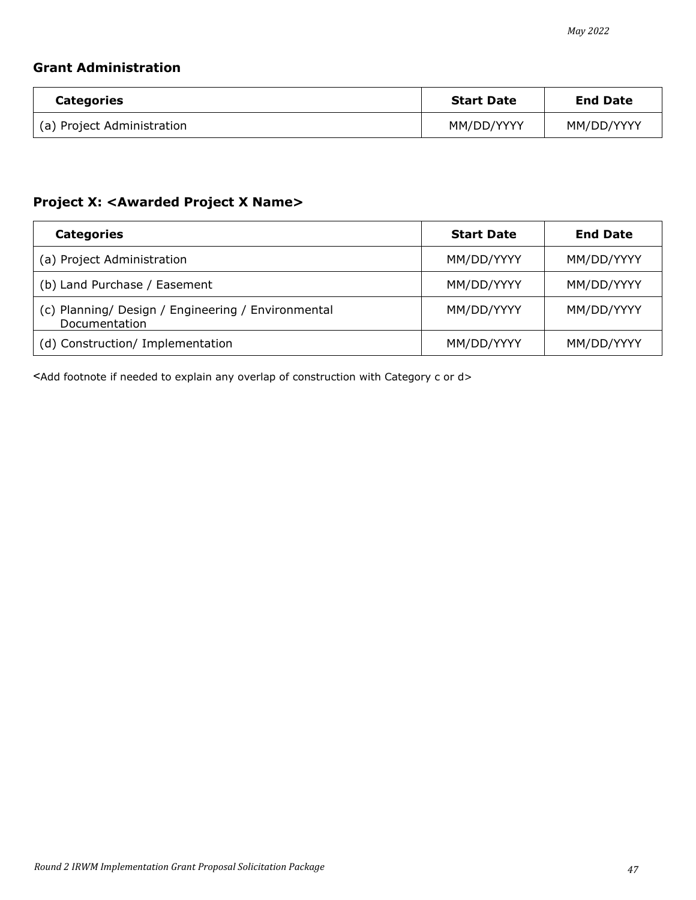### Grant Administration

| Categories | Start Date | End Date |
| --- | --- | --- |
| (a) Project Administration | MM/DD/YYYY | MM/DD/YYYY |

### Project X: <Awarded Project X Name>

| Categories | Start Date | End Date |
| --- | --- | --- |
| (a) Project Administration | MM/DD/YYYY | MM/DD/YYYY |
| (b) Land Purchase / Easement | MM/DD/YYYY | MM/DD/YYYY |
| (c) Planning/ Design / Engineering / Environmental Documentation | MM/DD/YYYY | MM/DD/YYYY |
| (d) Construction/ Implementation | MM/DD/YYYY | MM/DD/YYYY |

<Add footnote if needed to explain any overlap of construction with Category c or d>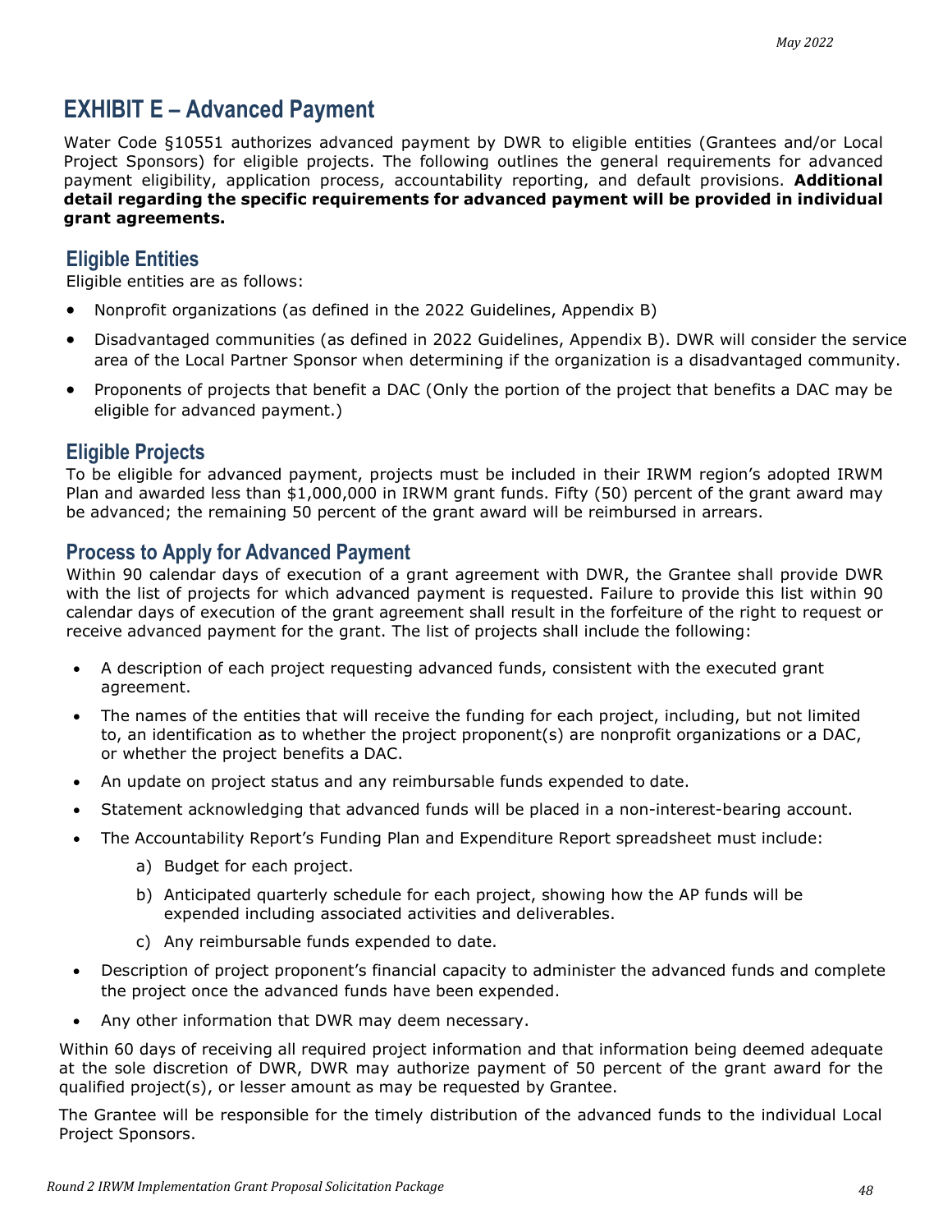# EXHIBIT E – Advanced Payment

Water Code §10551 authorizes advanced payment by DWR to eligible entities (Grantees and/or Local Project Sponsors) for eligible projects. The following outlines the general requirements for advanced payment eligibility, application process, accountability reporting, and default provisions. **Additional detail regarding the specific requirements for advanced payment will be provided in individual grant agreements.**

## Eligible Entities

Eligible entities are as follows:

- Nonprofit organizations (as defined in the 2022 Guidelines, Appendix B)
- Disadvantaged communities (as defined in 2022 Guidelines, Appendix B). DWR will consider the service area of the Local Partner Sponsor when determining if the organization is a disadvantaged community.
- Proponents of projects that benefit a DAC (Only the portion of the project that benefits a DAC may be eligible for advanced payment.)

## Eligible Projects

To be eligible for advanced payment, projects must be included in their IRWM region's adopted IRWM Plan and awarded less than $1,000,000 in IRWM grant funds. Fifty (50) percent of the grant award may be advanced; the remaining 50 percent of the grant award will be reimbursed in arrears.

## Process to Apply for Advanced Payment

Within 90 calendar days of execution of a grant agreement with DWR, the Grantee shall provide DWR with the list of projects for which advanced payment is requested. Failure to provide this list within 90 calendar days of execution of the grant agreement shall result in the forfeiture of the right to request or receive advanced payment for the grant. The list of projects shall include the following:

- A description of each project requesting advanced funds, consistent with the executed grant agreement.
- The names of the entities that will receive the funding for each project, including, but not limited to, an identification as to whether the project proponent(s) are nonprofit organizations or a DAC, or whether the project benefits a DAC.
- An update on project status and any reimbursable funds expended to date.
- Statement acknowledging that advanced funds will be placed in a non-interest-bearing account.
- The Accountability Report's Funding Plan and Expenditure Report spreadsheet must include:
    a) Budget for each project.
    b) Anticipated quarterly schedule for each project, showing how the AP funds will be expended including associated activities and deliverables.
    c) Any reimbursable funds expended to date.
- Description of project proponent's financial capacity to administer the advanced funds and complete the project once the advanced funds have been expended.
- Any other information that DWR may deem necessary.

Within 60 days of receiving all required project information and that information being deemed adequate at the sole discretion of DWR, DWR may authorize payment of 50 percent of the grant award for the qualified project(s), or lesser amount as may be requested by Grantee.

The Grantee will be responsible for the timely distribution of the advanced funds to the individual Local Project Sponsors.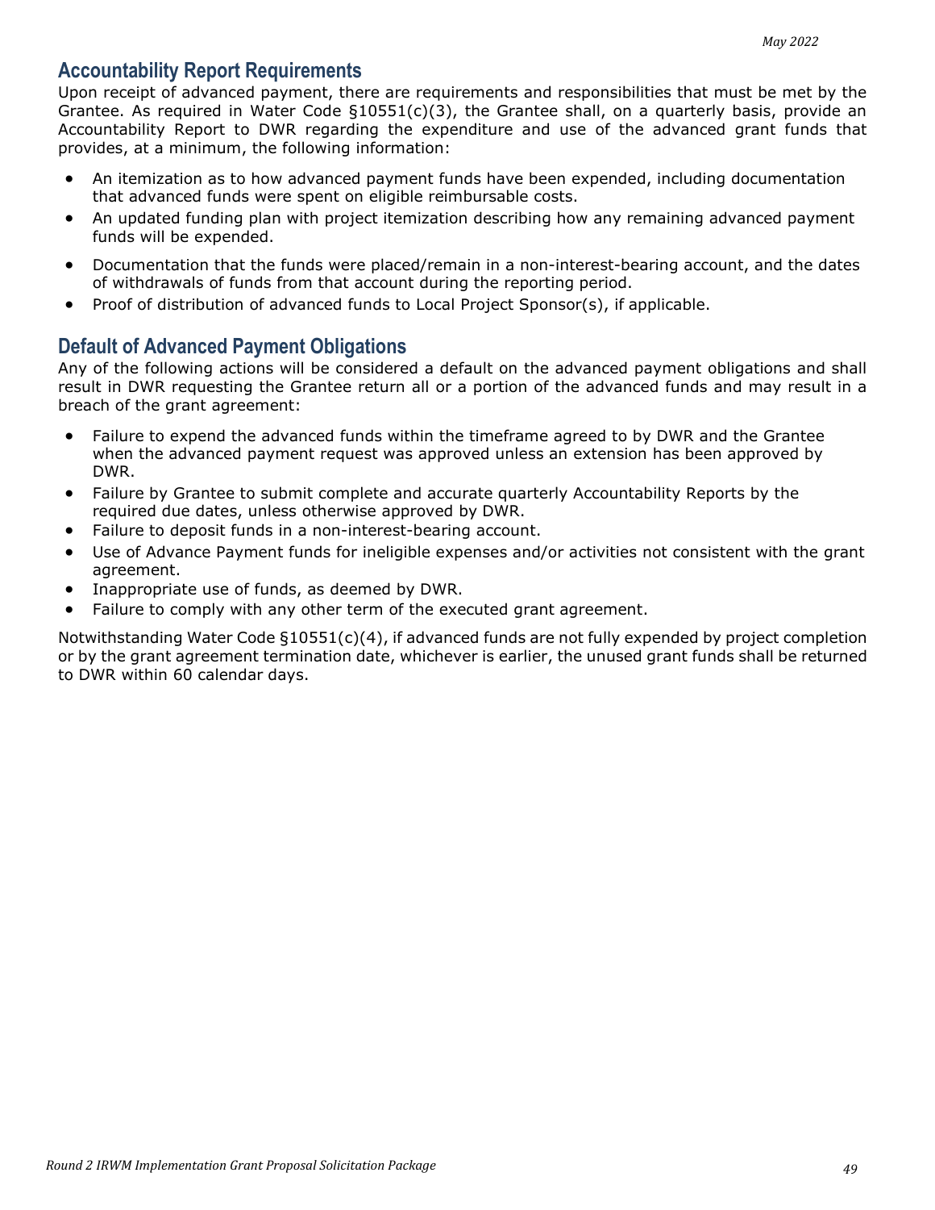## Accountability Report Requirements

Upon receipt of advanced payment, there are requirements and responsibilities that must be met by the Grantee. As required in Water Code §10551(c)(3), the Grantee shall, on a quarterly basis, provide an Accountability Report to DWR regarding the expenditure and use of the advanced grant funds that provides, at a minimum, the following information:

- An itemization as to how advanced payment funds have been expended, including documentation that advanced funds were spent on eligible reimbursable costs.
- An updated funding plan with project itemization describing how any remaining advanced payment funds will be expended.
- Documentation that the funds were placed/remain in a non-interest-bearing account, and the dates of withdrawals of funds from that account during the reporting period.
- Proof of distribution of advanced funds to Local Project Sponsor(s), if applicable.

## Default of Advanced Payment Obligations

Any of the following actions will be considered a default on the advanced payment obligations and shall result in DWR requesting the Grantee return all or a portion of the advanced funds and may result in a breach of the grant agreement:

- Failure to expend the advanced funds within the timeframe agreed to by DWR and the Grantee when the advanced payment request was approved unless an extension has been approved by DWR.
- Failure by Grantee to submit complete and accurate quarterly Accountability Reports by the required due dates, unless otherwise approved by DWR.
- Failure to deposit funds in a non-interest-bearing account.
- Use of Advance Payment funds for ineligible expenses and/or activities not consistent with the grant agreement.
- Inappropriate use of funds, as deemed by DWR.
- Failure to comply with any other term of the executed grant agreement.

Notwithstanding Water Code §10551(c)(4), if advanced funds are not fully expended by project completion or by the grant agreement termination date, whichever is earlier, the unused grant funds shall be returned to DWR within 60 calendar days.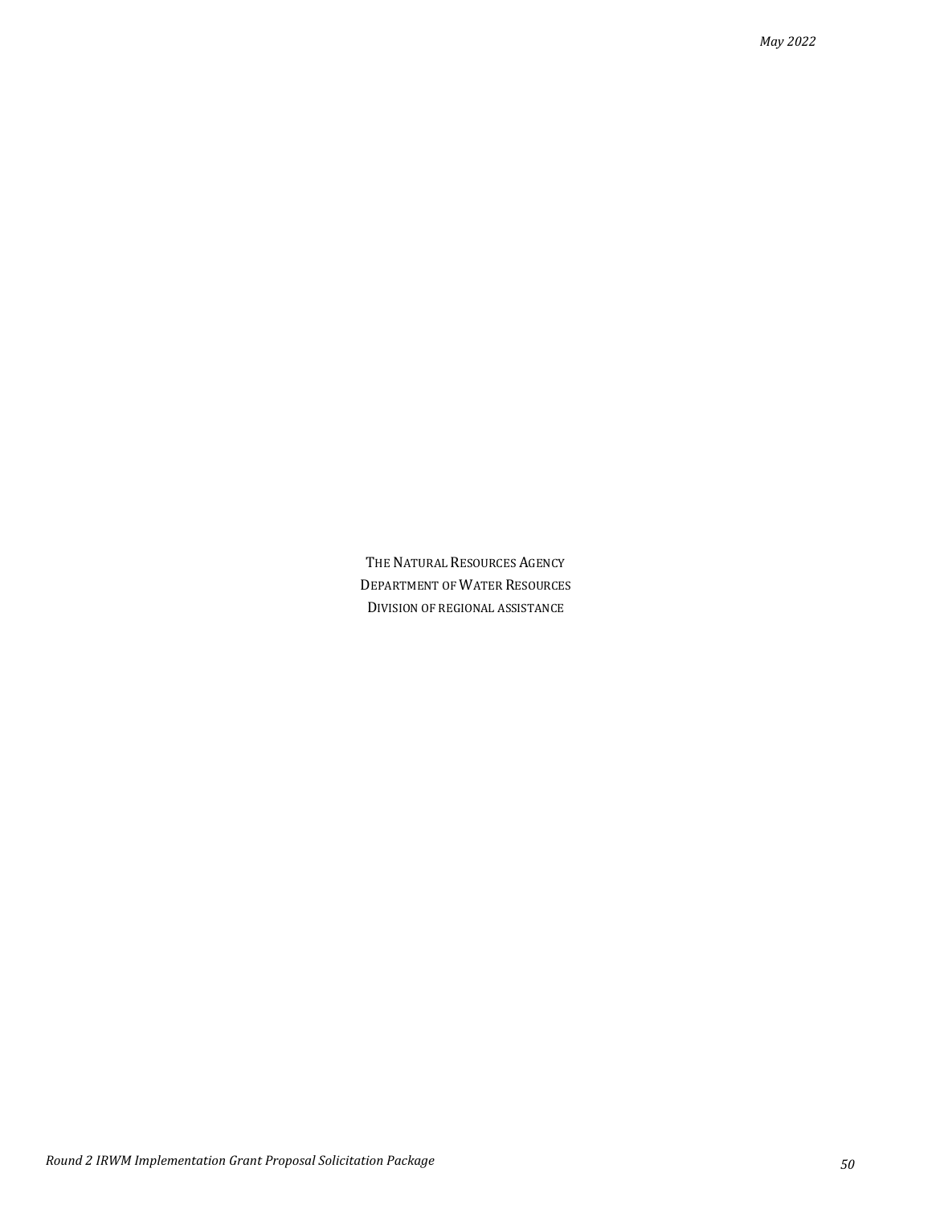THE NATURAL RESOURCES AGENCY
DEPARTMENT OF WATER RESOURCES
DIVISION OF REGIONAL ASSISTANCE